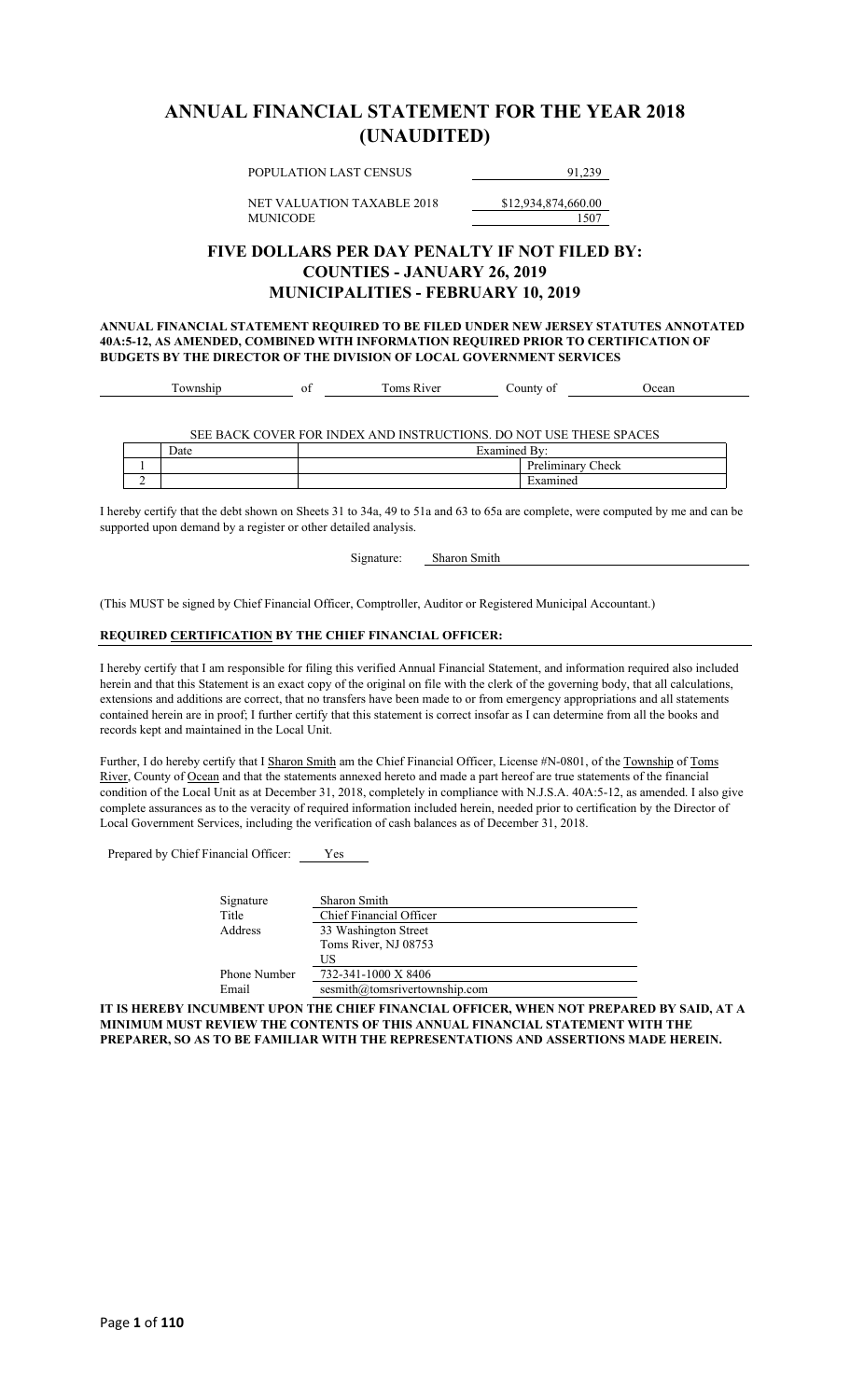# ANNUAL FINANCIAL STATEMENT FOR THE YEAR 2018 (UNAUDITED)

| | |
|---|---|
| POPULATION LAST CENSUS | 91,239 |
| NET VALUATION TAXABLE 2018 | $12,934,874,660.00 |
| MUNICODE | 1507 |

## FIVE DOLLARS PER DAY PENALTY IF NOT FILED BY:
## COUNTIES - JANUARY 26, 2019
## MUNICIPALITIES - FEBRUARY 10, 2019

**ANNUAL FINANCIAL STATEMENT REQUIRED TO BE FILED UNDER NEW JERSEY STATUTES ANNOTATED 40A:5-12, AS AMENDED, COMBINED WITH INFORMATION REQUIRED PRIOR TO CERTIFICATION OF BUDGETS BY THE DIRECTOR OF THE DIVISION OF LOCAL GOVERNMENT SERVICES**

Township of Toms River County of Ocean

SEE BACK COVER FOR INDEX AND INSTRUCTIONS. DO NOT USE THESE SPACES

| | Date | Examined By: |
|---|---|---|
| 1 | | Preliminary Check |
| 2 | | Examined |

I hereby certify that the debt shown on Sheets 31 to 34a, 49 to 51a and 63 to 65a are complete, were computed by me and can be supported upon demand by a register or other detailed analysis.

Signature: Sharon Smith

(This MUST be signed by Chief Financial Officer, Comptroller, Auditor or Registered Municipal Accountant.)

**REQUIRED CERTIFICATION BY THE CHIEF FINANCIAL OFFICER:**

I hereby certify that I am responsible for filing this verified Annual Financial Statement, and information required also included herein and that this Statement is an exact copy of the original on file with the clerk of the governing body, that all calculations, extensions and additions are correct, that no transfers have been made to or from emergency appropriations and all statements contained herein are in proof; I further certify that this statement is correct insofar as I can determine from all the books and records kept and maintained in the Local Unit.

Further, I do hereby certify that I Sharon Smith am the Chief Financial Officer, License #N-0801, of the Township of Toms River, County of Ocean and that the statements annexed hereto and made a part hereof are true statements of the financial condition of the Local Unit as at December 31, 2018, completely in compliance with N.J.S.A. 40A:5-12, as amended. I also give complete assurances as to the veracity of required information included herein, needed prior to certification by the Director of Local Government Services, including the verification of cash balances as of December 31, 2018.

Prepared by Chief Financial Officer: Yes

| | |
|---|---|
| Signature | Sharon Smith |
| Title | Chief Financial Officer |
| Address | 33 Washington Street<br>Toms River, NJ 08753<br>US |
| Phone Number | 732-341-1000 X 8406 |
| Email | sesmith@tomsrivertownship.com |

**IT IS HEREBY INCUMBENT UPON THE CHIEF FINANCIAL OFFICER, WHEN NOT PREPARED BY SAID, AT A MINIMUM MUST REVIEW THE CONTENTS OF THIS ANNUAL FINANCIAL STATEMENT WITH THE PREPARER, SO AS TO BE FAMILIAR WITH THE REPRESENTATIONS AND ASSERTIONS MADE HEREIN.**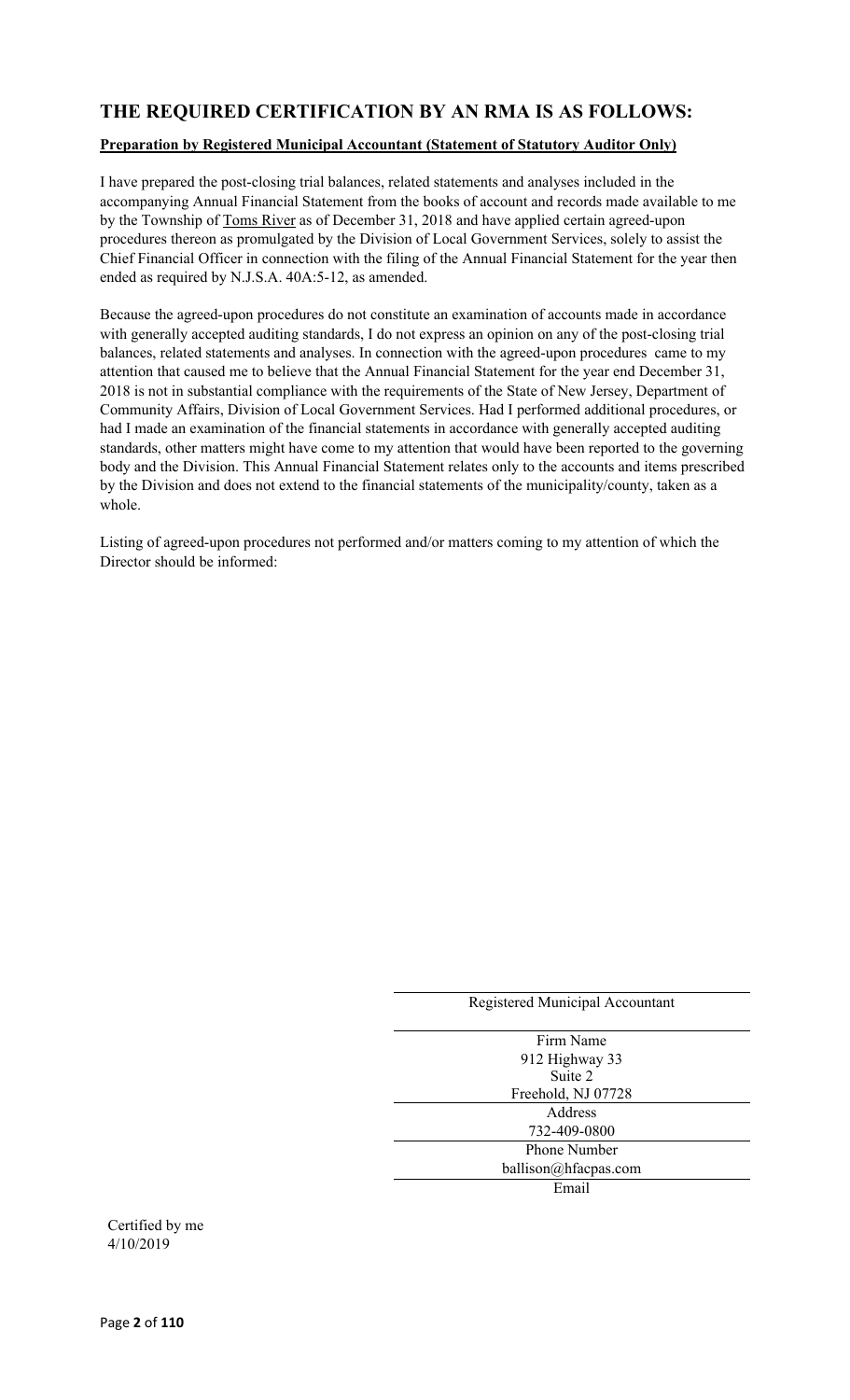## THE REQUIRED CERTIFICATION BY AN RMA IS AS FOLLOWS:

**Preparation by Registered Municipal Accountant (Statement of Statutory Auditor Only)**

I have prepared the post-closing trial balances, related statements and analyses included in the accompanying Annual Financial Statement from the books of account and records made available to me by the Township of Toms River as of December 31, 2018 and have applied certain agreed-upon procedures thereon as promulgated by the Division of Local Government Services, solely to assist the Chief Financial Officer in connection with the filing of the Annual Financial Statement for the year then ended as required by N.J.S.A. 40A:5-12, as amended.

Because the agreed-upon procedures do not constitute an examination of accounts made in accordance with generally accepted auditing standards, I do not express an opinion on any of the post-closing trial balances, related statements and analyses. In connection with the agreed-upon procedures came to my attention that caused me to believe that the Annual Financial Statement for the year end December 31, 2018 is not in substantial compliance with the requirements of the State of New Jersey, Department of Community Affairs, Division of Local Government Services. Had I performed additional procedures, or had I made an examination of the financial statements in accordance with generally accepted auditing standards, other matters might have come to my attention that would have been reported to the governing body and the Division. This Annual Financial Statement relates only to the accounts and items prescribed by the Division and does not extend to the financial statements of the municipality/county, taken as a whole.

Listing of agreed-upon procedures not performed and/or matters coming to my attention of which the Director should be informed:

Registered Municipal Accountant

Firm Name

912 Highway 33
Suite 2
Freehold, NJ 07728

Address

732-409-0800

Phone Number

ballison@hfacpas.com

Email

Certified by me
4/10/2019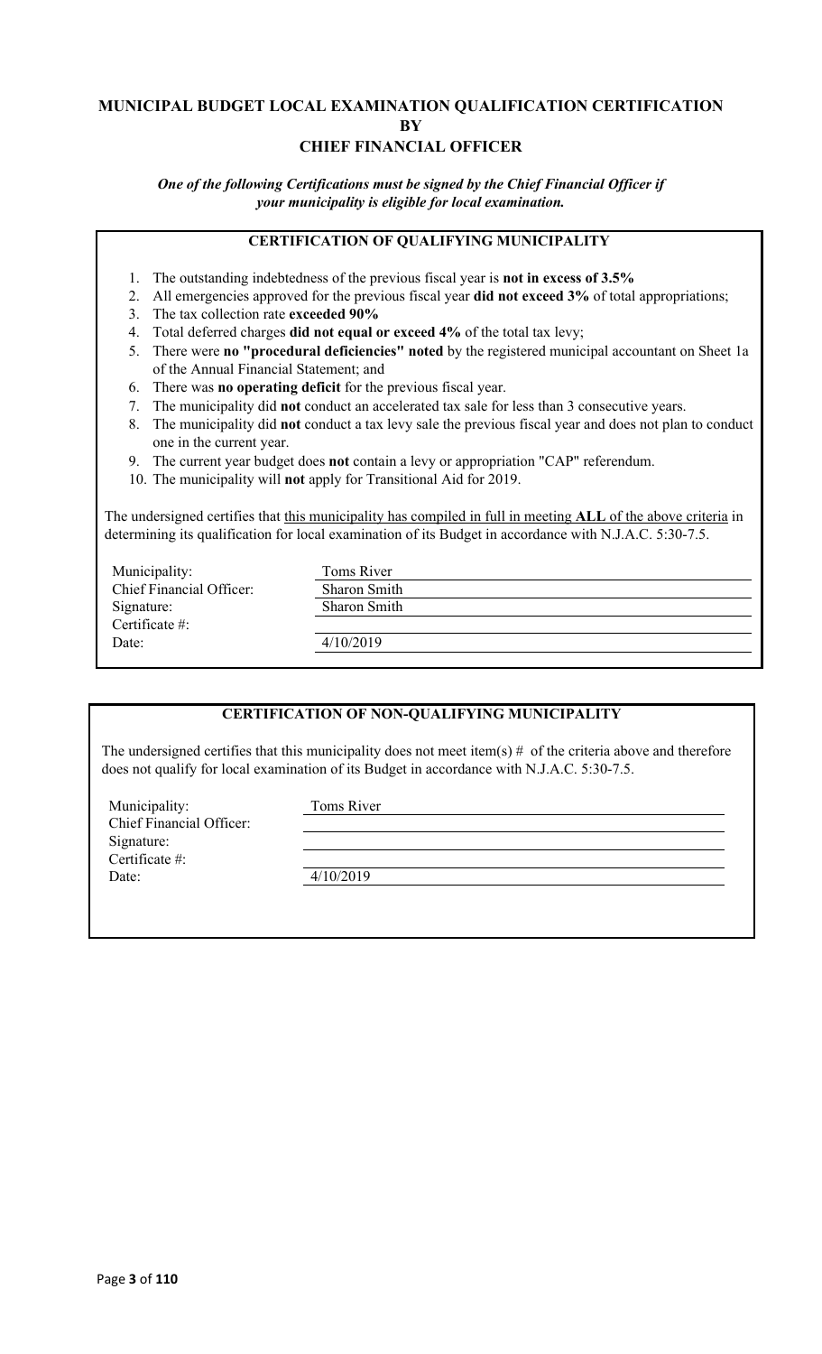# MUNICIPAL BUDGET LOCAL EXAMINATION QUALIFICATION CERTIFICATION BY CHIEF FINANCIAL OFFICER

***One of the following Certifications must be signed by the Chief Financial Officer if your municipality is eligible for local examination.***

## CERTIFICATION OF QUALIFYING MUNICIPALITY

1. The outstanding indebtedness of the previous fiscal year is **not in excess of 3.5%**
2. All emergencies approved for the previous fiscal year **did not exceed 3%** of total appropriations;
3. The tax collection rate **exceeded 90%**
4. Total deferred charges **did not equal or exceed 4%** of the total tax levy;
5. There were **no "procedural deficiencies" noted** by the registered municipal accountant on Sheet 1a of the Annual Financial Statement; and
6. There was **no operating deficit** for the previous fiscal year.
7. The municipality did **not** conduct an accelerated tax sale for less than 3 consecutive years.
8. The municipality did **not** conduct a tax levy sale the previous fiscal year and does not plan to conduct one in the current year.
9. The current year budget does **not** contain a levy or appropriation "CAP" referendum.
10. The municipality will **not** apply for Transitional Aid for 2019.

The undersigned certifies that this municipality has compiled in full in meeting **ALL** of the above criteria in determining its qualification for local examination of its Budget in accordance with N.J.A.C. 5:30-7.5.

| | |
|---|---|
| Municipality: | Toms River |
| Chief Financial Officer: | Sharon Smith |
| Signature: | Sharon Smith |
| Certificate #: | |
| Date: | 4/10/2019 |

## CERTIFICATION OF NON-QUALIFYING MUNICIPALITY

The undersigned certifies that this municipality does not meet item(s) # of the criteria above and therefore does not qualify for local examination of its Budget in accordance with N.J.A.C. 5:30-7.5.

| | |
|---|---|
| Municipality: | Toms River |
| Chief Financial Officer: | |
| Signature: | |
| Certificate #: | |
| Date: | 4/10/2019 |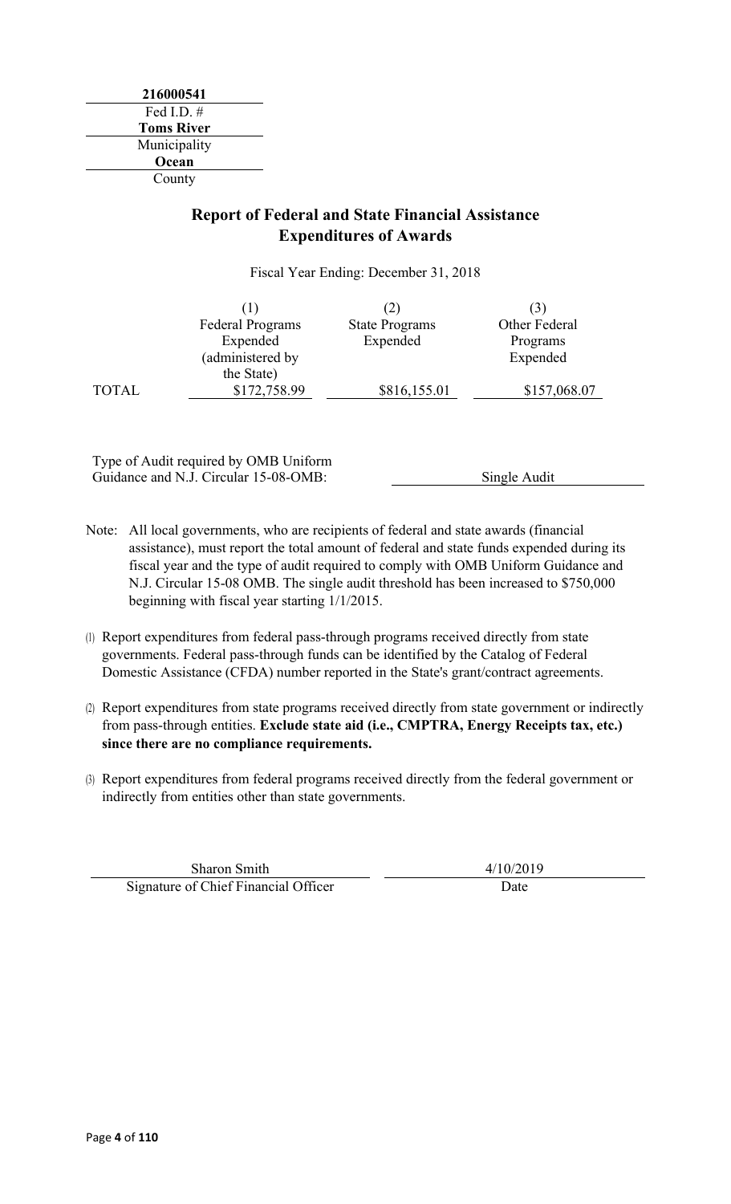**216000541**
Fed I.D. #

**Toms River**
Municipality

**Ocean**
County

## Report of Federal and State Financial Assistance Expenditures of Awards

Fiscal Year Ending: December 31, 2018

| | (1) Federal Programs Expended (administered by the State) | (2) State Programs Expended | (3) Other Federal Programs Expended |
|---|---|---|---|
| TOTAL | $172,758.99 | $816,155.01 | $157,068.07 |

Type of Audit required by OMB Uniform Guidance and N.J. Circular 15-08-OMB: Single Audit

Note: All local governments, who are recipients of federal and state awards (financial assistance), must report the total amount of federal and state funds expended during its fiscal year and the type of audit required to comply with OMB Uniform Guidance and N.J. Circular 15-08 OMB. The single audit threshold has been increased to $750,000 beginning with fiscal year starting 1/1/2015.

(1) Report expenditures from federal pass-through programs received directly from state governments. Federal pass-through funds can be identified by the Catalog of Federal Domestic Assistance (CFDA) number reported in the State's grant/contract agreements.

(2) Report expenditures from state programs received directly from state government or indirectly from pass-through entities. **Exclude state aid (i.e., CMPTRA, Energy Receipts tax, etc.) since there are no compliance requirements.**

(3) Report expenditures from federal programs received directly from the federal government or indirectly from entities other than state governments.

Sharon Smith
Signature of Chief Financial Officer

4/10/2019
Date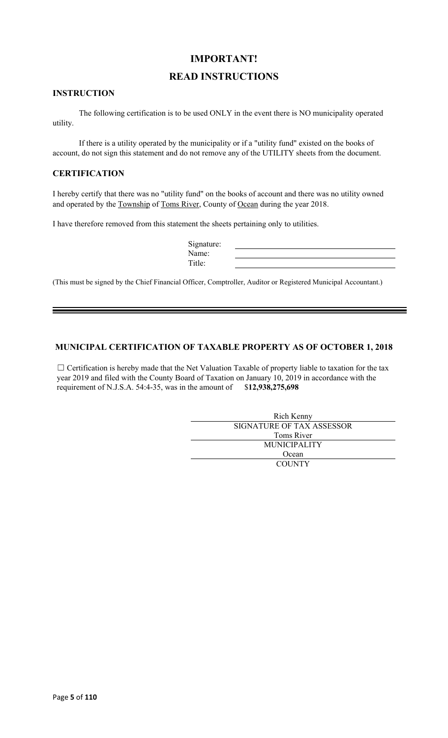# IMPORTANT!

# READ INSTRUCTIONS

### INSTRUCTION

The following certification is to be used ONLY in the event there is NO municipality operated utility.

If there is a utility operated by the municipality or if a "utility fund" existed on the books of account, do not sign this statement and do not remove any of the UTILITY sheets from the document.

### CERTIFICATION

I hereby certify that there was no "utility fund" on the books of account and there was no utility owned and operated by the Township of Toms River, County of Ocean during the year 2018.

I have therefore removed from this statement the sheets pertaining only to utilities.

Signature: ______________________

Name: ______________________

Title: ______________________

(This must be signed by the Chief Financial Officer, Comptroller, Auditor or Registered Municipal Accountant.)

---

### MUNICIPAL CERTIFICATION OF TAXABLE PROPERTY AS OF OCTOBER 1, 2018

☐ Certification is hereby made that the Net Valuation Taxable of property liable to taxation for the tax year 2019 and filed with the County Board of Taxation on January 10, 2019 in accordance with the requirement of N.J.S.A. 54:4-35, was in the amount of $**12,938,275,698**

Rich Kenny
SIGNATURE OF TAX ASSESSOR

Toms River
MUNICIPALITY

Ocean
COUNTY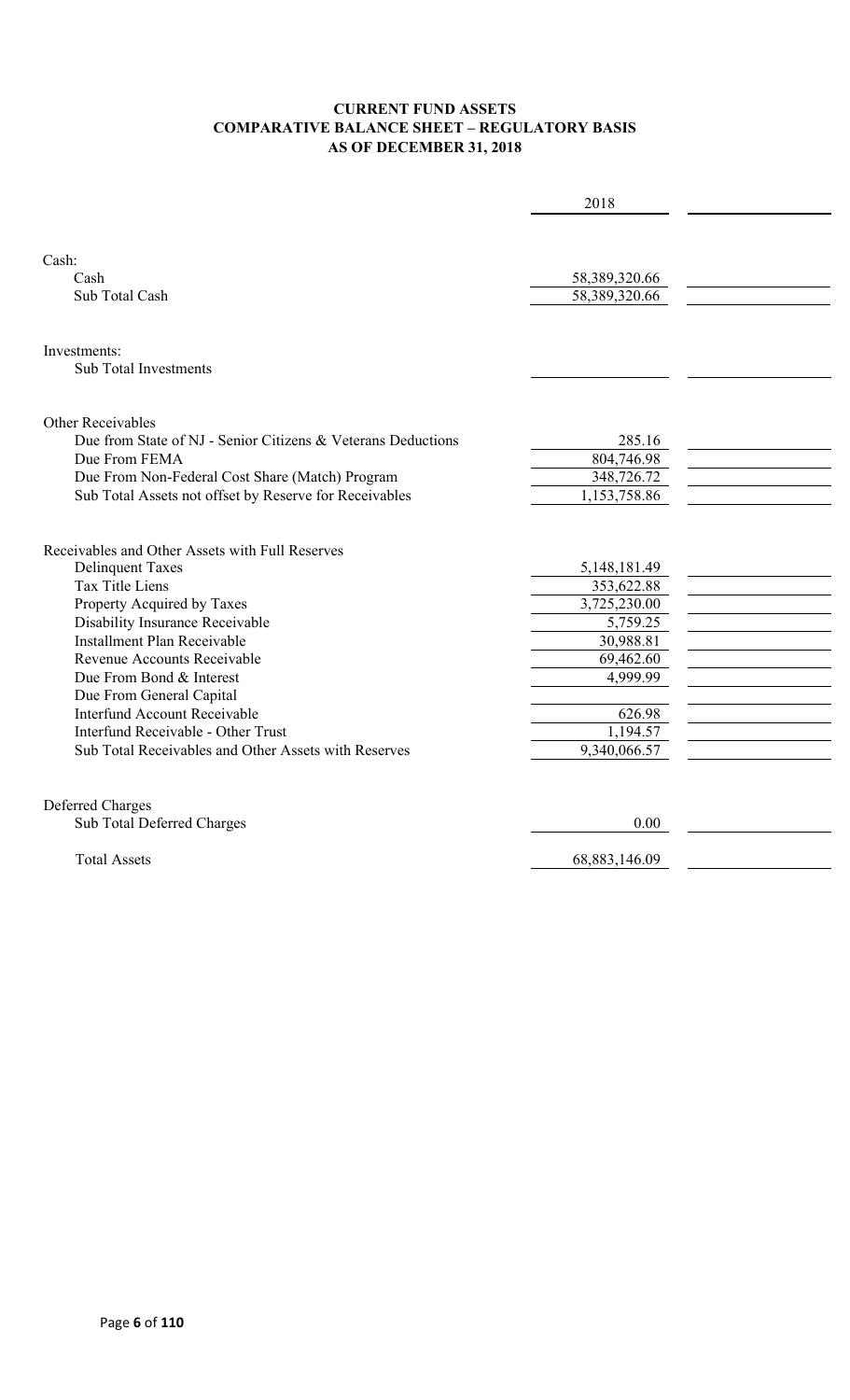**CURRENT FUND ASSETS**
**COMPARATIVE BALANCE SHEET – REGULATORY BASIS**
**AS OF DECEMBER 31, 2018**

| | 2018 | |
|---|---|---|
| Cash: | | |
| Cash | 58,389,320.66 | |
| Sub Total Cash | 58,389,320.66 | |
| Investments: | | |
| Sub Total Investments | | |
| Other Receivables | | |
| Due from State of NJ - Senior Citizens & Veterans Deductions | 285.16 | |
| Due From FEMA | 804,746.98 | |
| Due From Non-Federal Cost Share (Match) Program | 348,726.72 | |
| Sub Total Assets not offset by Reserve for Receivables | 1,153,758.86 | |
| Receivables and Other Assets with Full Reserves | | |
| Delinquent Taxes | 5,148,181.49 | |
| Tax Title Liens | 353,622.88 | |
| Property Acquired by Taxes | 3,725,230.00 | |
| Disability Insurance Receivable | 5,759.25 | |
| Installment Plan Receivable | 30,988.81 | |
| Revenue Accounts Receivable | 69,462.60 | |
| Due From Bond & Interest | 4,999.99 | |
| Due From General Capital | | |
| Interfund Account Receivable | 626.98 | |
| Interfund Receivable - Other Trust | 1,194.57 | |
| Sub Total Receivables and Other Assets with Reserves | 9,340,066.57 | |
| Deferred Charges | | |
| Sub Total Deferred Charges | 0.00 | |
| Total Assets | 68,883,146.09 | |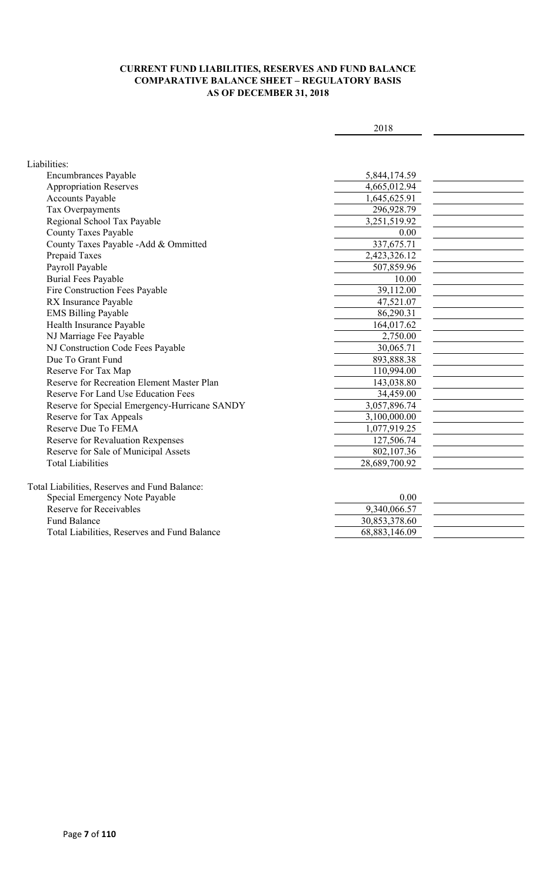**CURRENT FUND LIABILITIES, RESERVES AND FUND BALANCE**
**COMPARATIVE BALANCE SHEET – REGULATORY BASIS**
**AS OF DECEMBER 31, 2018**

| | 2018 | |
|---|---|---|
| Liabilities: | | |
| Encumbrances Payable | 5,844,174.59 | |
| Appropriation Reserves | 4,665,012.94 | |
| Accounts Payable | 1,645,625.91 | |
| Tax Overpayments | 296,928.79 | |
| Regional School Tax Payable | 3,251,519.92 | |
| County Taxes Payable | 0.00 | |
| County Taxes Payable -Add & Ommitted | 337,675.71 | |
| Prepaid Taxes | 2,423,326.12 | |
| Payroll Payable | 507,859.96 | |
| Burial Fees Payable | 10.00 | |
| Fire Construction Fees Payable | 39,112.00 | |
| RX Insurance Payable | 47,521.07 | |
| EMS Billing Payable | 86,290.31 | |
| Health Insurance Payable | 164,017.62 | |
| NJ Marriage Fee Payable | 2,750.00 | |
| NJ Construction Code Fees Payable | 30,065.71 | |
| Due To Grant Fund | 893,888.38 | |
| Reserve For Tax Map | 110,994.00 | |
| Reserve for Recreation Element Master Plan | 143,038.80 | |
| Reserve For Land Use Education Fees | 34,459.00 | |
| Reserve for Special Emergency-Hurricane SANDY | 3,057,896.74 | |
| Reserve for Tax Appeals | 3,100,000.00 | |
| Reserve Due To FEMA | 1,077,919.25 | |
| Reserve for Revaluation Rexpenses | 127,506.74 | |
| Reserve for Sale of Municipal Assets | 802,107.36 | |
| Total Liabilities | 28,689,700.92 | |
| | | |
| Total Liabilities, Reserves and Fund Balance: | | |
| Special Emergency Note Payable | 0.00 | |
| Reserve for Receivables | 9,340,066.57 | |
| Fund Balance | 30,853,378.60 | |
| Total Liabilities, Reserves and Fund Balance | 68,883,146.09 | |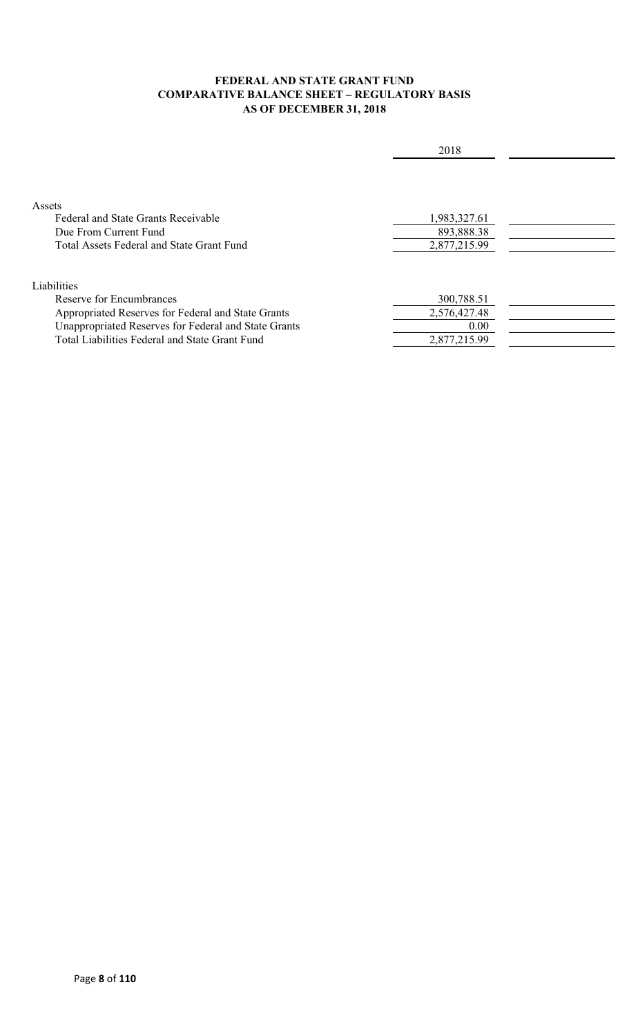**FEDERAL AND STATE GRANT FUND**
**COMPARATIVE BALANCE SHEET – REGULATORY BASIS**
**AS OF DECEMBER 31, 2018**

| | 2018 | |
|---|---|---|
| Assets | | |
| Federal and State Grants Receivable | 1,983,327.61 | |
| Due From Current Fund | 893,888.38 | |
| Total Assets Federal and State Grant Fund | 2,877,215.99 | |
| | | |
| Liabilities | | |
| Reserve for Encumbrances | 300,788.51 | |
| Appropriated Reserves for Federal and State Grants | 2,576,427.48 | |
| Unappropriated Reserves for Federal and State Grants | 0.00 | |
| Total Liabilities Federal and State Grant Fund | 2,877,215.99 | |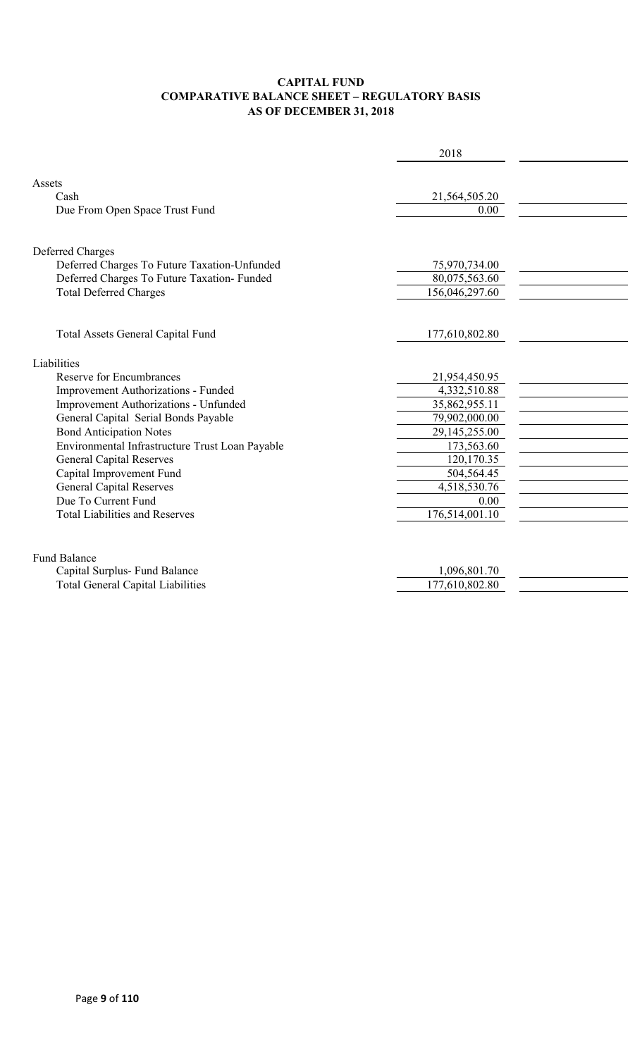# CAPITAL FUND
## COMPARATIVE BALANCE SHEET – REGULATORY BASIS
## AS OF DECEMBER 31, 2018

| | 2018 | |
|---|---|---|
| **Assets** | | |
| Cash | 21,564,505.20 | |
| Due From Open Space Trust Fund | 0.00 | |
| | | |
| **Deferred Charges** | | |
| Deferred Charges To Future Taxation-Unfunded | 75,970,734.00 | |
| Deferred Charges To Future Taxation- Funded | 80,075,563.60 | |
| Total Deferred Charges | 156,046,297.60 | |
| | | |
| Total Assets General Capital Fund | 177,610,802.80 | |
| | | |
| **Liabilities** | | |
| Reserve for Encumbrances | 21,954,450.95 | |
| Improvement Authorizations - Funded | 4,332,510.88 | |
| Improvement Authorizations - Unfunded | 35,862,955.11 | |
| General Capital Serial Bonds Payable | 79,902,000.00 | |
| Bond Anticipation Notes | 29,145,255.00 | |
| Environmental Infrastructure Trust Loan Payable | 173,563.60 | |
| General Capital Reserves | 120,170.35 | |
| Capital Improvement Fund | 504,564.45 | |
| General Capital Reserves | 4,518,530.76 | |
| Due To Current Fund | 0.00 | |
| Total Liabilities and Reserves | 176,514,001.10 | |
| | | |
| **Fund Balance** | | |
| Capital Surplus- Fund Balance | 1,096,801.70 | |
| Total General Capital Liabilities | 177,610,802.80 | |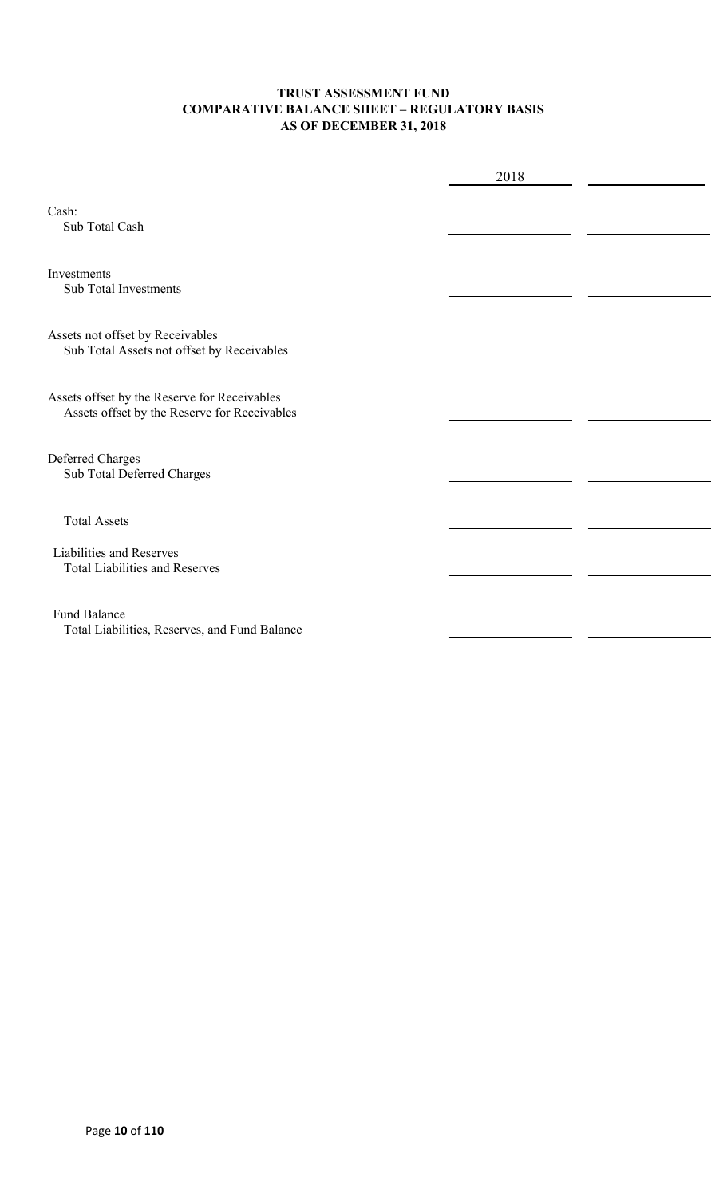**TRUST ASSESSMENT FUND**
**COMPARATIVE BALANCE SHEET – REGULATORY BASIS**
**AS OF DECEMBER 31, 2018**

| | 2018 | |
|---|---|---|
| Cash: | | |
| Sub Total Cash | | |
| Investments | | |
| Sub Total Investments | | |
| Assets not offset by Receivables | | |
| Sub Total Assets not offset by Receivables | | |
| Assets offset by the Reserve for Receivables | | |
| Assets offset by the Reserve for Receivables | | |
| Deferred Charges | | |
| Sub Total Deferred Charges | | |
| Total Assets | | |
| Liabilities and Reserves | | |
| Total Liabilities and Reserves | | |
| Fund Balance | | |
| Total Liabilities, Reserves, and Fund Balance | | |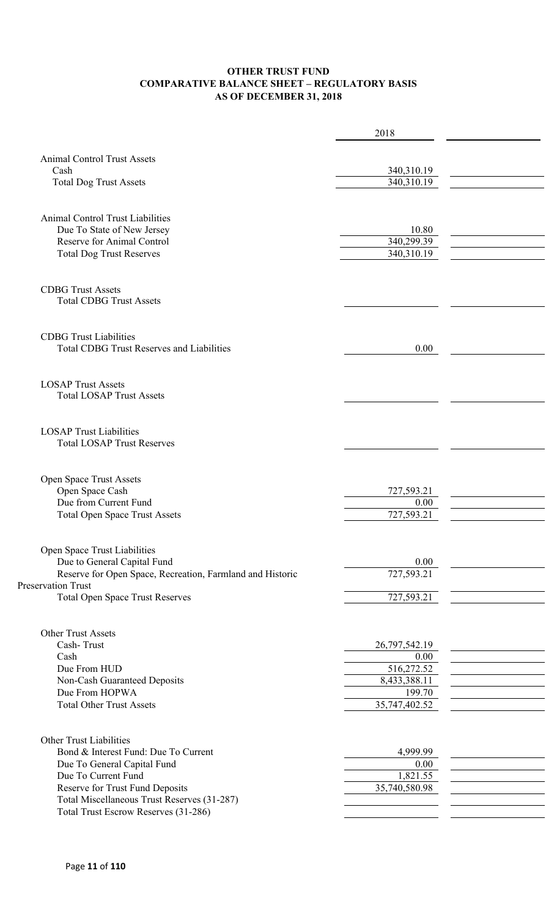**OTHER TRUST FUND**
**COMPARATIVE BALANCE SHEET – REGULATORY BASIS**
**AS OF DECEMBER 31, 2018**

| | 2018 | |
|---|---|---|
| Animal Control Trust Assets | | |
| Cash | 340,310.19 | |
| Total Dog Trust Assets | 340,310.19 | |
| | | |
| Animal Control Trust Liabilities | | |
| Due To State of New Jersey | 10.80 | |
| Reserve for Animal Control | 340,299.39 | |
| Total Dog Trust Reserves | 340,310.19 | |
| | | |
| CDBG Trust Assets | | |
| Total CDBG Trust Assets | | |
| | | |
| CDBG Trust Liabilities | | |
| Total CDBG Trust Reserves and Liabilities | 0.00 | |
| | | |
| LOSAP Trust Assets | | |
| Total LOSAP Trust Assets | | |
| | | |
| LOSAP Trust Liabilities | | |
| Total LOSAP Trust Reserves | | |
| | | |
| Open Space Trust Assets | | |
| Open Space Cash | 727,593.21 | |
| Due from Current Fund | 0.00 | |
| Total Open Space Trust Assets | 727,593.21 | |
| | | |
| Open Space Trust Liabilities | | |
| Due to General Capital Fund | 0.00 | |
| Reserve for Open Space, Recreation, Farmland and Historic Preservation Trust | 727,593.21 | |
| Total Open Space Trust Reserves | 727,593.21 | |
| | | |
| Other Trust Assets | | |
| Cash- Trust | 26,797,542.19 | |
| Cash | 0.00 | |
| Due From HUD | 516,272.52 | |
| Non-Cash Guaranteed Deposits | 8,433,388.11 | |
| Due From HOPWA | 199.70 | |
| Total Other Trust Assets | 35,747,402.52 | |
| | | |
| Other Trust Liabilities | | |
| Bond & Interest Fund: Due To Current | 4,999.99 | |
| Due To General Capital Fund | 0.00 | |
| Due To Current Fund | 1,821.55 | |
| Reserve for Trust Fund Deposits | 35,740,580.98 | |
| Total Miscellaneous Trust Reserves (31-287) | | |
| Total Trust Escrow Reserves (31-286) | | |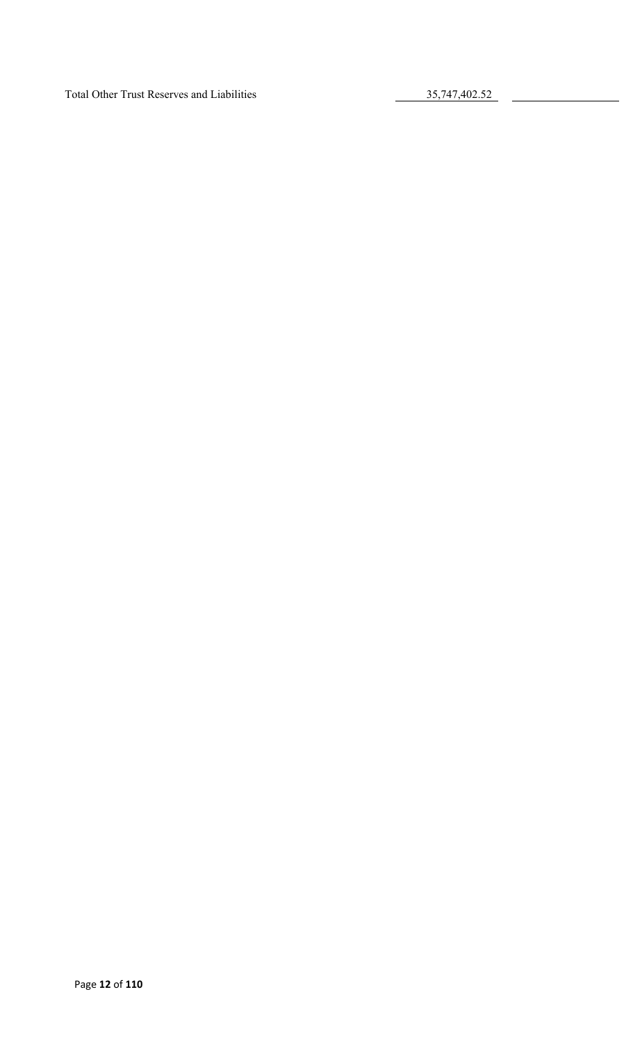| | | |
|---|---|---|
| Total Other Trust Reserves and Liabilities | 35,747,402.52 | |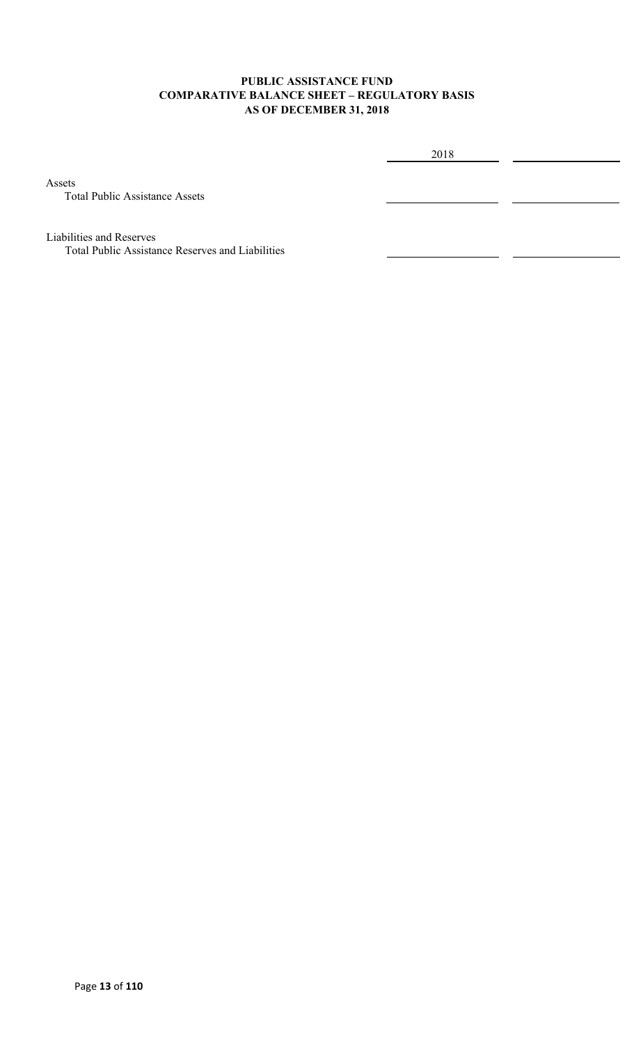**PUBLIC ASSISTANCE FUND**
**COMPARATIVE BALANCE SHEET – REGULATORY BASIS**
**AS OF DECEMBER 31, 2018**

| | 2018 | |
|---|---|---|
| Assets | | |
| Total Public Assistance Assets | | |
| | | |
| Liabilities and Reserves | | |
| Total Public Assistance Reserves and Liabilities | | |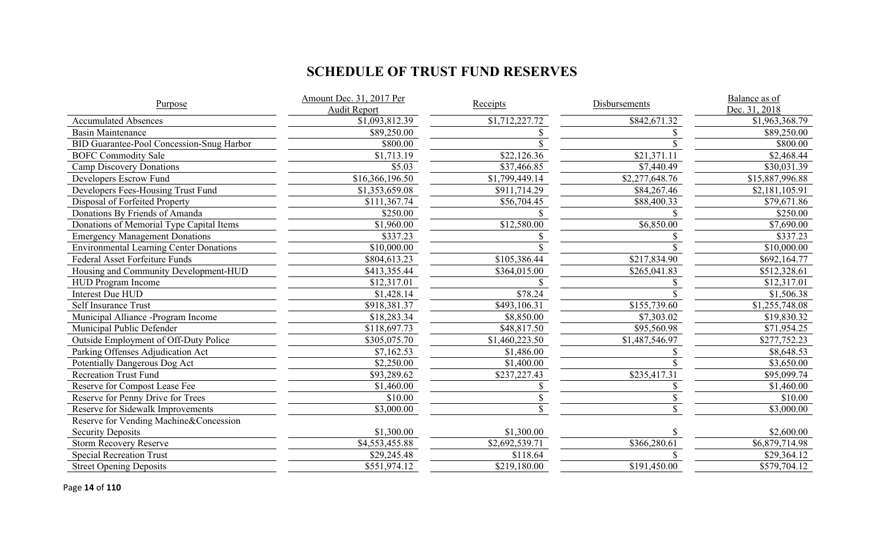# SCHEDULE OF TRUST FUND RESERVES

| Purpose | Amount Dec. 31, 2017 Per Audit Report | Receipts | Disbursements | Balance as of Dec. 31, 2018 |
|---|---|---|---|---|
| Accumulated Absences | $1,093,812.39 | $1,712,227.72 | $842,671.32 | $1,963,368.79 |
| Basin Maintenance | $89,250.00 | $ | $ | $89,250.00 |
| BID Guarantee-Pool Concession-Snug Harbor | $800.00 | $ | $ | $800.00 |
| BOFC Commodity Sale | $1,713.19 | $22,126.36 | $21,371.11 | $2,468.44 |
| Camp Discovery Donations | $5.03 | $37,466.85 | $7,440.49 | $30,031.39 |
| Developers Escrow Fund | $16,366,196.50 | $1,799,449.14 | $2,277,648.76 | $15,887,996.88 |
| Developers Fees-Housing Trust Fund | $1,353,659.08 | $911,714.29 | $84,267.46 | $2,181,105.91 |
| Disposal of Forfeited Property | $111,367.74 | $56,704.45 | $88,400.33 | $79,671.86 |
| Donations By Friends of Amanda | $250.00 | $ | $ | $250.00 |
| Donations of Memorial Type Capital Items | $1,960.00 | $12,580.00 | $6,850.00 | $7,690.00 |
| Emergency Management Donations | $337.23 | $ | $ | $337.23 |
| Environmental Learning Center Donations | $10,000.00 | $ | $ | $10,000.00 |
| Federal Asset Forfeiture Funds | $804,613.23 | $105,386.44 | $217,834.90 | $692,164.77 |
| Housing and Community Development-HUD | $413,355.44 | $364,015.00 | $265,041.83 | $512,328.61 |
| HUD Program Income | $12,317.01 | $ | $ | $12,317.01 |
| Interest Due HUD | $1,428.14 | $78.24 | $ | $1,506.38 |
| Self Insurance Trust | $918,381.37 | $493,106.31 | $155,739.60 | $1,255,748.08 |
| Municipal Alliance -Program Income | $18,283.34 | $8,850.00 | $7,303.02 | $19,830.32 |
| Municipal Public Defender | $118,697.73 | $48,817.50 | $95,560.98 | $71,954.25 |
| Outside Employment of Off-Duty Police | $305,075.70 | $1,460,223.50 | $1,487,546.97 | $277,752.23 |
| Parking Offenses Adjudication Act | $7,162.53 | $1,486.00 | $ | $8,648.53 |
| Potentially Dangerous Dog Act | $2,250.00 | $1,400.00 | $ | $3,650.00 |
| Recreation Trust Fund | $93,289.62 | $237,227.43 | $235,417.31 | $95,099.74 |
| Reserve for Compost Lease Fee | $1,460.00 | $ | $ | $1,460.00 |
| Reserve for Penny Drive for Trees | $10.00 | $ | $ | $10.00 |
| Reserve for Sidewalk Improvements | $3,000.00 | $ | $ | $3,000.00 |
| Reserve for Vending Machine&Concession Security Deposits | $1,300.00 | $1,300.00 | $ | $2,600.00 |
| Storm Recovery Reserve | $4,553,455.88 | $2,692,539.71 | $366,280.61 | $6,879,714.98 |
| Special Recreation Trust | $29,245.48 | $118.64 | $ | $29,364.12 |
| Street Opening Deposits | $551,974.12 | $219,180.00 | $191,450.00 | $579,704.12 |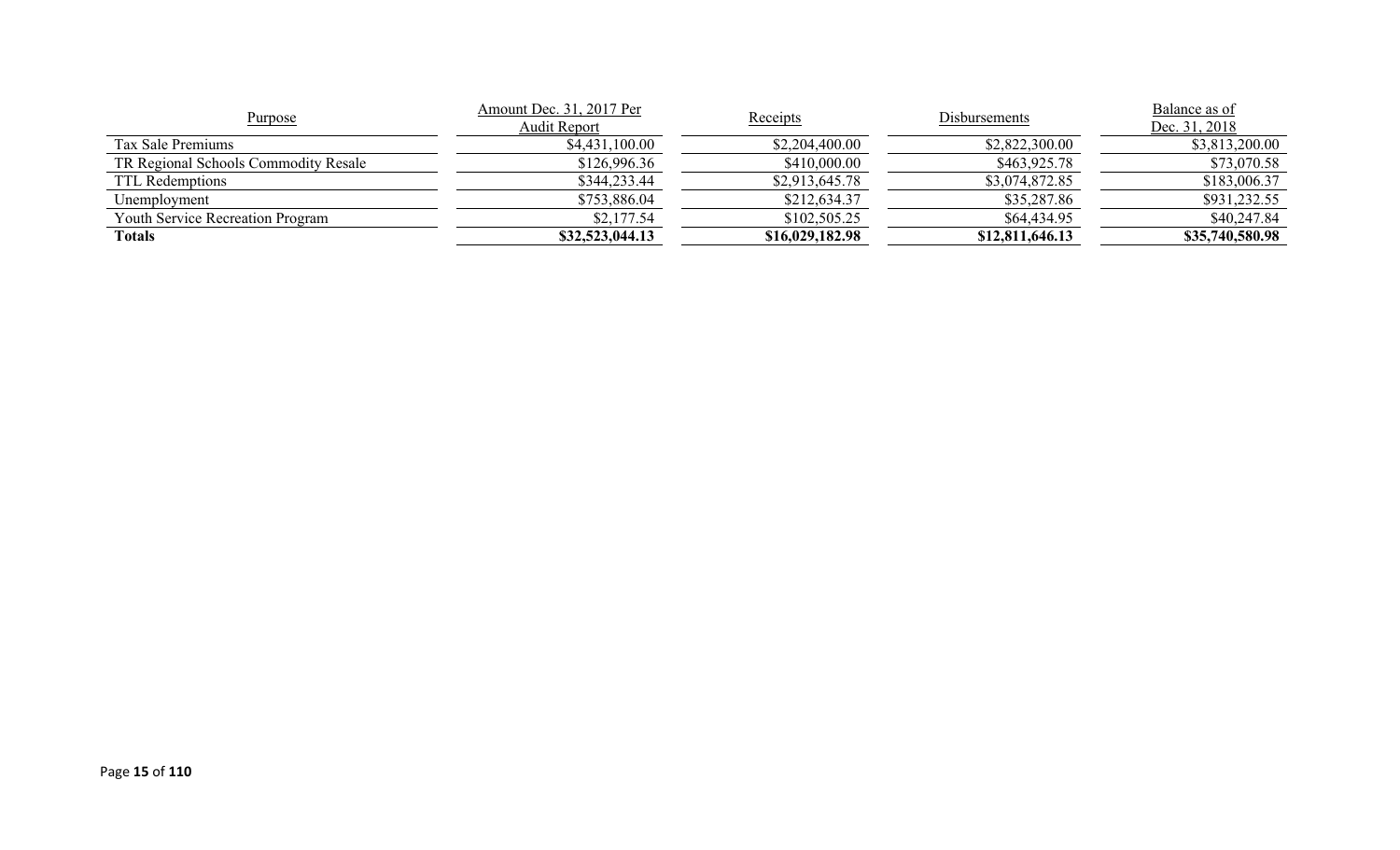| Purpose | Amount Dec. 31, 2017 Per Audit Report | Receipts | Disbursements | Balance as of Dec. 31, 2018 |
|---|---|---|---|---|
| Tax Sale Premiums | $4,431,100.00 | $2,204,400.00 | $2,822,300.00 | $3,813,200.00 |
| TR Regional Schools Commodity Resale | $126,996.36 | $410,000.00 | $463,925.78 | $73,070.58 |
| TTL Redemptions | $344,233.44 | $2,913,645.78 | $3,074,872.85 | $183,006.37 |
| Unemployment | $753,886.04 | $212,634.37 | $35,287.86 | $931,232.55 |
| Youth Service Recreation Program | $2,177.54 | $102,505.25 | $64,434.95 | $40,247.84 |
| **Totals** | **$32,523,044.13** | **$16,029,182.98** | **$12,811,646.13** | **$35,740,580.98** |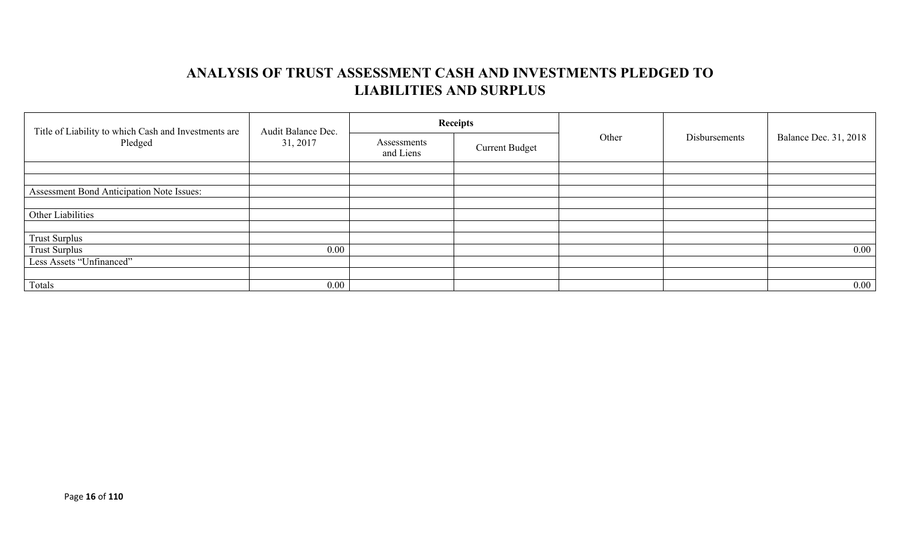## ANALYSIS OF TRUST ASSESSMENT CASH AND INVESTMENTS PLEDGED TO LIABILITIES AND SURPLUS

| Title of Liability to which Cash and Investments are Pledged | Audit Balance Dec. 31, 2017 | Receipts | | Other | Disbursements | Balance Dec. 31, 2018 |
|---|---|---|---|---|---|---|
| | | Assessments and Liens | Current Budget | | | |
| | | | | | | |
| | | | | | | |
| Assessment Bond Anticipation Note Issues: | | | | | | |
| | | | | | | |
| Other Liabilities | | | | | | |
| | | | | | | |
| Trust Surplus | | | | | | |
| Trust Surplus | 0.00 | | | | | 0.00 |
| Less Assets "Unfinanced" | | | | | | |
| | | | | | | |
| Totals | 0.00 | | | | | 0.00 |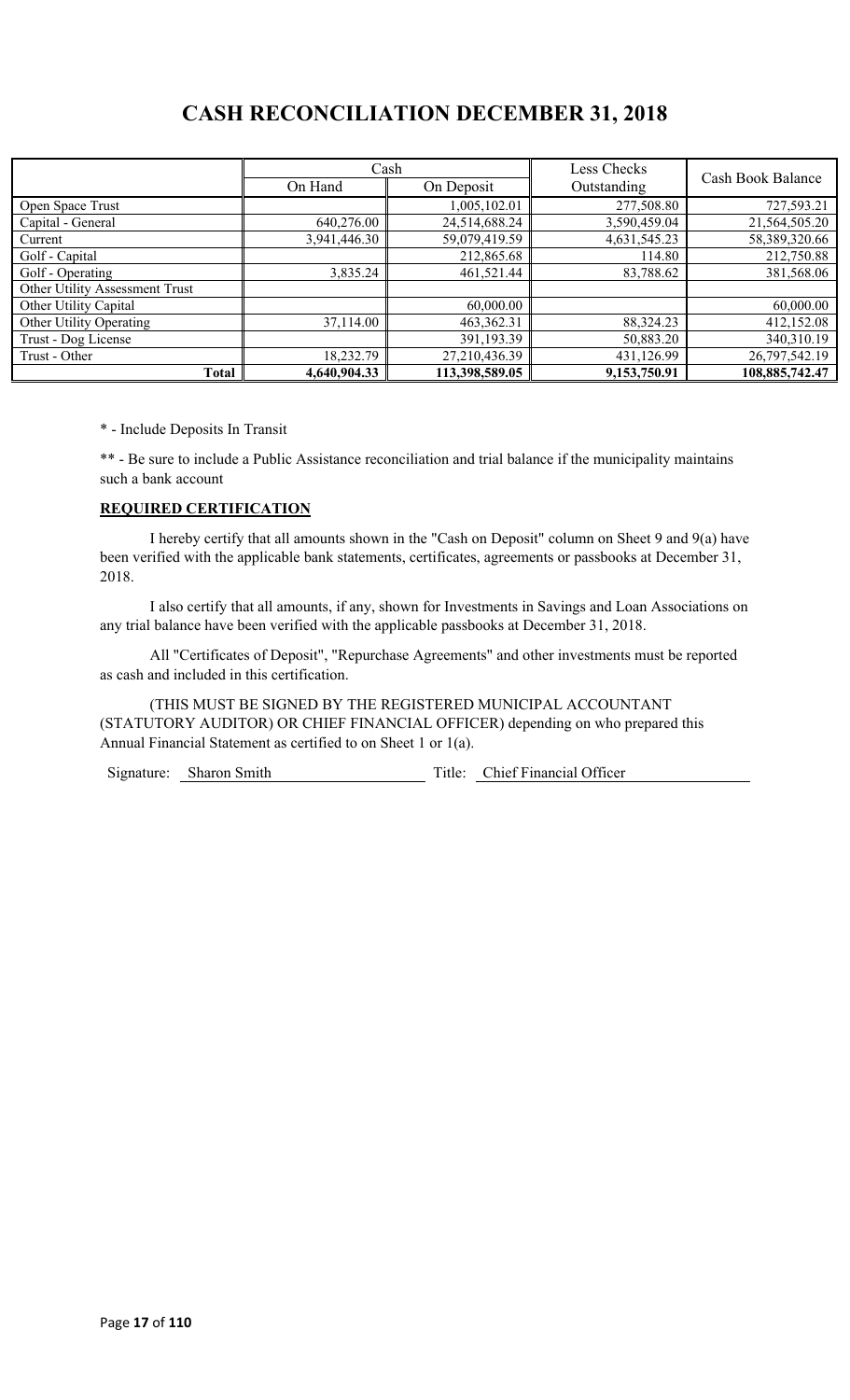# CASH RECONCILIATION DECEMBER 31, 2018

| | Cash | | Less Checks Outstanding | Cash Book Balance |
|---|---|---|---|---|
| | On Hand | On Deposit | | |
| Open Space Trust | | 1,005,102.01 | 277,508.80 | 727,593.21 |
| Capital - General | 640,276.00 | 24,514,688.24 | 3,590,459.04 | 21,564,505.20 |
| Current | 3,941,446.30 | 59,079,419.59 | 4,631,545.23 | 58,389,320.66 |
| Golf - Capital | | 212,865.68 | 114.80 | 212,750.88 |
| Golf - Operating | 3,835.24 | 461,521.44 | 83,788.62 | 381,568.06 |
| Other Utility Assessment Trust | | | | |
| Other Utility Capital | | 60,000.00 | | 60,000.00 |
| Other Utility Operating | 37,114.00 | 463,362.31 | 88,324.23 | 412,152.08 |
| Trust - Dog License | | 391,193.39 | 50,883.20 | 340,310.19 |
| Trust - Other | 18,232.79 | 27,210,436.39 | 431,126.99 | 26,797,542.19 |
| **Total** | **4,640,904.33** | **113,398,589.05** | **9,153,750.91** | **108,885,742.47** |

* - Include Deposits In Transit

** - Be sure to include a Public Assistance reconciliation and trial balance if the municipality maintains such a bank account

**REQUIRED CERTIFICATION**

I hereby certify that all amounts shown in the "Cash on Deposit" column on Sheet 9 and 9(a) have been verified with the applicable bank statements, certificates, agreements or passbooks at December 31, 2018.

I also certify that all amounts, if any, shown for Investments in Savings and Loan Associations on any trial balance have been verified with the applicable passbooks at December 31, 2018.

All "Certificates of Deposit", "Repurchase Agreements" and other investments must be reported as cash and included in this certification.

(THIS MUST BE SIGNED BY THE REGISTERED MUNICIPAL ACCOUNTANT (STATUTORY AUDITOR) OR CHIEF FINANCIAL OFFICER) depending on who prepared this Annual Financial Statement as certified to on Sheet 1 or 1(a).

Signature: Sharon Smith Title: Chief Financial Officer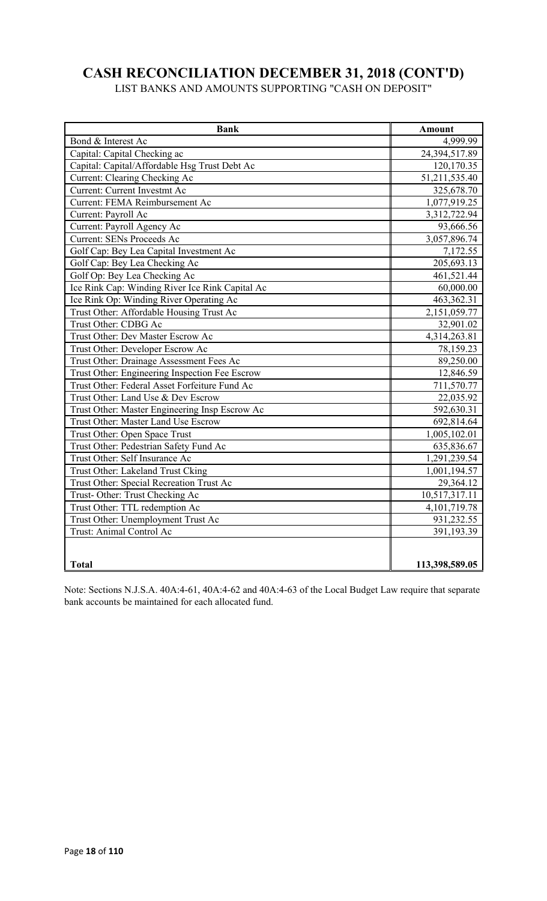# CASH RECONCILIATION DECEMBER 31, 2018 (CONT'D)

LIST BANKS AND AMOUNTS SUPPORTING "CASH ON DEPOSIT"

| Bank | Amount |
|---|---|
| Bond & Interest Ac | 4,999.99 |
| Capital: Capital Checking ac | 24,394,517.89 |
| Capital: Capital/Affordable Hsg Trust Debt Ac | 120,170.35 |
| Current: Clearing Checking Ac | 51,211,535.40 |
| Current: Current Investmt Ac | 325,678.70 |
| Current: FEMA Reimbursement Ac | 1,077,919.25 |
| Current: Payroll Ac | 3,312,722.94 |
| Current: Payroll Agency Ac | 93,666.56 |
| Current: SENs Proceeds Ac | 3,057,896.74 |
| Golf Cap: Bey Lea Capital Investment Ac | 7,172.55 |
| Golf Cap: Bey Lea Checking Ac | 205,693.13 |
| Golf Op: Bey Lea Checking Ac | 461,521.44 |
| Ice Rink Cap: Winding River Ice Rink Capital Ac | 60,000.00 |
| Ice Rink Op: Winding River Operating Ac | 463,362.31 |
| Trust Other: Affordable Housing Trust Ac | 2,151,059.77 |
| Trust Other: CDBG Ac | 32,901.02 |
| Trust Other: Dev Master Escrow Ac | 4,314,263.81 |
| Trust Other: Developer Escrow Ac | 78,159.23 |
| Trust Other: Drainage Assessment Fees Ac | 89,250.00 |
| Trust Other: Engineering Inspection Fee Escrow | 12,846.59 |
| Trust Other: Federal Asset Forfeiture Fund Ac | 711,570.77 |
| Trust Other: Land Use & Dev Escrow | 22,035.92 |
| Trust Other: Master Engineering Insp Escrow Ac | 592,630.31 |
| Trust Other: Master Land Use Escrow | 692,814.64 |
| Trust Other: Open Space Trust | 1,005,102.01 |
| Trust Other: Pedestrian Safety Fund Ac | 635,836.67 |
| Trust Other: Self Insurance Ac | 1,291,239.54 |
| Trust Other: Lakeland Trust Cking | 1,001,194.57 |
| Trust Other: Special Recreation Trust Ac | 29,364.12 |
| Trust- Other: Trust Checking Ac | 10,517,317.11 |
| Trust Other: TTL redemption Ac | 4,101,719.78 |
| Trust Other: Unemployment Trust Ac | 931,232.55 |
| Trust: Animal Control Ac | 391,193.39 |
| | |
| **Total** | **113,398,589.05** |

Note: Sections N.J.S.A. 40A:4-61, 40A:4-62 and 40A:4-63 of the Local Budget Law require that separate bank accounts be maintained for each allocated fund.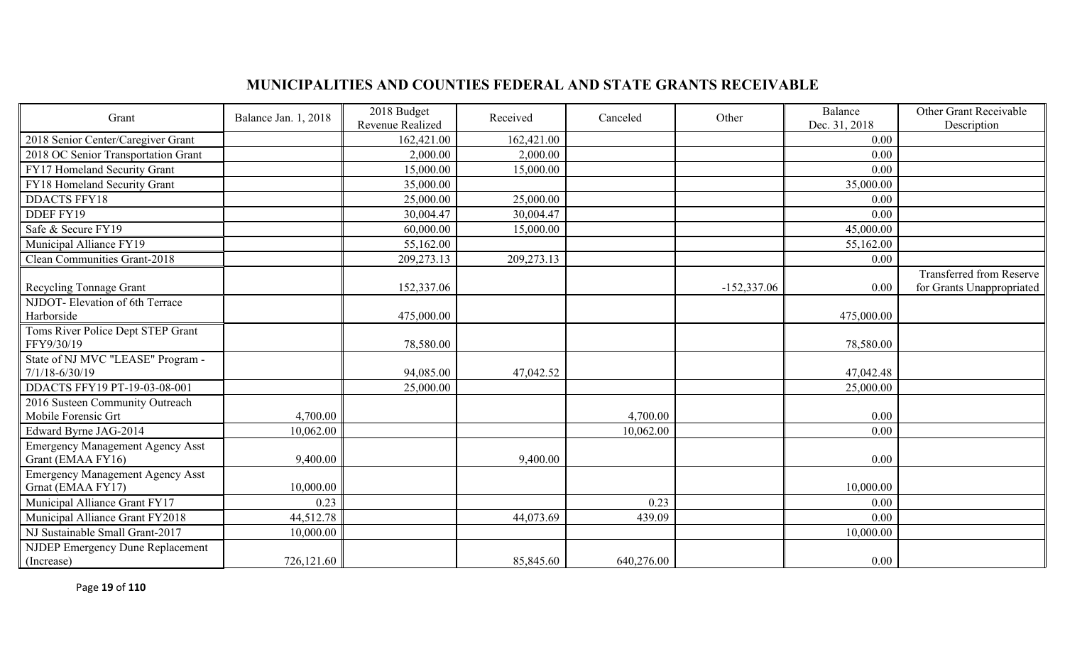## MUNICIPALITIES AND COUNTIES FEDERAL AND STATE GRANTS RECEIVABLE

| Grant | Balance Jan. 1, 2018 | 2018 Budget Revenue Realized | Received | Canceled | Other | Balance Dec. 31, 2018 | Other Grant Receivable Description |
|---|---|---|---|---|---|---|---|
| 2018 Senior Center/Caregiver Grant | | 162,421.00 | 162,421.00 | | | 0.00 | |
| 2018 OC Senior Transportation Grant | | 2,000.00 | 2,000.00 | | | 0.00 | |
| FY17 Homeland Security Grant | | 15,000.00 | 15,000.00 | | | 0.00 | |
| FY18 Homeland Security Grant | | 35,000.00 | | | | 35,000.00 | |
| DDACTS FFY18 | | 25,000.00 | 25,000.00 | | | 0.00 | |
| DDEF FY19 | | 30,004.47 | 30,004.47 | | | 0.00 | |
| Safe & Secure FY19 | | 60,000.00 | 15,000.00 | | | 45,000.00 | |
| Municipal Alliance FY19 | | 55,162.00 | | | | 55,162.00 | |
| Clean Communities Grant-2018 | | 209,273.13 | 209,273.13 | | | 0.00 | |
| Recycling Tonnage Grant | | 152,337.06 | | | -152,337.06 | 0.00 | Transferred from Reserve for Grants Unappropriated |
| NJDOT- Elevation of 6th Terrace Harborside | | 475,000.00 | | | | 475,000.00 | |
| Toms River Police Dept STEP Grant FFY9/30/19 | | 78,580.00 | | | | 78,580.00 | |
| State of NJ MVC "LEASE" Program - 7/1/18-6/30/19 | | 94,085.00 | 47,042.52 | | | 47,042.48 | |
| DDACTS FFY19 PT-19-03-08-001 | | 25,000.00 | | | | 25,000.00 | |
| 2016 Susteen Community Outreach Mobile Forensic Grt | 4,700.00 | | | 4,700.00 | | 0.00 | |
| Edward Byrne JAG-2014 | 10,062.00 | | | 10,062.00 | | 0.00 | |
| Emergency Management Agency Asst Grant (EMAA FY16) | 9,400.00 | | 9,400.00 | | | 0.00 | |
| Emergency Management Agency Asst Grnat (EMAA FY17) | 10,000.00 | | | | | 10,000.00 | |
| Municipal Alliance Grant FY17 | 0.23 | | | 0.23 | | 0.00 | |
| Municipal Alliance Grant FY2018 | 44,512.78 | | 44,073.69 | 439.09 | | 0.00 | |
| NJ Sustainable Small Grant-2017 | 10,000.00 | | | | | 10,000.00 | |
| NJDEP Emergency Dune Replacement (Increase) | 726,121.60 | | 85,845.60 | 640,276.00 | | 0.00 | |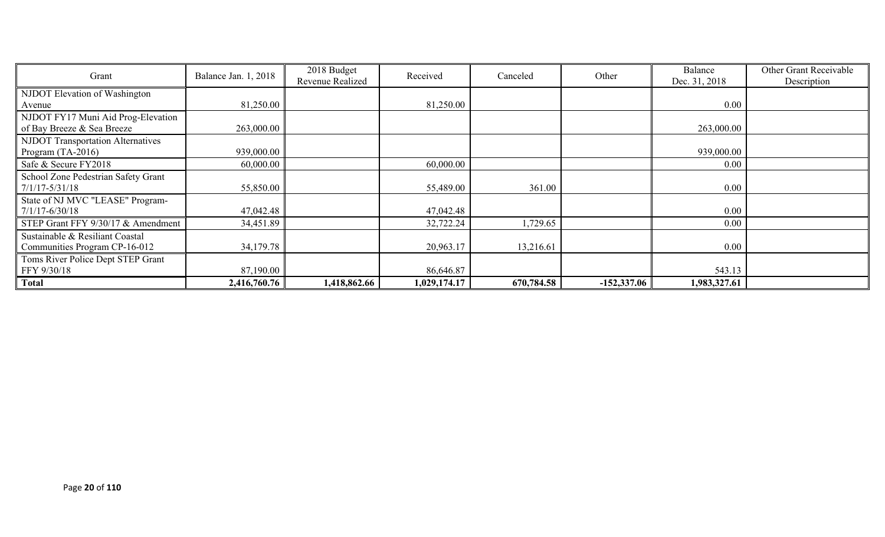| Grant | Balance Jan. 1, 2018 | 2018 Budget Revenue Realized | Received | Canceled | Other | Balance Dec. 31, 2018 | Other Grant Receivable Description |
|---|---|---|---|---|---|---|---|
| NJDOT Elevation of Washington Avenue | 81,250.00 | | 81,250.00 | | | 0.00 | |
| NJDOT FY17 Muni Aid Prog-Elevation of Bay Breeze & Sea Breeze | 263,000.00 | | | | | 263,000.00 | |
| NJDOT Transportation Alternatives Program (TA-2016) | 939,000.00 | | | | | 939,000.00 | |
| Safe & Secure FY2018 | 60,000.00 | | 60,000.00 | | | 0.00 | |
| School Zone Pedestrian Safety Grant 7/1/17-5/31/18 | 55,850.00 | | 55,489.00 | 361.00 | | 0.00 | |
| State of NJ MVC "LEASE" Program-7/1/17-6/30/18 | 47,042.48 | | 47,042.48 | | | 0.00 | |
| STEP Grant FFY 9/30/17 & Amendment | 34,451.89 | | 32,722.24 | 1,729.65 | | 0.00 | |
| Sustainable & Resiliant Coastal Communities Program CP-16-012 | 34,179.78 | | 20,963.17 | 13,216.61 | | 0.00 | |
| Toms River Police Dept STEP Grant FFY 9/30/18 | 87,190.00 | | 86,646.87 | | | 543.13 | |
| **Total** | **2,416,760.76** | **1,418,862.66** | **1,029,174.17** | **670,784.58** | **-152,337.06** | **1,983,327.61** | |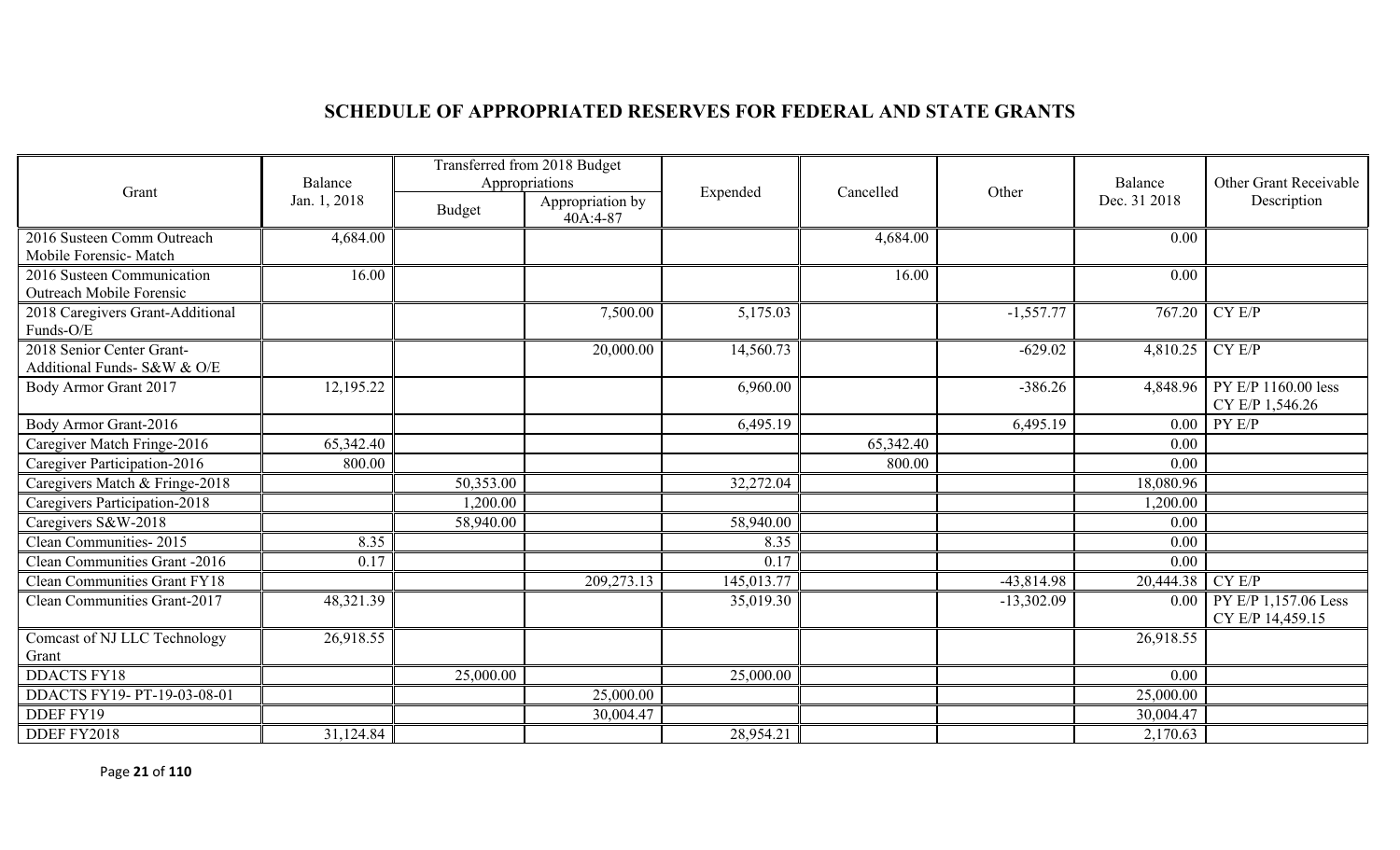## SCHEDULE OF APPROPRIATED RESERVES FOR FEDERAL AND STATE GRANTS

| Grant | Balance Jan. 1, 2018 | Transferred from 2018 Budget Appropriations | | Expended | Cancelled | Other | Balance Dec. 31 2018 | Other Grant Receivable Description |
|---|---|---|---|---|---|---|---|---|
| | | Budget | Appropriation by 40A:4-87 | | | | | |
| 2016 Susteen Comm Outreach Mobile Forensic- Match | 4,684.00 | | | | 4,684.00 | | 0.00 | |
| 2016 Susteen Communication Outreach Mobile Forensic | 16.00 | | | | 16.00 | | 0.00 | |
| 2018 Caregivers Grant-Additional Funds-O/E | | | 7,500.00 | 5,175.03 | | -1,557.77 | 767.20 | CY E/P |
| 2018 Senior Center Grant-Additional Funds- S&W & O/E | | | 20,000.00 | 14,560.73 | | -629.02 | 4,810.25 | CY E/P |
| Body Armor Grant 2017 | 12,195.22 | | | 6,960.00 | | -386.26 | 4,848.96 | PY E/P 1160.00 less CY E/P 1,546.26 |
| Body Armor Grant-2016 | | | | 6,495.19 | | 6,495.19 | 0.00 | PY E/P |
| Caregiver Match Fringe-2016 | 65,342.40 | | | | 65,342.40 | | 0.00 | |
| Caregiver Participation-2016 | 800.00 | | | | 800.00 | | 0.00 | |
| Caregivers Match & Fringe-2018 | | 50,353.00 | | 32,272.04 | | | 18,080.96 | |
| Caregivers Participation-2018 | | 1,200.00 | | | | | 1,200.00 | |
| Caregivers S&W-2018 | | 58,940.00 | | 58,940.00 | | | 0.00 | |
| Clean Communities- 2015 | 8.35 | | | 8.35 | | | 0.00 | |
| Clean Communities Grant -2016 | 0.17 | | | 0.17 | | | 0.00 | |
| Clean Communities Grant FY18 | | | 209,273.13 | 145,013.77 | | -43,814.98 | 20,444.38 | CY E/P |
| Clean Communities Grant-2017 | 48,321.39 | | | 35,019.30 | | -13,302.09 | 0.00 | PY E/P 1,157.06 Less CY E/P 14,459.15 |
| Comcast of NJ LLC Technology Grant | 26,918.55 | | | | | | 26,918.55 | |
| DDACTS FY18 | | 25,000.00 | | 25,000.00 | | | 0.00 | |
| DDACTS FY19- PT-19-03-08-01 | | | 25,000.00 | | | | 25,000.00 | |
| DDEF FY19 | | | 30,004.47 | | | | 30,004.47 | |
| DDEF FY2018 | 31,124.84 | | | 28,954.21 | | | 2,170.63 | |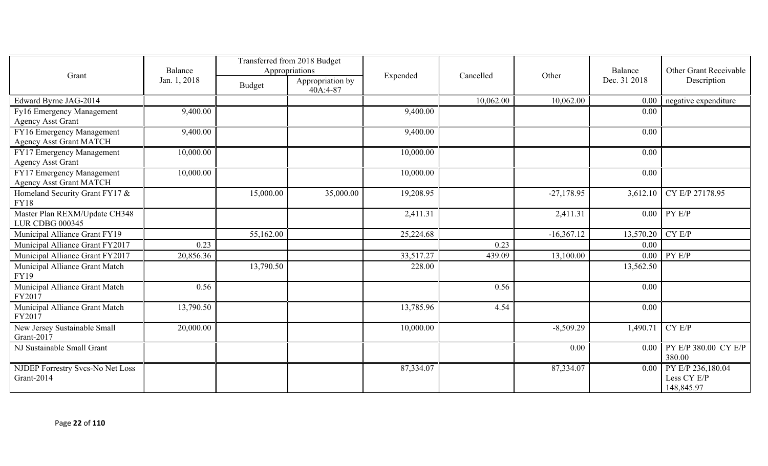| Grant | Balance Jan. 1, 2018 | Transferred from 2018 Budget Appropriations | | Expended | Cancelled | Other | Balance Dec. 31 2018 | Other Grant Receivable Description |
|---|---|---|---|---|---|---|---|---|
| | | Budget | Appropriation by 40A:4-87 | | | | | |
| Edward Byrne JAG-2014 | | | | | 10,062.00 | 10,062.00 | 0.00 | negative expenditure |
| Fy16 Emergency Management Agency Asst Grant | 9,400.00 | | | 9,400.00 | | | 0.00 | |
| FY16 Emergency Management Agency Asst Grant MATCH | 9,400.00 | | | 9,400.00 | | | 0.00 | |
| FY17 Emergency Management Agency Asst Grant | 10,000.00 | | | 10,000.00 | | | 0.00 | |
| FY17 Emergency Management Agency Asst Grant MATCH | 10,000.00 | | | 10,000.00 | | | 0.00 | |
| Homeland Security Grant FY17 & FY18 | | 15,000.00 | 35,000.00 | 19,208.95 | | -27,178.95 | 3,612.10 | CY E/P 27178.95 |
| Master Plan REXM/Update CH348 LUR CDBG 000345 | | | | 2,411.31 | | 2,411.31 | 0.00 | PY E/P |
| Municipal Alliance Grant FY19 | | 55,162.00 | | 25,224.68 | | -16,367.12 | 13,570.20 | CY E/P |
| Municipal Alliance Grant FY2017 | 0.23 | | | | 0.23 | | 0.00 | |
| Municipal Alliance Grant FY2017 | 20,856.36 | | | 33,517.27 | 439.09 | 13,100.00 | 0.00 | PY E/P |
| Municipal Alliance Grant Match FY19 | | 13,790.50 | | 228.00 | | | 13,562.50 | |
| Municipal Alliance Grant Match FY2017 | 0.56 | | | | 0.56 | | 0.00 | |
| Municipal Alliance Grant Match FY2017 | 13,790.50 | | | 13,785.96 | 4.54 | | 0.00 | |
| New Jersey Sustainable Small Grant-2017 | 20,000.00 | | | 10,000.00 | | -8,509.29 | 1,490.71 | CY E/P |
| NJ Sustainable Small Grant | | | | | | 0.00 | 0.00 | PY E/P 380.00 CY E/P 380.00 |
| NJDEP Forrestry Svcs-No Net Loss Grant-2014 | | | | 87,334.07 | | 87,334.07 | 0.00 | PY E/P 236,180.04 Less CY E/P 148,845.97 |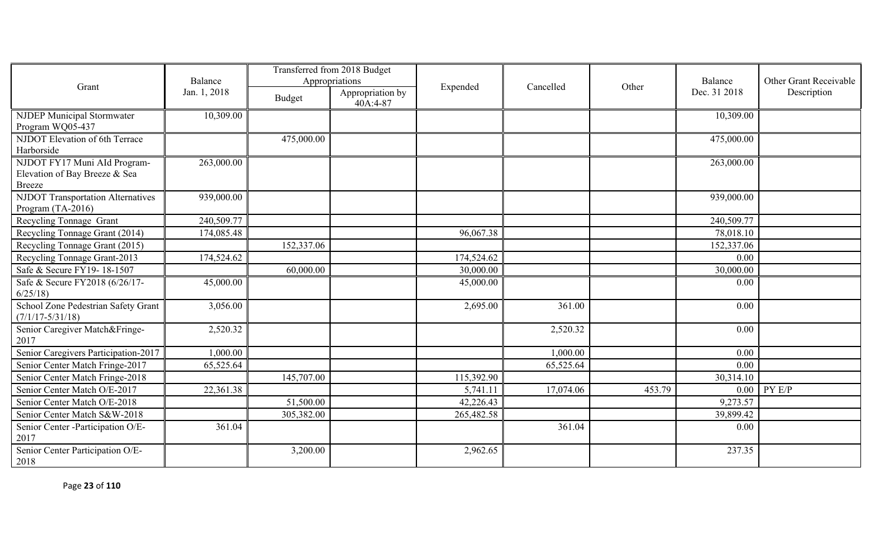| Grant | Balance Jan. 1, 2018 | Transferred from 2018 Budget Appropriations | | Expended | Cancelled | Other | Balance Dec. 31 2018 | Other Grant Receivable Description |
|---|---|---|---|---|---|---|---|---|
| | | Budget | Appropriation by 40A:4-87 | | | | | |
| NJDEP Municipal Stormwater Program WQ05-437 | 10,309.00 | | | | | | 10,309.00 | |
| NJDOT Elevation of 6th Terrace Harborside | | 475,000.00 | | | | | 475,000.00 | |
| NJDOT FY17 Muni AId Program-Elevation of Bay Breeze & Sea Breeze | 263,000.00 | | | | | | 263,000.00 | |
| NJDOT Transportation Alternatives Program (TA-2016) | 939,000.00 | | | | | | 939,000.00 | |
| Recycling Tonnage Grant | 240,509.77 | | | | | | 240,509.77 | |
| Recycling Tonnage Grant (2014) | 174,085.48 | | | 96,067.38 | | | 78,018.10 | |
| Recycling Tonnage Grant (2015) | | 152,337.06 | | | | | 152,337.06 | |
| Recycling Tonnage Grant-2013 | 174,524.62 | | | 174,524.62 | | | 0.00 | |
| Safe & Secure FY19- 18-1507 | | 60,000.00 | | 30,000.00 | | | 30,000.00 | |
| Safe & Secure FY2018 (6/26/17-6/25/18) | 45,000.00 | | | 45,000.00 | | | 0.00 | |
| School Zone Pedestrian Safety Grant (7/1/17-5/31/18) | 3,056.00 | | | 2,695.00 | 361.00 | | 0.00 | |
| Senior Caregiver Match&Fringe-2017 | 2,520.32 | | | | 2,520.32 | | 0.00 | |
| Senior Caregivers Participation-2017 | 1,000.00 | | | | 1,000.00 | | 0.00 | |
| Senior Center Match Fringe-2017 | 65,525.64 | | | | 65,525.64 | | 0.00 | |
| Senior Center Match Fringe-2018 | | 145,707.00 | | 115,392.90 | | | 30,314.10 | |
| Senior Center Match O/E-2017 | 22,361.38 | | | 5,741.11 | 17,074.06 | 453.79 | 0.00 | PY E/P |
| Senior Center Match O/E-2018 | | 51,500.00 | | 42,226.43 | | | 9,273.57 | |
| Senior Center Match S&W-2018 | | 305,382.00 | | 265,482.58 | | | 39,899.42 | |
| Senior Center -Participation O/E-2017 | 361.04 | | | | 361.04 | | 0.00 | |
| Senior Center Participation O/E-2018 | | 3,200.00 | | 2,962.65 | | | 237.35 | |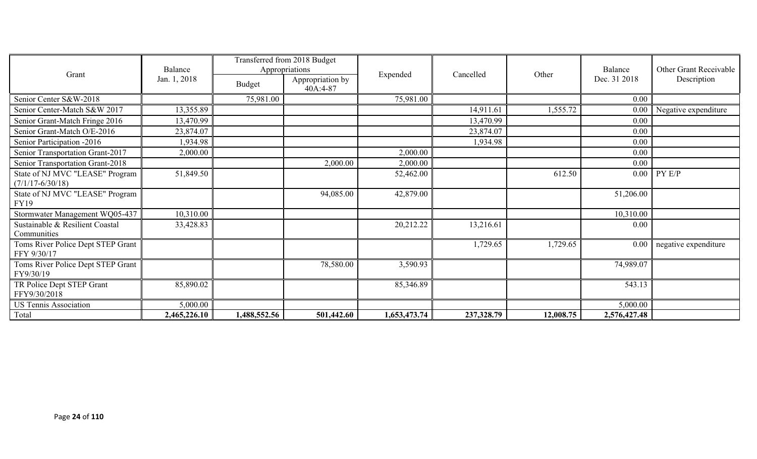| Grant | Balance Jan. 1, 2018 | Transferred from 2018 Budget Appropriations | | Expended | Cancelled | Other | Balance Dec. 31 2018 | Other Grant Receivable Description |
|---|---|---|---|---|---|---|---|---|
| | | Budget | Appropriation by 40A:4-87 | | | | | |
| Senior Center S&W-2018 | | 75,981.00 | | 75,981.00 | | | 0.00 | |
| Senior Center-Match S&W 2017 | 13,355.89 | | | | 14,911.61 | 1,555.72 | 0.00 | Negative expenditure |
| Senior Grant-Match Fringe 2016 | 13,470.99 | | | | 13,470.99 | | 0.00 | |
| Senior Grant-Match O/E-2016 | 23,874.07 | | | | 23,874.07 | | 0.00 | |
| Senior Participation -2016 | 1,934.98 | | | | 1,934.98 | | 0.00 | |
| Senior Transportation Grant-2017 | 2,000.00 | | | 2,000.00 | | | 0.00 | |
| Senior Transportation Grant-2018 | | | 2,000.00 | 2,000.00 | | | 0.00 | |
| State of NJ MVC "LEASE" Program (7/1/17-6/30/18) | 51,849.50 | | | 52,462.00 | | 612.50 | 0.00 | PY E/P |
| State of NJ MVC "LEASE" Program FY19 | | | 94,085.00 | 42,879.00 | | | 51,206.00 | |
| Stormwater Management WQ05-437 | 10,310.00 | | | | | | 10,310.00 | |
| Sustainable & Resilient Coastal Communities | 33,428.83 | | | 20,212.22 | 13,216.61 | | 0.00 | |
| Toms River Police Dept STEP Grant FFY 9/30/17 | | | | | 1,729.65 | 1,729.65 | 0.00 | negative expenditure |
| Toms River Police Dept STEP Grant FY9/30/19 | | | 78,580.00 | 3,590.93 | | | 74,989.07 | |
| TR Police Dept STEP Grant FFY9/30/2018 | 85,890.02 | | | 85,346.89 | | | 543.13 | |
| US Tennis Association | 5,000.00 | | | | | | 5,000.00 | |
| Total | **2,465,226.10** | **1,488,552.56** | **501,442.60** | **1,653,473.74** | **237,328.79** | **12,008.75** | **2,576,427.48** | |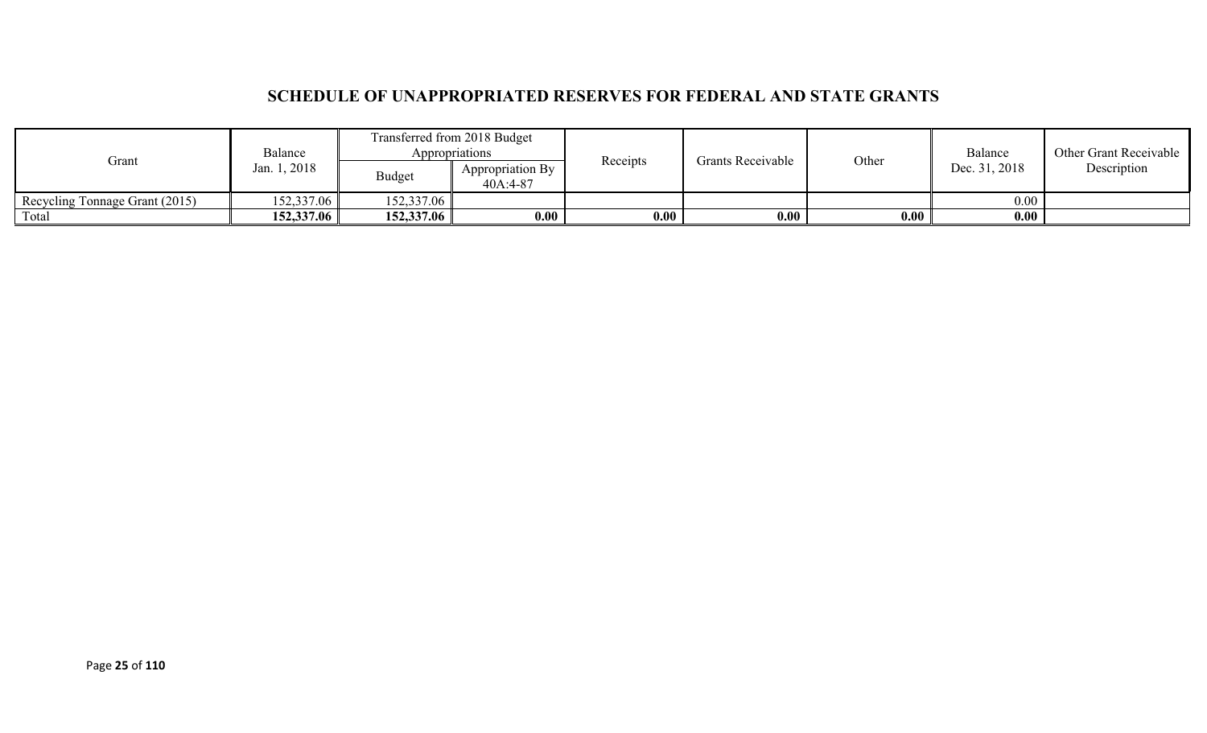## SCHEDULE OF UNAPPROPRIATED RESERVES FOR FEDERAL AND STATE GRANTS

| Grant | Balance Jan. 1, 2018 | Transferred from 2018 Budget Appropriations | | Receipts | Grants Receivable | Other | Balance Dec. 31, 2018 | Other Grant Receivable Description |
|---|---|---|---|---|---|---|---|---|
| | | Budget | Appropriation By 40A:4-87 | | | | | |
| Recycling Tonnage Grant (2015) | 152,337.06 | 152,337.06 | | | | | 0.00 | |
| Total | **152,337.06** | **152,337.06** | **0.00** | **0.00** | **0.00** | **0.00** | **0.00** | |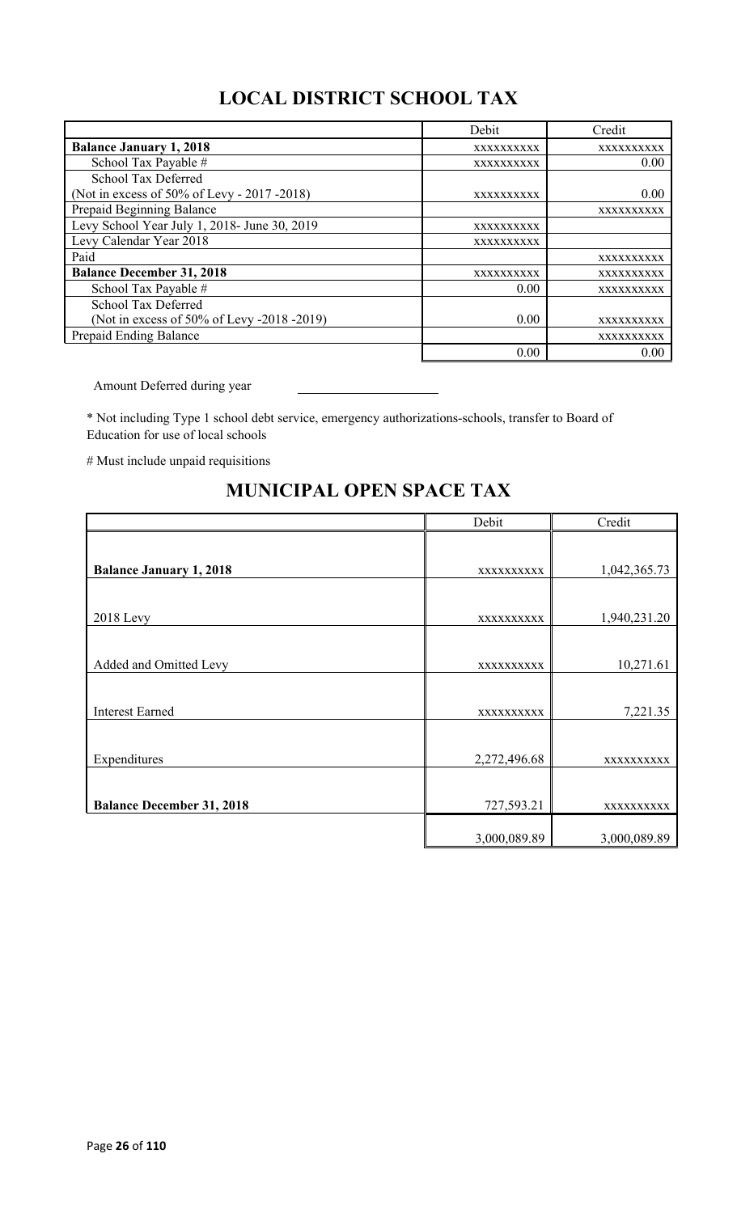## LOCAL DISTRICT SCHOOL TAX

| | Debit | Credit |
|---|---|---|
| **Balance January 1, 2018** | xxxxxxxxxx | xxxxxxxxxx |
| School Tax Payable # | xxxxxxxxxx | 0.00 |
| School Tax Deferred (Not in excess of 50% of Levy - 2017 -2018) | xxxxxxxxxx | 0.00 |
| Prepaid Beginning Balance | | xxxxxxxxxx |
| Levy School Year July 1, 2018- June 30, 2019 | xxxxxxxxxx | |
| Levy Calendar Year 2018 | xxxxxxxxxx | |
| Paid | | xxxxxxxxxx |
| **Balance December 31, 2018** | xxxxxxxxxx | xxxxxxxxxx |
| School Tax Payable # | 0.00 | xxxxxxxxxx |
| School Tax Deferred (Not in excess of 50% of Levy -2018 -2019) | 0.00 | xxxxxxxxxx |
| Prepaid Ending Balance | | xxxxxxxxxx |
| | 0.00 | 0.00 |

Amount Deferred during year \_\_\_\_\_\_\_\_\_\_\_\_\_\_\_\_\_\_\_\_

* Not including Type 1 school debt service, emergency authorizations-schools, transfer to Board of Education for use of local schools

# Must include unpaid requisitions

## MUNICIPAL OPEN SPACE TAX

| | Debit | Credit |
|---|---|---|
| **Balance January 1, 2018** | xxxxxxxxxx | 1,042,365.73 |
| 2018 Levy | xxxxxxxxxx | 1,940,231.20 |
| Added and Omitted Levy | xxxxxxxxxx | 10,271.61 |
| Interest Earned | xxxxxxxxxx | 7,221.35 |
| Expenditures | 2,272,496.68 | xxxxxxxxxx |
| **Balance December 31, 2018** | 727,593.21 | xxxxxxxxxx |
| | 3,000,089.89 | 3,000,089.89 |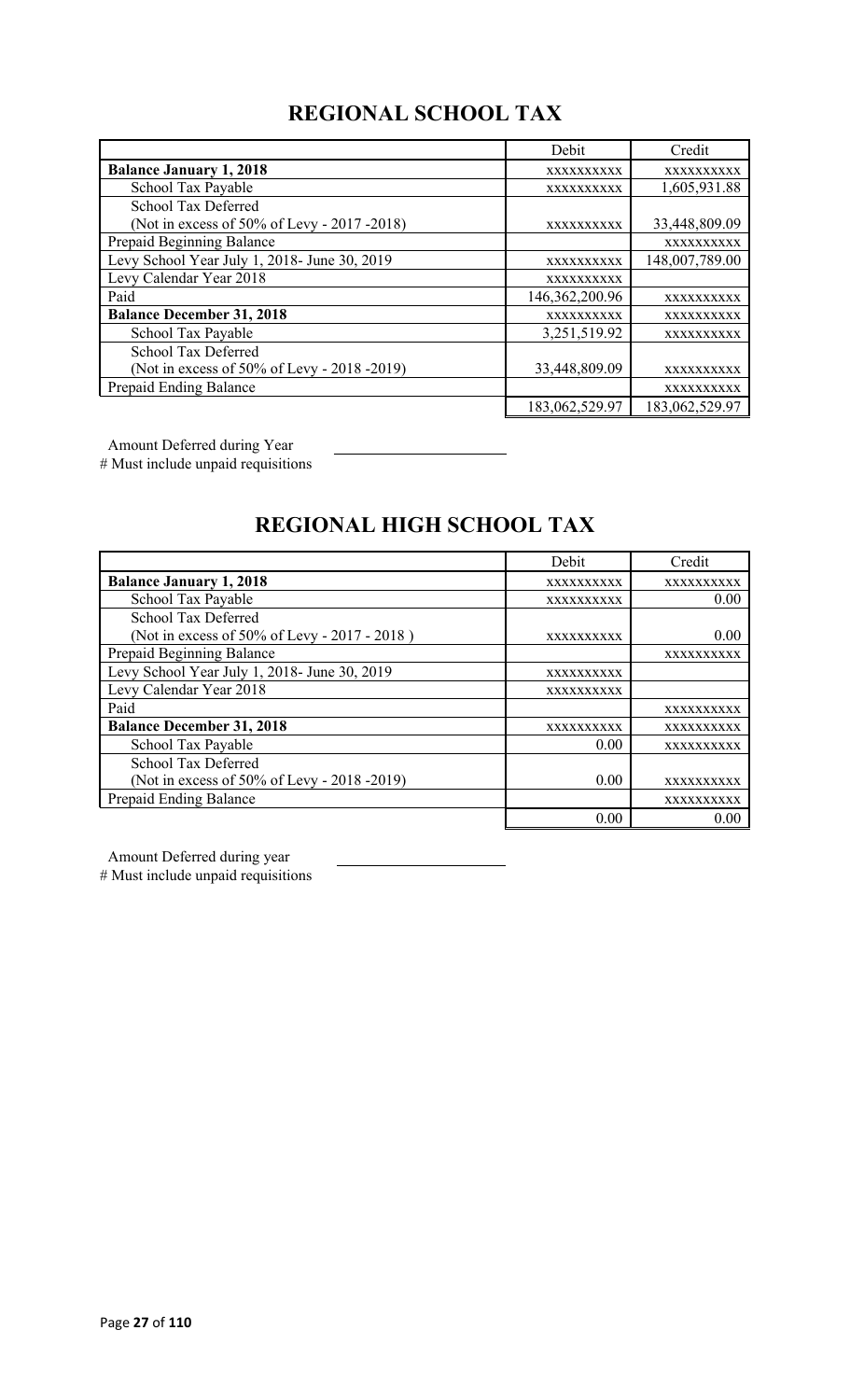## REGIONAL SCHOOL TAX

| | Debit | Credit |
|---|---|---|
| **Balance January 1, 2018** | XXXXXXXXXX | XXXXXXXXXX |
| School Tax Payable | XXXXXXXXXX | 1,605,931.88 |
| School Tax Deferred (Not in excess of 50% of Levy - 2017 -2018) | XXXXXXXXXX | 33,448,809.09 |
| Prepaid Beginning Balance | | XXXXXXXXXX |
| Levy School Year July 1, 2018- June 30, 2019 | XXXXXXXXXX | 148,007,789.00 |
| Levy Calendar Year 2018 | XXXXXXXXXX | |
| Paid | 146,362,200.96 | XXXXXXXXXX |
| **Balance December 31, 2018** | XXXXXXXXXX | XXXXXXXXXX |
| School Tax Payable | 3,251,519.92 | XXXXXXXXXX |
| School Tax Deferred (Not in excess of 50% of Levy - 2018 -2019) | 33,448,809.09 | XXXXXXXXXX |
| Prepaid Ending Balance | | XXXXXXXXXX |
| | 183,062,529.97 | 183,062,529.97 |

Amount Deferred during Year ______________________

# Must include unpaid requisitions

## REGIONAL HIGH SCHOOL TAX

| | Debit | Credit |
|---|---|---|
| **Balance January 1, 2018** | XXXXXXXXXX | XXXXXXXXXX |
| School Tax Payable | XXXXXXXXXX | 0.00 |
| School Tax Deferred (Not in excess of 50% of Levy - 2017 - 2018 ) | XXXXXXXXXX | 0.00 |
| Prepaid Beginning Balance | | XXXXXXXXXX |
| Levy School Year July 1, 2018- June 30, 2019 | XXXXXXXXXX | |
| Levy Calendar Year 2018 | XXXXXXXXXX | |
| Paid | | XXXXXXXXXX |
| **Balance December 31, 2018** | XXXXXXXXXX | XXXXXXXXXX |
| School Tax Payable | 0.00 | XXXXXXXXXX |
| School Tax Deferred (Not in excess of 50% of Levy - 2018 -2019) | 0.00 | XXXXXXXXXX |
| Prepaid Ending Balance | | XXXXXXXXXX |
| | 0.00 | 0.00 |

Amount Deferred during year ______________________

# Must include unpaid requisitions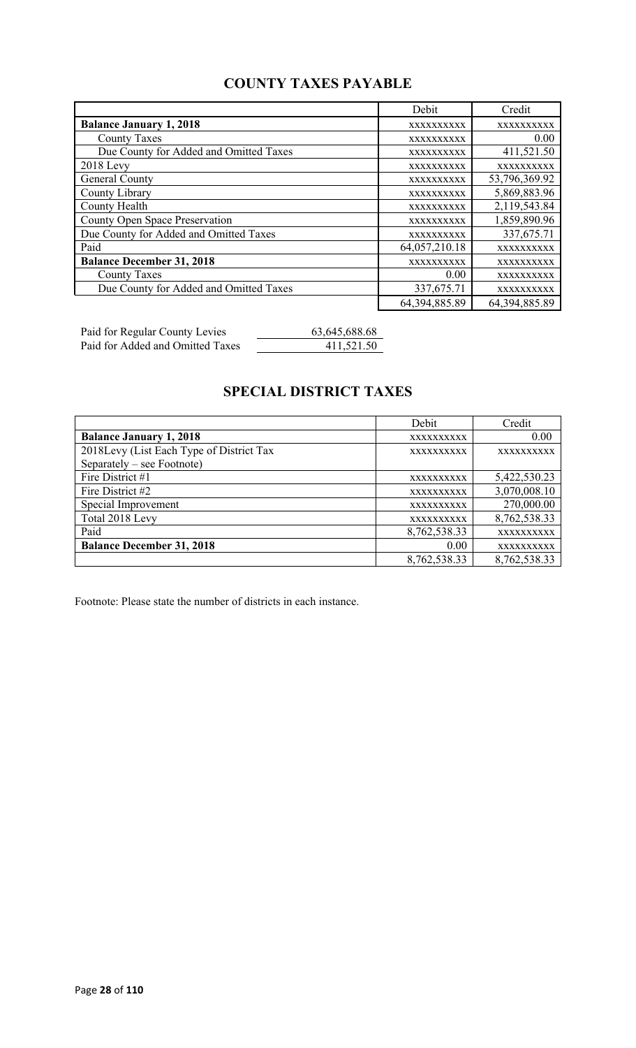## COUNTY TAXES PAYABLE

| | Debit | Credit |
|---|---|---|
| **Balance January 1, 2018** | xxxxxxxxxx | xxxxxxxxxx |
| County Taxes | xxxxxxxxxx | 0.00 |
| Due County for Added and Omitted Taxes | xxxxxxxxxx | 411,521.50 |
| 2018 Levy | xxxxxxxxxx | xxxxxxxxxx |
| General County | xxxxxxxxxx | 53,796,369.92 |
| County Library | xxxxxxxxxx | 5,869,883.96 |
| County Health | xxxxxxxxxx | 2,119,543.84 |
| County Open Space Preservation | xxxxxxxxxx | 1,859,890.96 |
| Due County for Added and Omitted Taxes | xxxxxxxxxx | 337,675.71 |
| Paid | 64,057,210.18 | xxxxxxxxxx |
| **Balance December 31, 2018** | xxxxxxxxxx | xxxxxxxxxx |
| County Taxes | 0.00 | xxxxxxxxxx |
| Due County for Added and Omitted Taxes | 337,675.71 | xxxxxxxxxx |
| | 64,394,885.89 | 64,394,885.89 |

| | |
|---|---|
| Paid for Regular County Levies | 63,645,688.68 |
| Paid for Added and Omitted Taxes | 411,521.50 |

## SPECIAL DISTRICT TAXES

| | Debit | Credit |
|---|---|---|
| **Balance January 1, 2018** | xxxxxxxxxx | 0.00 |
| 2018Levy (List Each Type of District Tax Separately – see Footnote) | xxxxxxxxxx | xxxxxxxxxx |
| Fire District #1 | xxxxxxxxxx | 5,422,530.23 |
| Fire District #2 | xxxxxxxxxx | 3,070,008.10 |
| Special Improvement | xxxxxxxxxx | 270,000.00 |
| Total 2018 Levy | xxxxxxxxxx | 8,762,538.33 |
| Paid | 8,762,538.33 | xxxxxxxxxx |
| **Balance December 31, 2018** | 0.00 | xxxxxxxxxx |
| | 8,762,538.33 | 8,762,538.33 |

Footnote: Please state the number of districts in each instance.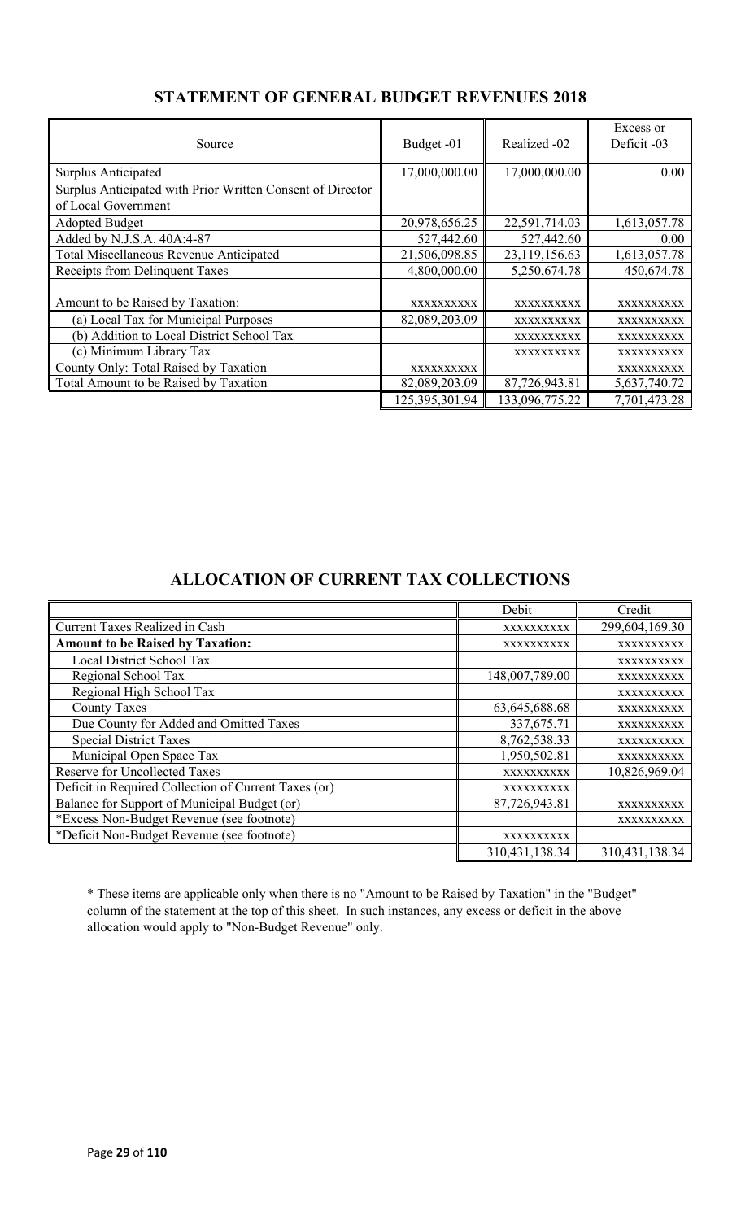## STATEMENT OF GENERAL BUDGET REVENUES 2018

| Source | Budget -01 | Realized -02 | Excess or Deficit -03 |
|---|---|---|---|
| Surplus Anticipated | 17,000,000.00 | 17,000,000.00 | 0.00 |
| Surplus Anticipated with Prior Written Consent of Director of Local Government | | | |
| Adopted Budget | 20,978,656.25 | 22,591,714.03 | 1,613,057.78 |
| Added by N.J.S.A. 40A:4-87 | 527,442.60 | 527,442.60 | 0.00 |
| Total Miscellaneous Revenue Anticipated | 21,506,098.85 | 23,119,156.63 | 1,613,057.78 |
| Receipts from Delinquent Taxes | 4,800,000.00 | 5,250,674.78 | 450,674.78 |
| | | | |
| Amount to be Raised by Taxation: | xxxxxxxxxx | xxxxxxxxxx | xxxxxxxxxx |
| (a) Local Tax for Municipal Purposes | 82,089,203.09 | xxxxxxxxxx | xxxxxxxxxx |
| (b) Addition to Local District School Tax | | xxxxxxxxxx | xxxxxxxxxx |
| (c) Minimum Library Tax | | xxxxxxxxxx | xxxxxxxxxx |
| County Only: Total Raised by Taxation | xxxxxxxxxx | | xxxxxxxxxx |
| Total Amount to be Raised by Taxation | 82,089,203.09 | 87,726,943.81 | 5,637,740.72 |
| | 125,395,301.94 | 133,096,775.22 | 7,701,473.28 |

## ALLOCATION OF CURRENT TAX COLLECTIONS

| | Debit | Credit |
|---|---|---|
| Current Taxes Realized in Cash | xxxxxxxxxx | 299,604,169.30 |
| **Amount to be Raised by Taxation:** | xxxxxxxxxx | xxxxxxxxxx |
| Local District School Tax | | xxxxxxxxxx |
| Regional School Tax | 148,007,789.00 | xxxxxxxxxx |
| Regional High School Tax | | xxxxxxxxxx |
| County Taxes | 63,645,688.68 | xxxxxxxxxx |
| Due County for Added and Omitted Taxes | 337,675.71 | xxxxxxxxxx |
| Special District Taxes | 8,762,538.33 | xxxxxxxxxx |
| Municipal Open Space Tax | 1,950,502.81 | xxxxxxxxxx |
| Reserve for Uncollected Taxes | xxxxxxxxxx | 10,826,969.04 |
| Deficit in Required Collection of Current Taxes (or) | xxxxxxxxxx | |
| Balance for Support of Municipal Budget (or) | 87,726,943.81 | xxxxxxxxxx |
| *Excess Non-Budget Revenue (see footnote) | | xxxxxxxxxx |
| *Deficit Non-Budget Revenue (see footnote) | xxxxxxxxxx | |
| | 310,431,138.34 | 310,431,138.34 |

* These items are applicable only when there is no "Amount to be Raised by Taxation" in the "Budget" column of the statement at the top of this sheet. In such instances, any excess or deficit in the above allocation would apply to "Non-Budget Revenue" only.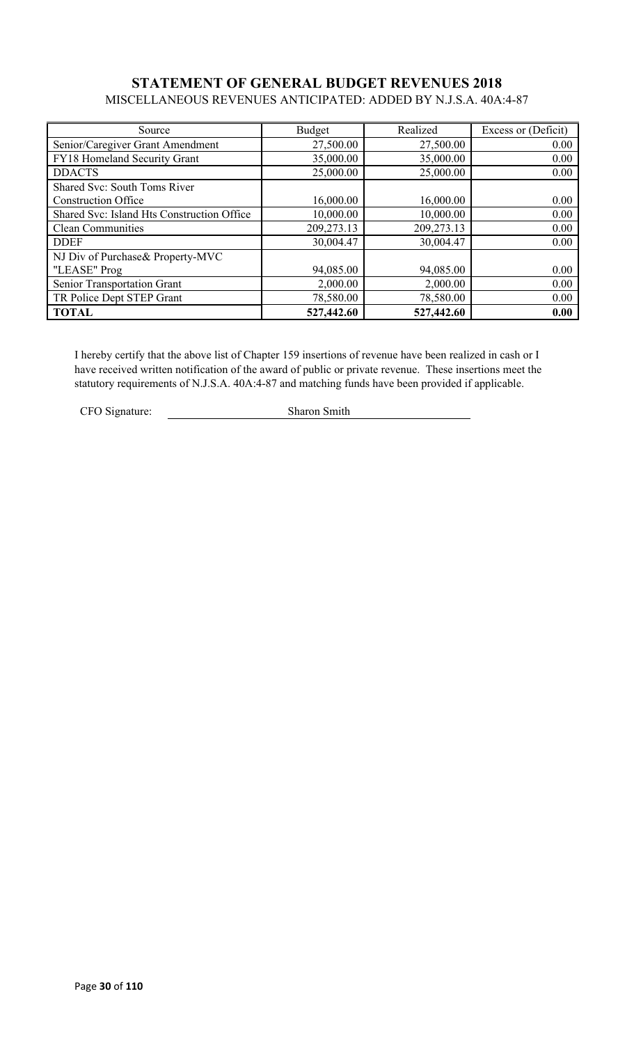## STATEMENT OF GENERAL BUDGET REVENUES 2018

MISCELLANEOUS REVENUES ANTICIPATED: ADDED BY N.J.S.A. 40A:4-87

| Source | Budget | Realized | Excess or (Deficit) |
|---|---|---|---|
| Senior/Caregiver Grant Amendment | 27,500.00 | 27,500.00 | 0.00 |
| FY18 Homeland Security Grant | 35,000.00 | 35,000.00 | 0.00 |
| DDACTS | 25,000.00 | 25,000.00 | 0.00 |
| Shared Svc: South Toms River Construction Office | 16,000.00 | 16,000.00 | 0.00 |
| Shared Svc: Island Hts Construction Office | 10,000.00 | 10,000.00 | 0.00 |
| Clean Communities | 209,273.13 | 209,273.13 | 0.00 |
| DDEF | 30,004.47 | 30,004.47 | 0.00 |
| NJ Div of Purchase& Property-MVC "LEASE" Prog | 94,085.00 | 94,085.00 | 0.00 |
| Senior Transportation Grant | 2,000.00 | 2,000.00 | 0.00 |
| TR Police Dept STEP Grant | 78,580.00 | 78,580.00 | 0.00 |
| **TOTAL** | **527,442.60** | **527,442.60** | **0.00** |

I hereby certify that the above list of Chapter 159 insertions of revenue have been realized in cash or I have received written notification of the award of public or private revenue. These insertions meet the statutory requirements of N.J.S.A. 40A:4-87 and matching funds have been provided if applicable.

CFO Signature: Sharon Smith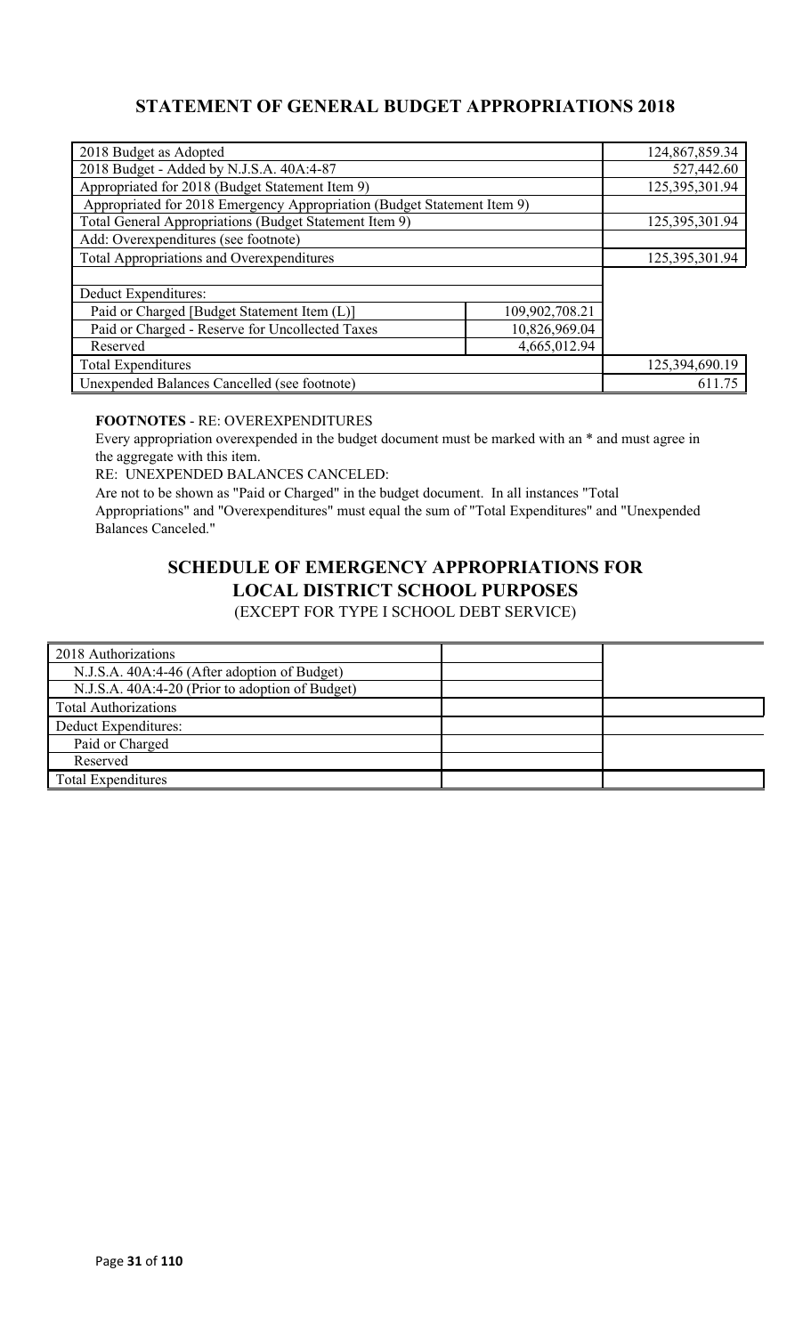## STATEMENT OF GENERAL BUDGET APPROPRIATIONS 2018

| | | |
|---|---|---|
| 2018 Budget as Adopted | | 124,867,859.34 |
| 2018 Budget - Added by N.J.S.A. 40A:4-87 | | 527,442.60 |
| Appropriated for 2018 (Budget Statement Item 9) | | 125,395,301.94 |
| Appropriated for 2018 Emergency Appropriation (Budget Statement Item 9) | | |
| Total General Appropriations (Budget Statement Item 9) | | 125,395,301.94 |
| Add: Overexpenditures (see footnote) | | |
| Total Appropriations and Overexpenditures | | 125,395,301.94 |
| | | |
| Deduct Expenditures: | | |
| Paid or Charged [Budget Statement Item (L)] | 109,902,708.21 | |
| Paid or Charged - Reserve for Uncollected Taxes | 10,826,969.04 | |
| Reserved | 4,665,012.94 | |
| Total Expenditures | | 125,394,690.19 |
| Unexpended Balances Cancelled (see footnote) | | 611.75 |

**FOOTNOTES** - RE: OVEREXPENDITURES

Every appropriation overexpended in the budget document must be marked with an * and must agree in the aggregate with this item.

RE: UNEXPENDED BALANCES CANCELED:

Are not to be shown as "Paid or Charged" in the budget document. In all instances "Total Appropriations" and "Overexpenditures" must equal the sum of "Total Expenditures" and "Unexpended Balances Canceled."

## SCHEDULE OF EMERGENCY APPROPRIATIONS FOR LOCAL DISTRICT SCHOOL PURPOSES

(EXCEPT FOR TYPE I SCHOOL DEBT SERVICE)

| | | |
|---|---|---|
| 2018 Authorizations | | |
| N.J.S.A. 40A:4-46 (After adoption of Budget) | | |
| N.J.S.A. 40A:4-20 (Prior to adoption of Budget) | | |
| Total Authorizations | | |
| Deduct Expenditures: | | |
| Paid or Charged | | |
| Reserved | | |
| Total Expenditures | | |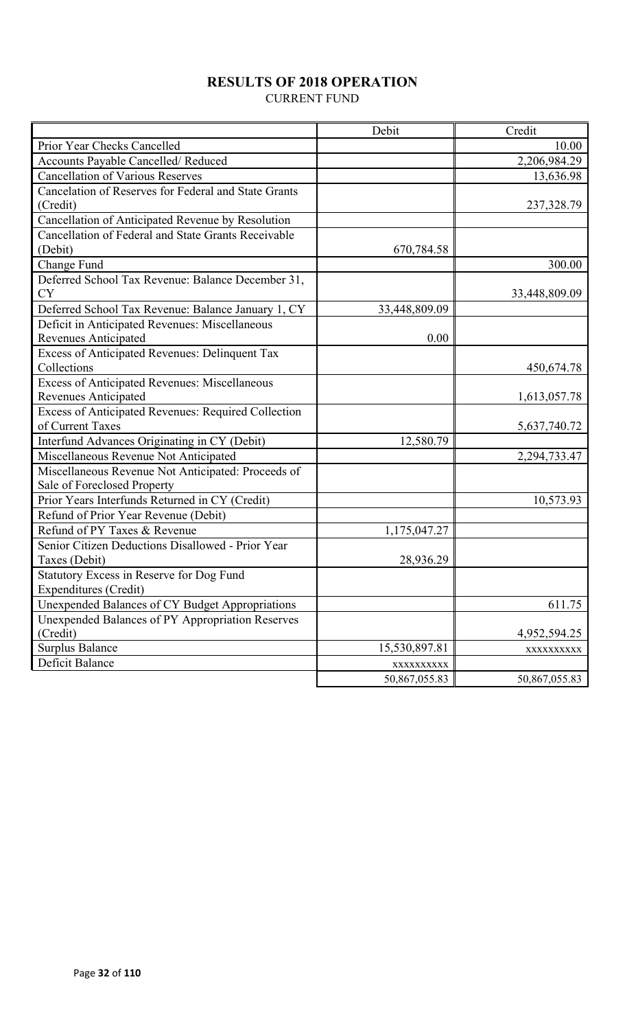# RESULTS OF 2018 OPERATION

CURRENT FUND

| | Debit | Credit |
|---|---|---|
| Prior Year Checks Cancelled | | 10.00 |
| Accounts Payable Cancelled/ Reduced | | 2,206,984.29 |
| Cancellation of Various Reserves | | 13,636.98 |
| Cancelation of Reserves for Federal and State Grants (Credit) | | 237,328.79 |
| Cancellation of Anticipated Revenue by Resolution | | |
| Cancellation of Federal and State Grants Receivable (Debit) | 670,784.58 | |
| Change Fund | | 300.00 |
| Deferred School Tax Revenue: Balance December 31, CY | | 33,448,809.09 |
| Deferred School Tax Revenue: Balance January 1, CY | 33,448,809.09 | |
| Deficit in Anticipated Revenues: Miscellaneous Revenues Anticipated | 0.00 | |
| Excess of Anticipated Revenues: Delinquent Tax Collections | | 450,674.78 |
| Excess of Anticipated Revenues: Miscellaneous Revenues Anticipated | | 1,613,057.78 |
| Excess of Anticipated Revenues: Required Collection of Current Taxes | | 5,637,740.72 |
| Interfund Advances Originating in CY (Debit) | 12,580.79 | |
| Miscellaneous Revenue Not Anticipated | | 2,294,733.47 |
| Miscellaneous Revenue Not Anticipated: Proceeds of Sale of Foreclosed Property | | |
| Prior Years Interfunds Returned in CY (Credit) | | 10,573.93 |
| Refund of Prior Year Revenue (Debit) | | |
| Refund of PY Taxes & Revenue | 1,175,047.27 | |
| Senior Citizen Deductions Disallowed - Prior Year Taxes (Debit) | 28,936.29 | |
| Statutory Excess in Reserve for Dog Fund Expenditures (Credit) | | |
| Unexpended Balances of CY Budget Appropriations | | 611.75 |
| Unexpended Balances of PY Appropriation Reserves (Credit) | | 4,952,594.25 |
| Surplus Balance | 15,530,897.81 | xxxxxxxxxx |
| Deficit Balance | xxxxxxxxxx | |
| | 50,867,055.83 | 50,867,055.83 |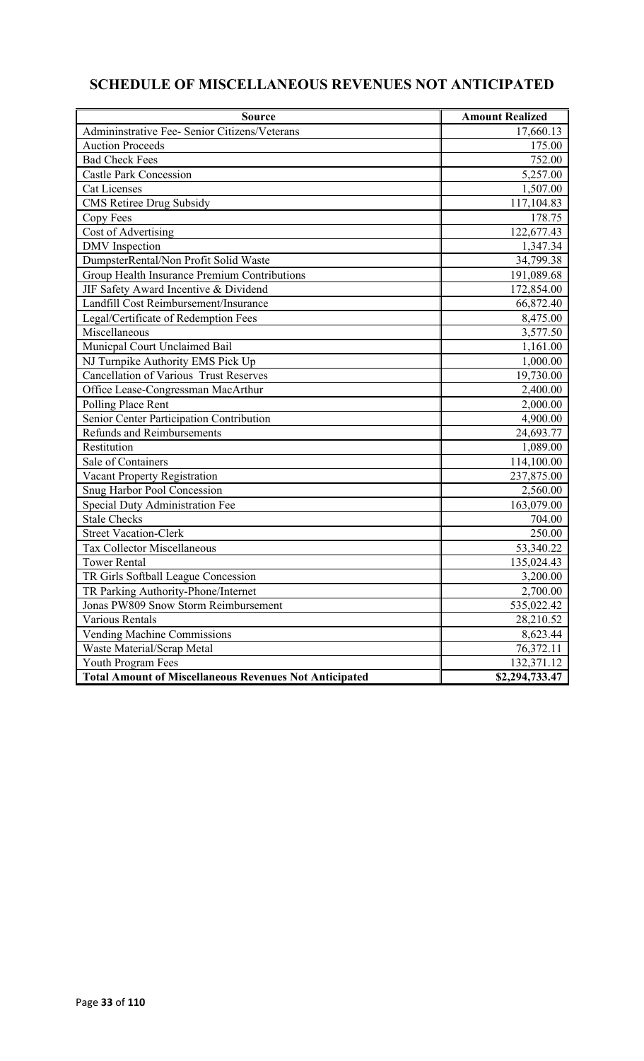## SCHEDULE OF MISCELLANEOUS REVENUES NOT ANTICIPATED

| Source | Amount Realized |
|---|---|
| Admininstrative Fee- Senior Citizens/Veterans | 17,660.13 |
| Auction Proceeds | 175.00 |
| Bad Check Fees | 752.00 |
| Castle Park Concession | 5,257.00 |
| Cat Licenses | 1,507.00 |
| CMS Retiree Drug Subsidy | 117,104.83 |
| Copy Fees | 178.75 |
| Cost of Advertising | 122,677.43 |
| DMV Inspection | 1,347.34 |
| DumpsterRental/Non Profit Solid Waste | 34,799.38 |
| Group Health Insurance Premium Contributions | 191,089.68 |
| JIF Safety Award Incentive & Dividend | 172,854.00 |
| Landfill Cost Reimbursement/Insurance | 66,872.40 |
| Legal/Certificate of Redemption Fees | 8,475.00 |
| Miscellaneous | 3,577.50 |
| Municpal Court Unclaimed Bail | 1,161.00 |
| NJ Turnpike Authority EMS Pick Up | 1,000.00 |
| Cancellation of Various Trust Reserves | 19,730.00 |
| Office Lease-Congressman MacArthur | 2,400.00 |
| Polling Place Rent | 2,000.00 |
| Senior Center Participation Contribution | 4,900.00 |
| Refunds and Reimbursements | 24,693.77 |
| Restitution | 1,089.00 |
| Sale of Containers | 114,100.00 |
| Vacant Property Registration | 237,875.00 |
| Snug Harbor Pool Concession | 2,560.00 |
| Special Duty Administration Fee | 163,079.00 |
| Stale Checks | 704.00 |
| Street Vacation-Clerk | 250.00 |
| Tax Collector Miscellaneous | 53,340.22 |
| Tower Rental | 135,024.43 |
| TR Girls Softball League Concession | 3,200.00 |
| TR Parking Authority-Phone/Internet | 2,700.00 |
| Jonas PW809 Snow Storm Reimbursement | 535,022.42 |
| Various Rentals | 28,210.52 |
| Vending Machine Commissions | 8,623.44 |
| Waste Material/Scrap Metal | 76,372.11 |
| Youth Program Fees | 132,371.12 |
| **Total Amount of Miscellaneous Revenues Not Anticipated** | **$2,294,733.47** |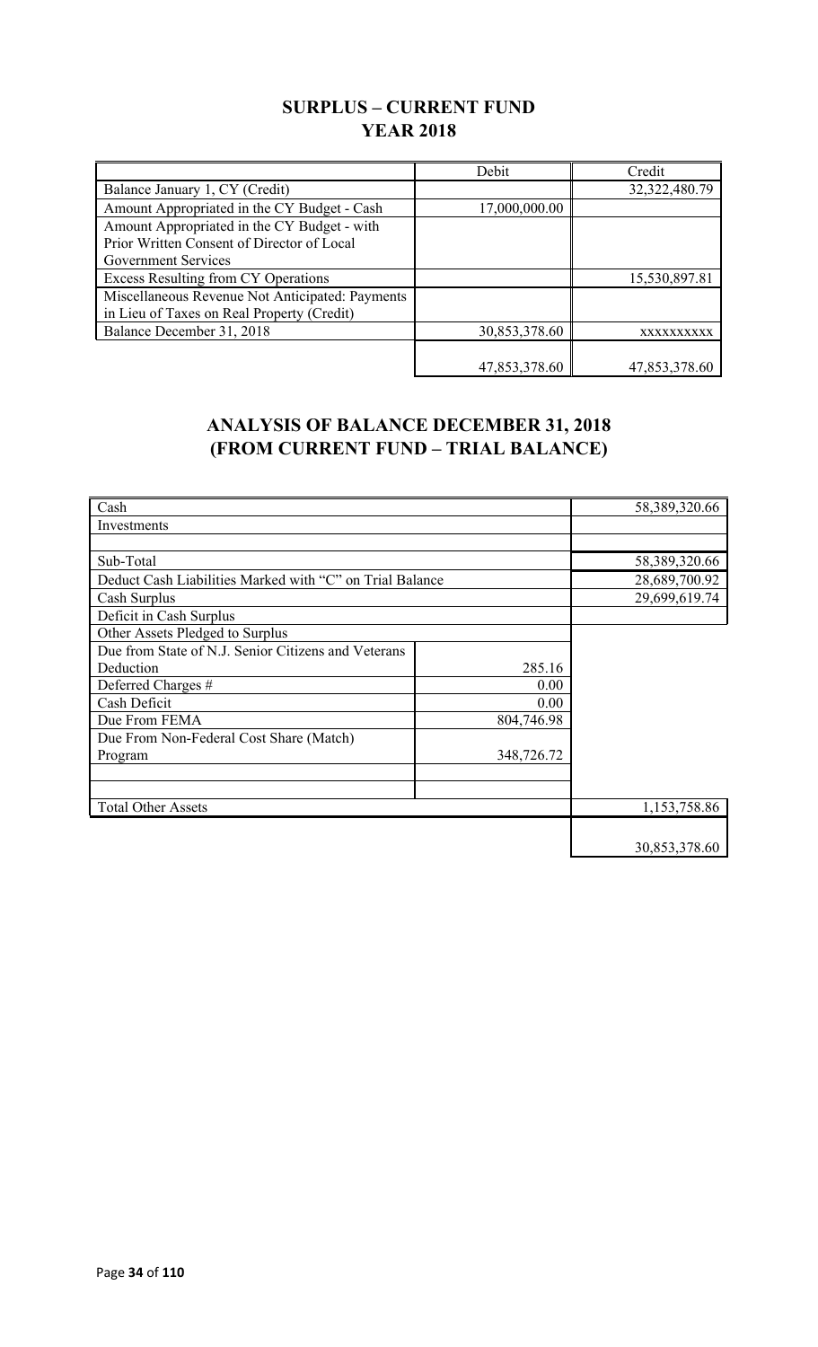# SURPLUS – CURRENT FUND
## YEAR 2018

| | Debit | Credit |
|---|---|---|
| Balance January 1, CY (Credit) | | 32,322,480.79 |
| Amount Appropriated in the CY Budget - Cash | 17,000,000.00 | |
| Amount Appropriated in the CY Budget - with Prior Written Consent of Director of Local Government Services | | |
| Excess Resulting from CY Operations | | 15,530,897.81 |
| Miscellaneous Revenue Not Anticipated: Payments in Lieu of Taxes on Real Property (Credit) | | |
| Balance December 31, 2018 | 30,853,378.60 | xxxxxxxxxx |
| | 47,853,378.60 | 47,853,378.60 |

# ANALYSIS OF BALANCE DECEMBER 31, 2018
## (FROM CURRENT FUND – TRIAL BALANCE)

| | | |
|---|---|---|
| Cash | | 58,389,320.66 |
| Investments | | |
| | | |
| Sub-Total | | 58,389,320.66 |
| Deduct Cash Liabilities Marked with "C" on Trial Balance | | 28,689,700.92 |
| Cash Surplus | | 29,699,619.74 |
| Deficit in Cash Surplus | | |
| Other Assets Pledged to Surplus | | |
| Due from State of N.J. Senior Citizens and Veterans Deduction | 285.16 | |
| Deferred Charges # | 0.00 | |
| Cash Deficit | 0.00 | |
| Due From FEMA | 804,746.98 | |
| Due From Non-Federal Cost Share (Match) Program | 348,726.72 | |
| | | |
| | | |
| Total Other Assets | | 1,153,758.86 |
| | | 30,853,378.60 |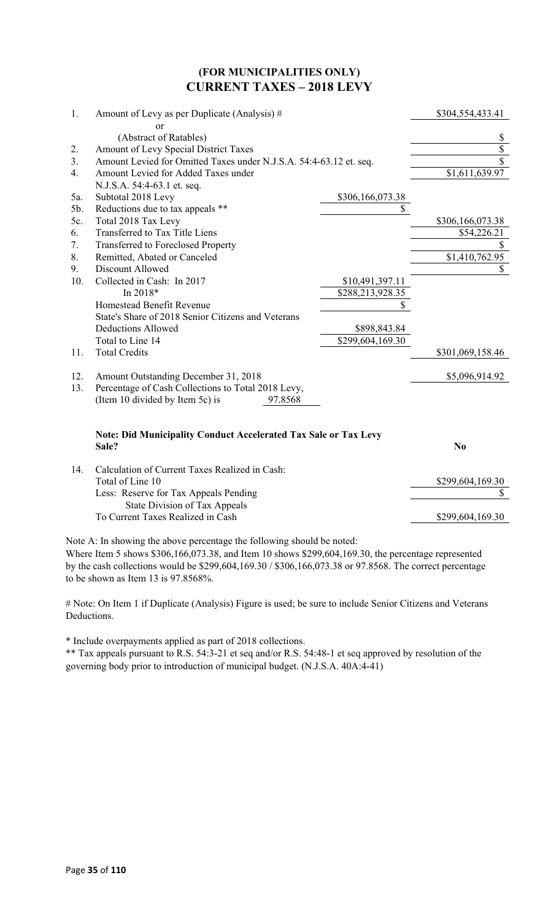## (FOR MUNICIPALITIES ONLY)
# CURRENT TAXES – 2018 LEVY

| | | | |
|---|---|---|---|
| 1. | Amount of Levy as per Duplicate (Analysis) # | | \$304,554,433.41 |
| | or | | |
| | (Abstract of Ratables) | | \$ |
| 2. | Amount of Levy Special District Taxes | | \$ |
| 3. | Amount Levied for Omitted Taxes under N.J.S.A. 54:4-63.12 et. seq. | | \$ |
| 4. | Amount Levied for Added Taxes under N.J.S.A. 54:4-63.1 et. seq. | | \$1,611,639.97 |
| 5a. | Subtotal 2018 Levy | \$306,166,073.38 | |
| 5b. | Reductions due to tax appeals ** | \$ | |
| 5c. | Total 2018 Tax Levy | | \$306,166,073.38 |
| 6. | Transferred to Tax Title Liens | | \$54,226.21 |
| 7. | Transferred to Foreclosed Property | | \$ |
| 8. | Remitted, Abated or Canceled | | \$1,410,762.95 |
| 9. | Discount Allowed | | \$ |
| 10. | Collected in Cash: In 2017 | \$10,491,397.11 | |
| | In 2018* | \$288,213,928.35 | |
| | Homestead Benefit Revenue | \$ | |
| | State's Share of 2018 Senior Citizens and Veterans Deductions Allowed | \$898,843.84 | |
| | Total to Line 14 | \$299,604,169.30 | |
| 11. | Total Credits | | \$301,069,158.46 |
| 12. | Amount Outstanding December 31, 2018 | | \$5,096,914.92 |
| 13. | Percentage of Cash Collections to Total 2018 Levy, (Item 10 divided by Item 5c) is 97.8568 | | |

**Note: Did Municipality Conduct Accelerated Tax Sale or Tax Levy Sale?** **No**

| | | |
|---|---|---|
| 14. | Calculation of Current Taxes Realized in Cash: | |
| | Total of Line 10 | \$299,604,169.30 |
| | Less: Reserve for Tax Appeals Pending State Division of Tax Appeals | \$ |
| | To Current Taxes Realized in Cash | \$299,604,169.30 |

Note A: In showing the above percentage the following should be noted:
Where Item 5 shows \$306,166,073.38, and Item 10 shows \$299,604,169.30, the percentage represented by the cash collections would be \$299,604,169.30 / \$306,166,073.38 or 97.8568. The correct percentage to be shown as Item 13 is 97.8568%.

# Note: On Item 1 if Duplicate (Analysis) Figure is used; be sure to include Senior Citizens and Veterans Deductions.

* Include overpayments applied as part of 2018 collections.

** Tax appeals pursuant to R.S. 54:3-21 et seq and/or R.S. 54:48-1 et seq approved by resolution of the governing body prior to introduction of municipal budget. (N.J.S.A. 40A:4-41)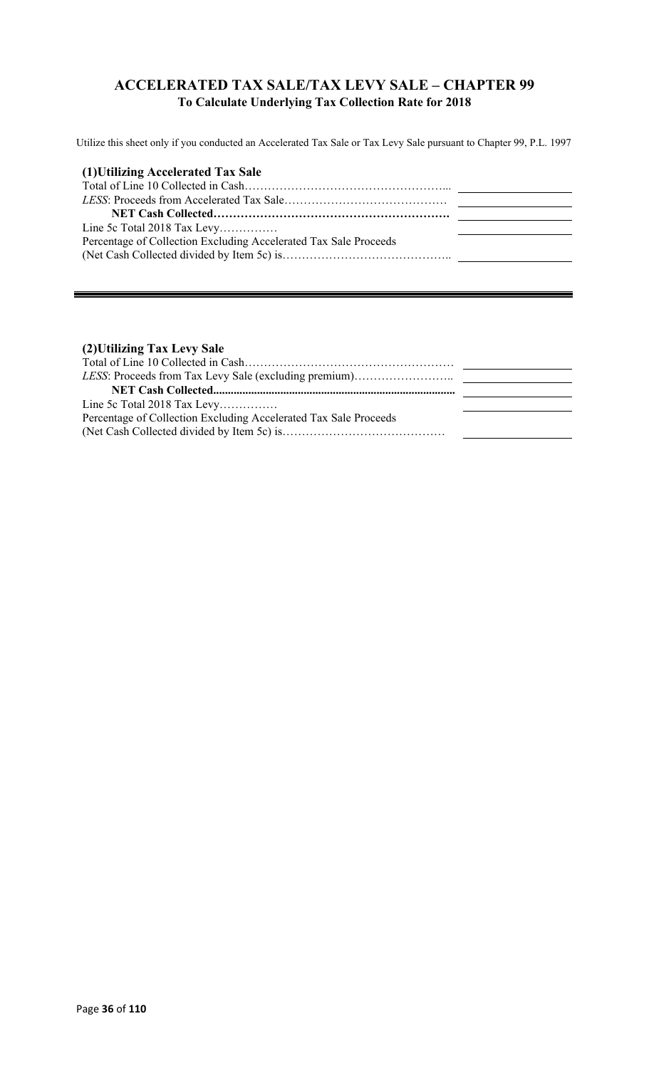## ACCELERATED TAX SALE/TAX LEVY SALE – CHAPTER 99

**To Calculate Underlying Tax Collection Rate for 2018**

Utilize this sheet only if you conducted an Accelerated Tax Sale or Tax Levy Sale pursuant to Chapter 99, P.L. 1997

### (1)Utilizing Accelerated Tax Sale

| | |
|---|---|
| Total of Line 10 Collected in Cash…………………………………………... | |
| *LESS*: Proceeds from Accelerated Tax Sale…………………………………… | |
| **NET Cash Collected……………………………………………………** | |
| Line 5c Total 2018 Tax Levy…………… | |
| Percentage of Collection Excluding Accelerated Tax Sale Proceeds (Net Cash Collected divided by Item 5c) is…………………………………….. | |

---

### (2)Utilizing Tax Levy Sale

| | |
|---|---|
| Total of Line 10 Collected in Cash……………………………………………… | |
| *LESS*: Proceeds from Tax Levy Sale (excluding premium)…………………….. | |
| **NET Cash Collected...................................................................................** | |
| Line 5c Total 2018 Tax Levy…………… | |
| Percentage of Collection Excluding Accelerated Tax Sale Proceeds (Net Cash Collected divided by Item 5c) is…………………………………… | |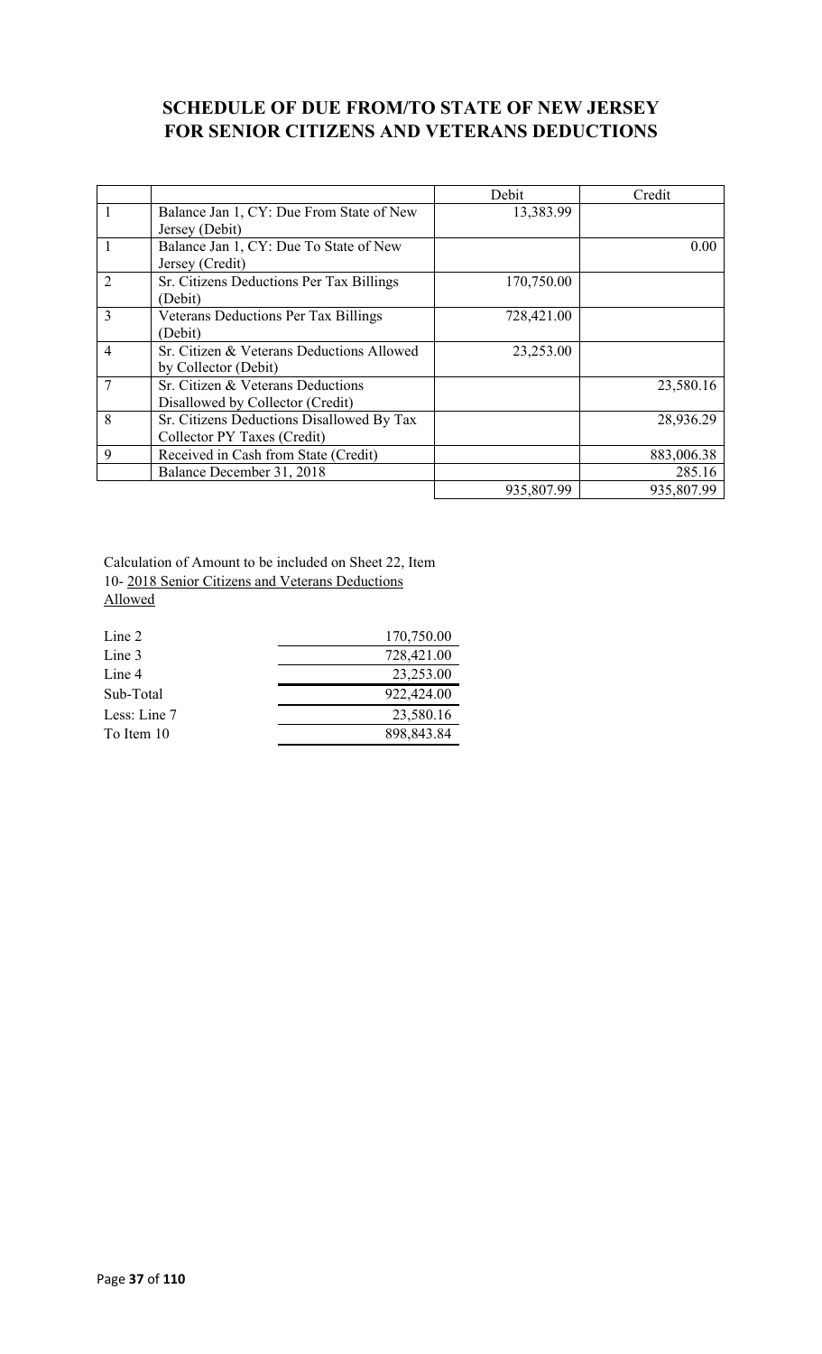# SCHEDULE OF DUE FROM/TO STATE OF NEW JERSEY FOR SENIOR CITIZENS AND VETERANS DEDUCTIONS

| | | Debit | Credit |
|---|---|---|---|
| 1 | Balance Jan 1, CY: Due From State of New Jersey (Debit) | 13,383.99 | |
| 1 | Balance Jan 1, CY: Due To State of New Jersey (Credit) | | 0.00 |
| 2 | Sr. Citizens Deductions Per Tax Billings (Debit) | 170,750.00 | |
| 3 | Veterans Deductions Per Tax Billings (Debit) | 728,421.00 | |
| 4 | Sr. Citizen & Veterans Deductions Allowed by Collector (Debit) | 23,253.00 | |
| 7 | Sr. Citizen & Veterans Deductions Disallowed by Collector (Credit) | | 23,580.16 |
| 8 | Sr. Citizens Deductions Disallowed By Tax Collector PY Taxes (Credit) | | 28,936.29 |
| 9 | Received in Cash from State (Credit) | | 883,006.38 |
| | Balance December 31, 2018 | | 285.16 |
| | | 935,807.99 | 935,807.99 |

Calculation of Amount to be included on Sheet 22, Item 10- 2018 Senior Citizens and Veterans Deductions Allowed

| | |
|---|---|
| Line 2 | 170,750.00 |
| Line 3 | 728,421.00 |
| Line 4 | 23,253.00 |
| Sub-Total | 922,424.00 |
| Less: Line 7 | 23,580.16 |
| To Item 10 | 898,843.84 |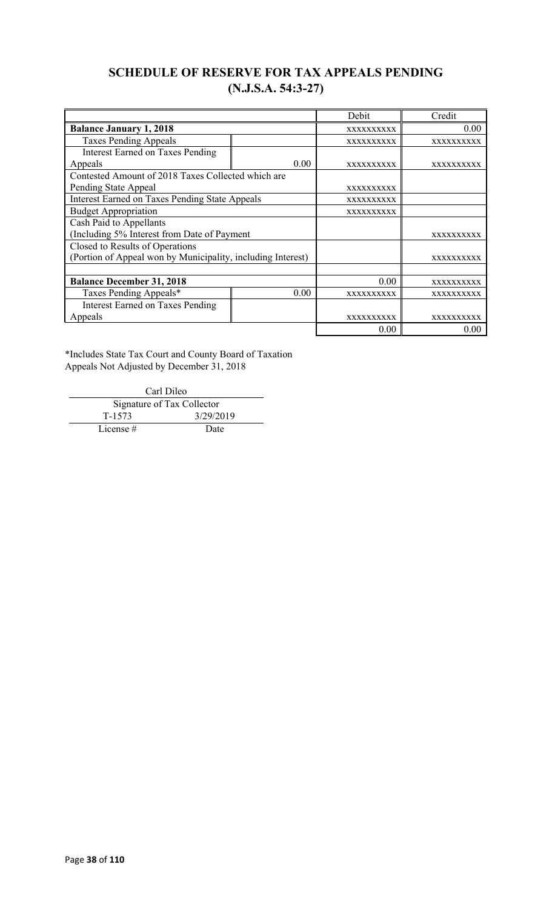## SCHEDULE OF RESERVE FOR TAX APPEALS PENDING
## (N.J.S.A. 54:3-27)

| | | Debit | Credit |
|---|---|---|---|
| **Balance January 1, 2018** | | XXXXXXXXXX | 0.00 |
| Taxes Pending Appeals | | XXXXXXXXXX | XXXXXXXXXX |
| Interest Earned on Taxes Pending Appeals | 0.00 | XXXXXXXXXX | XXXXXXXXXX |
| Contested Amount of 2018 Taxes Collected which are Pending State Appeal | | XXXXXXXXXX | |
| Interest Earned on Taxes Pending State Appeals | | XXXXXXXXXX | |
| Budget Appropriation | | XXXXXXXXXX | |
| Cash Paid to Appellants (Including 5% Interest from Date of Payment | | | XXXXXXXXXX |
| Closed to Results of Operations (Portion of Appeal won by Municipality, including Interest) | | | XXXXXXXXXX |
| | | | |
| **Balance December 31, 2018** | | 0.00 | XXXXXXXXXX |
| Taxes Pending Appeals* | 0.00 | XXXXXXXXXX | XXXXXXXXXX |
| Interest Earned on Taxes Pending Appeals | | XXXXXXXXXX | XXXXXXXXXX |
| | | 0.00 | 0.00 |

*Includes State Tax Court and County Board of Taxation Appeals Not Adjusted by December 31, 2018

Carl Dileo
Signature of Tax Collector

| T-1573 | 3/29/2019 |
|---|---|
| License # | Date |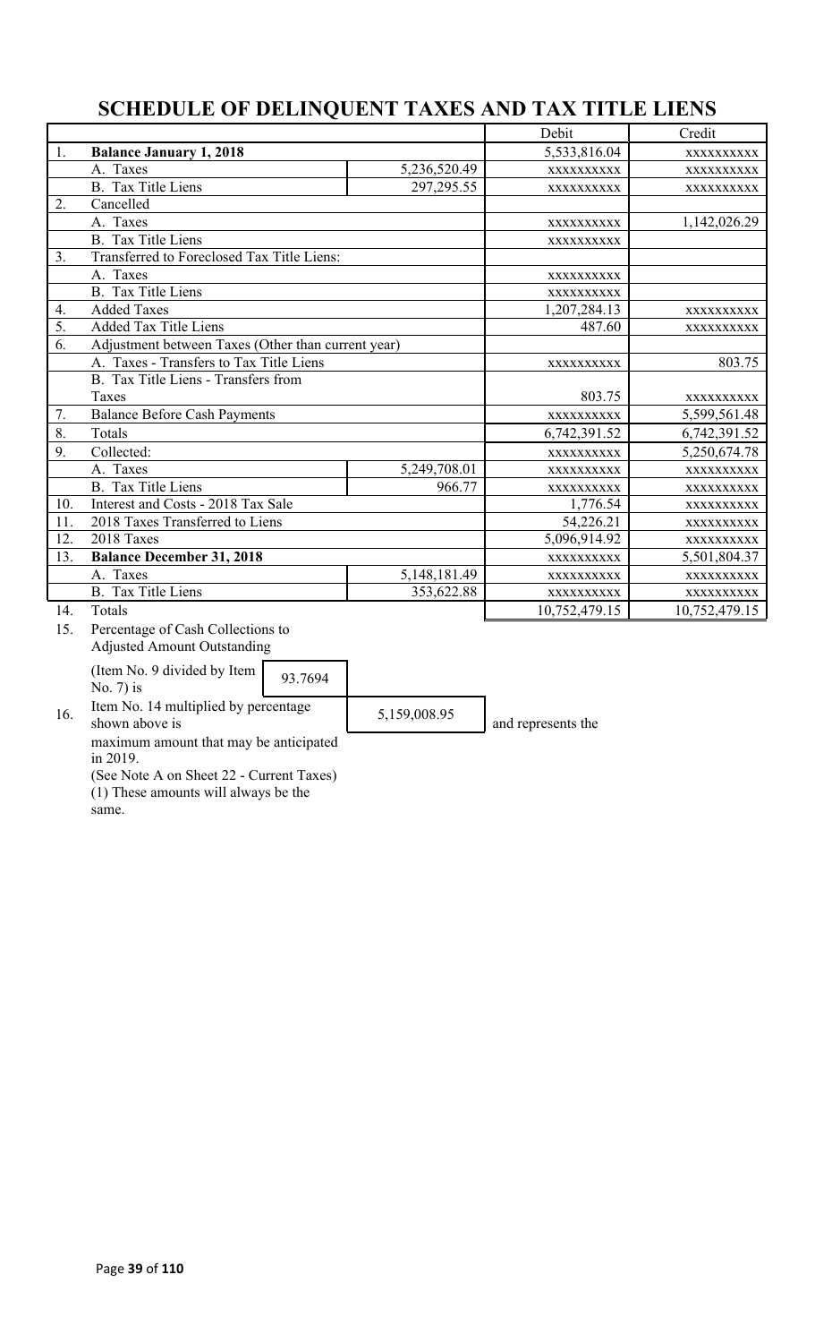# SCHEDULE OF DELINQUENT TAXES AND TAX TITLE LIENS

| | | | Debit | Credit |
|---|---|---|---|---|
| 1. | **Balance January 1, 2018** | | 5,533,816.04 | XXXXXXXXXX |
| | A. Taxes | 5,236,520.49 | XXXXXXXXXX | XXXXXXXXXX |
| | B. Tax Title Liens | 297,295.55 | XXXXXXXXXX | XXXXXXXXXX |
| 2. | Cancelled | | | |
| | A. Taxes | | XXXXXXXXXX | 1,142,026.29 |
| | B. Tax Title Liens | | XXXXXXXXXX | |
| 3. | Transferred to Foreclosed Tax Title Liens: | | | |
| | A. Taxes | | XXXXXXXXXX | |
| | B. Tax Title Liens | | XXXXXXXXXX | |
| 4. | Added Taxes | | 1,207,284.13 | XXXXXXXXXX |
| 5. | Added Tax Title Liens | | 487.60 | XXXXXXXXXX |
| 6. | Adjustment between Taxes (Other than current year) | | | |
| | A. Taxes - Transfers to Tax Title Liens | | XXXXXXXXXX | 803.75 |
| | B. Tax Title Liens - Transfers from Taxes | | 803.75 | XXXXXXXXXX |
| 7. | Balance Before Cash Payments | | XXXXXXXXXX | 5,599,561.48 |
| 8. | Totals | | 6,742,391.52 | 6,742,391.52 |
| 9. | Collected: | | XXXXXXXXXX | 5,250,674.78 |
| | A. Taxes | 5,249,708.01 | XXXXXXXXXX | XXXXXXXXXX |
| | B. Tax Title Liens | 966.77 | XXXXXXXXXX | XXXXXXXXXX |
| 10. | Interest and Costs - 2018 Tax Sale | | 1,776.54 | XXXXXXXXXX |
| 11. | 2018 Taxes Transferred to Liens | | 54,226.21 | XXXXXXXXXX |
| 12. | 2018 Taxes | | 5,096,914.92 | XXXXXXXXXX |
| 13. | **Balance December 31, 2018** | | XXXXXXXXXX | 5,501,804.37 |
| | A. Taxes | 5,148,181.49 | XXXXXXXXXX | XXXXXXXXXX |
| | B. Tax Title Liens | 353,622.88 | XXXXXXXXXX | XXXXXXXXXX |
| 14. | Totals | | 10,752,479.15 | 10,752,479.15 |

15. Percentage of Cash Collections to Adjusted Amount Outstanding

(Item No. 9 divided by Item No. 7) is 93.7694

16. Item No. 14 multiplied by percentage shown above is 5,159,008.95 and represents the maximum amount that may be anticipated in 2019.

(See Note A on Sheet 22 - Current Taxes)

(1) These amounts will always be the same.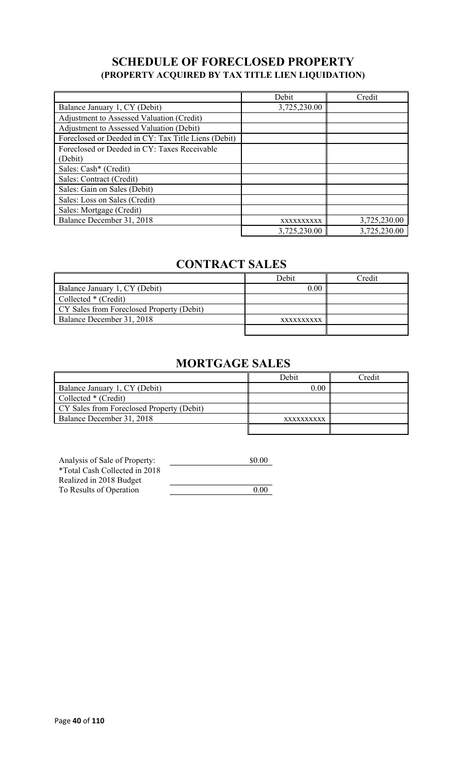## SCHEDULE OF FORECLOSED PROPERTY
### (PROPERTY ACQUIRED BY TAX TITLE LIEN LIQUIDATION)

| | Debit | Credit |
|---|---|---|
| Balance January 1, CY (Debit) | 3,725,230.00 | |
| Adjustment to Assessed Valuation (Credit) | | |
| Adjustment to Assessed Valuation (Debit) | | |
| Foreclosed or Deeded in CY: Tax Title Liens (Debit) | | |
| Foreclosed or Deeded in CY: Taxes Receivable (Debit) | | |
| Sales: Cash* (Credit) | | |
| Sales: Contract (Credit) | | |
| Sales: Gain on Sales (Debit) | | |
| Sales: Loss on Sales (Credit) | | |
| Sales: Mortgage (Credit) | | |
| Balance December 31, 2018 | xxxxxxxxxx | 3,725,230.00 |
| | 3,725,230.00 | 3,725,230.00 |

## CONTRACT SALES

| | Debit | Credit |
|---|---|---|
| Balance January 1, CY (Debit) | 0.00 | |
| Collected * (Credit) | | |
| CY Sales from Foreclosed Property (Debit) | | |
| Balance December 31, 2018 | xxxxxxxxxx | |
| | | |

## MORTGAGE SALES

| | Debit | Credit |
|---|---|---|
| Balance January 1, CY (Debit) | 0.00 | |
| Collected * (Credit) | | |
| CY Sales from Foreclosed Property (Debit) | | |
| Balance December 31, 2018 | xxxxxxxxxx | |
| | | |

| | |
|---|---|
| Analysis of Sale of Property: | $0.00 |
| *Total Cash Collected in 2018 | |
| Realized in 2018 Budget | |
| To Results of Operation | 0.00 |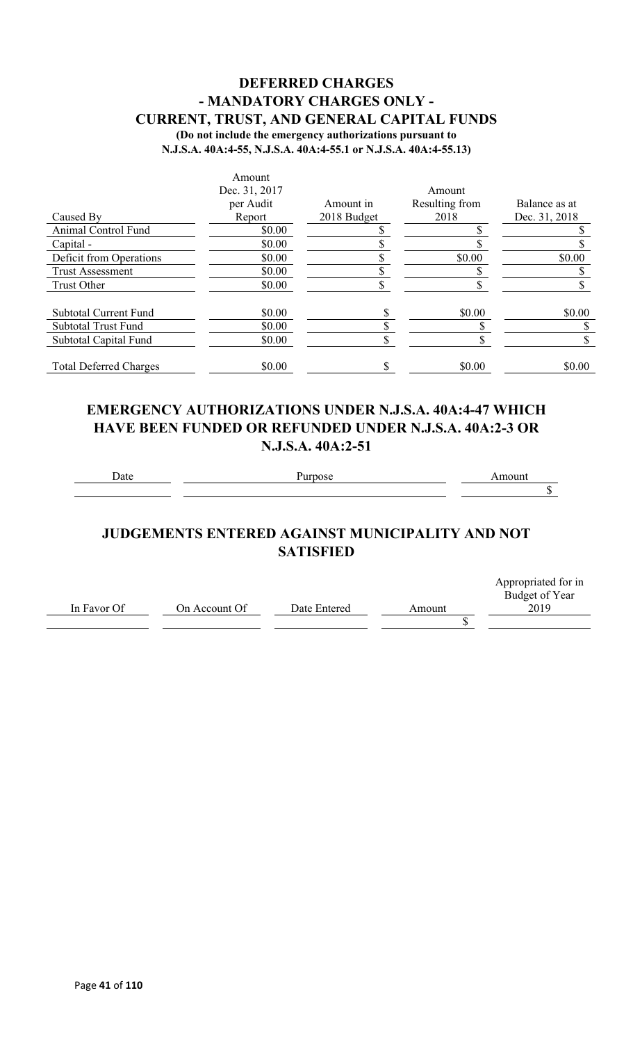## DEFERRED CHARGES
## - MANDATORY CHARGES ONLY -
## CURRENT, TRUST, AND GENERAL CAPITAL FUNDS

**(Do not include the emergency authorizations pursuant to N.J.S.A. 40A:4-55, N.J.S.A. 40A:4-55.1 or N.J.S.A. 40A:4-55.13)**

| Caused By | Amount Dec. 31, 2017 per Audit Report | Amount in 2018 Budget | Amount Resulting from 2018 | Balance as at Dec. 31, 2018 |
|---|---|---|---|---|
| Animal Control Fund | $0.00 | $ | $ | $ |
| Capital - | $0.00 | $ | $ | $ |
| Deficit from Operations | $0.00 | $ | $0.00 | $0.00 |
| Trust Assessment | $0.00 | $ | $ | $ |
| Trust Other | $0.00 | $ | $ | $ |
| Subtotal Current Fund | $0.00 | $ | $0.00 | $0.00 |
| Subtotal Trust Fund | $0.00 | $ | $ | $ |
| Subtotal Capital Fund | $0.00 | $ | $ | $ |
| Total Deferred Charges | $0.00 | $ | $0.00 | $0.00 |

## EMERGENCY AUTHORIZATIONS UNDER N.J.S.A. 40A:4-47 WHICH HAVE BEEN FUNDED OR REFUNDED UNDER N.J.S.A. 40A:2-3 OR N.J.S.A. 40A:2-51

| Date | Purpose | Amount |
|---|---|---|
| | | $ |

## JUDGEMENTS ENTERED AGAINST MUNICIPALITY AND NOT SATISFIED

| In Favor Of | On Account Of | Date Entered | Amount | Appropriated for in Budget of Year 2019 |
|---|---|---|---|---|
| | | | $ | |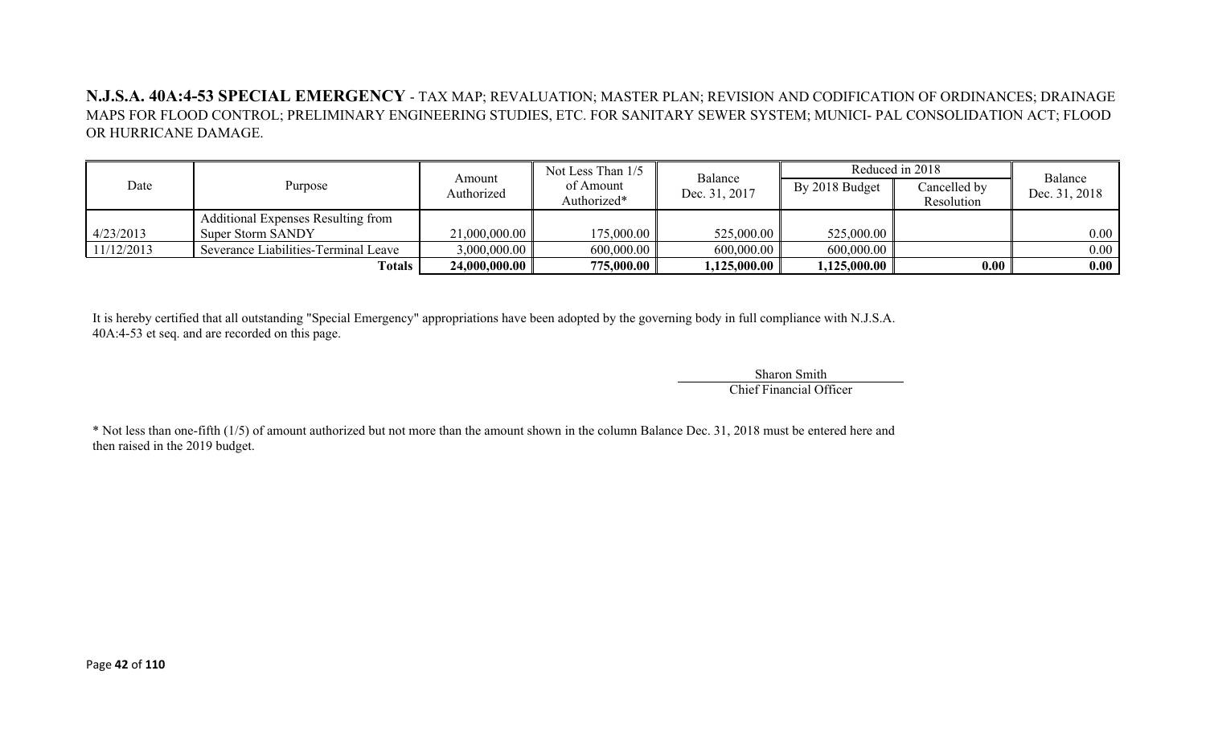**N.J.S.A. 40A:4-53 SPECIAL EMERGENCY** - TAX MAP; REVALUATION; MASTER PLAN; REVISION AND CODIFICATION OF ORDINANCES; DRAINAGE MAPS FOR FLOOD CONTROL; PRELIMINARY ENGINEERING STUDIES, ETC. FOR SANITARY SEWER SYSTEM; MUNICI- PAL CONSOLIDATION ACT; FLOOD OR HURRICANE DAMAGE.

| Date | Purpose | Amount Authorized | Not Less Than 1/5 of Amount Authorized* | Balance Dec. 31, 2017 | Reduced in 2018 | | Balance Dec. 31, 2018 |
|---|---|---|---|---|---|---|---|
| | | | | | By 2018 Budget | Cancelled by Resolution | |
| 4/23/2013 | Additional Expenses Resulting from Super Storm SANDY | 21,000,000.00 | 175,000.00 | 525,000.00 | 525,000.00 | | 0.00 |
| 11/12/2013 | Severance Liabilities-Terminal Leave | 3,000,000.00 | 600,000.00 | 600,000.00 | 600,000.00 | | 0.00 |
| | **Totals** | **24,000,000.00** | **775,000.00** | **1,125,000.00** | **1,125,000.00** | **0.00** | **0.00** |

It is hereby certified that all outstanding "Special Emergency" appropriations have been adopted by the governing body in full compliance with N.J.S.A. 40A:4-53 et seq. and are recorded on this page.

Sharon Smith
Chief Financial Officer

* Not less than one-fifth (1/5) of amount authorized but not more than the amount shown in the column Balance Dec. 31, 2018 must be entered here and then raised in the 2019 budget.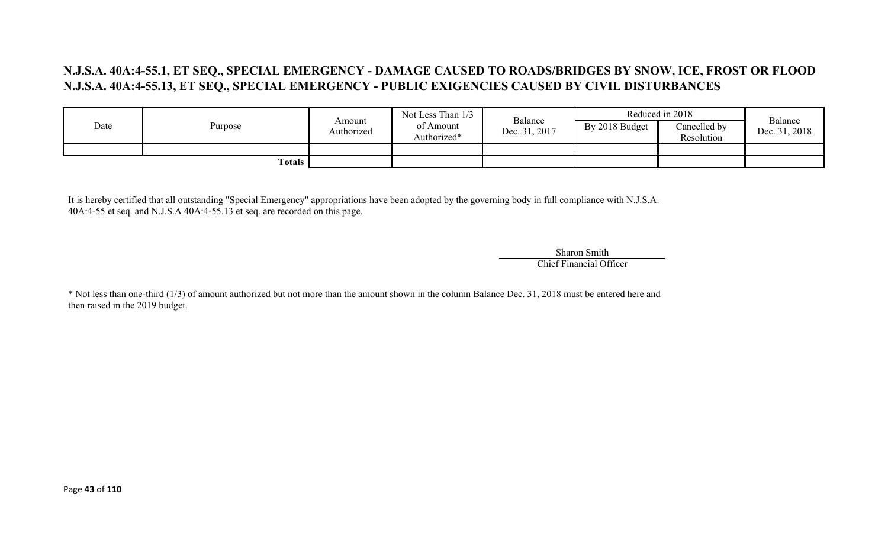## N.J.S.A. 40A:4-55.1, ET SEQ., SPECIAL EMERGENCY - DAMAGE CAUSED TO ROADS/BRIDGES BY SNOW, ICE, FROST OR FLOOD
## N.J.S.A. 40A:4-55.13, ET SEQ., SPECIAL EMERGENCY - PUBLIC EXIGENCIES CAUSED BY CIVIL DISTURBANCES

| Date | Purpose | Amount Authorized | Not Less Than 1/3 of Amount Authorized* | Balance Dec. 31, 2017 | Reduced in 2018 | | Balance Dec. 31, 2018 |
|---|---|---|---|---|---|---|---|
| | | | | | By 2018 Budget | Cancelled by Resolution | |
| | | | | | | | |
| | **Totals** | | | | | | |

It is hereby certified that all outstanding "Special Emergency" appropriations have been adopted by the governing body in full compliance with N.J.S.A. 40A:4-55 et seq. and N.J.S.A 40A:4-55.13 et seq. are recorded on this page.

Sharon Smith
Chief Financial Officer

* Not less than one-third (1/3) of amount authorized but not more than the amount shown in the column Balance Dec. 31, 2018 must be entered here and then raised in the 2019 budget.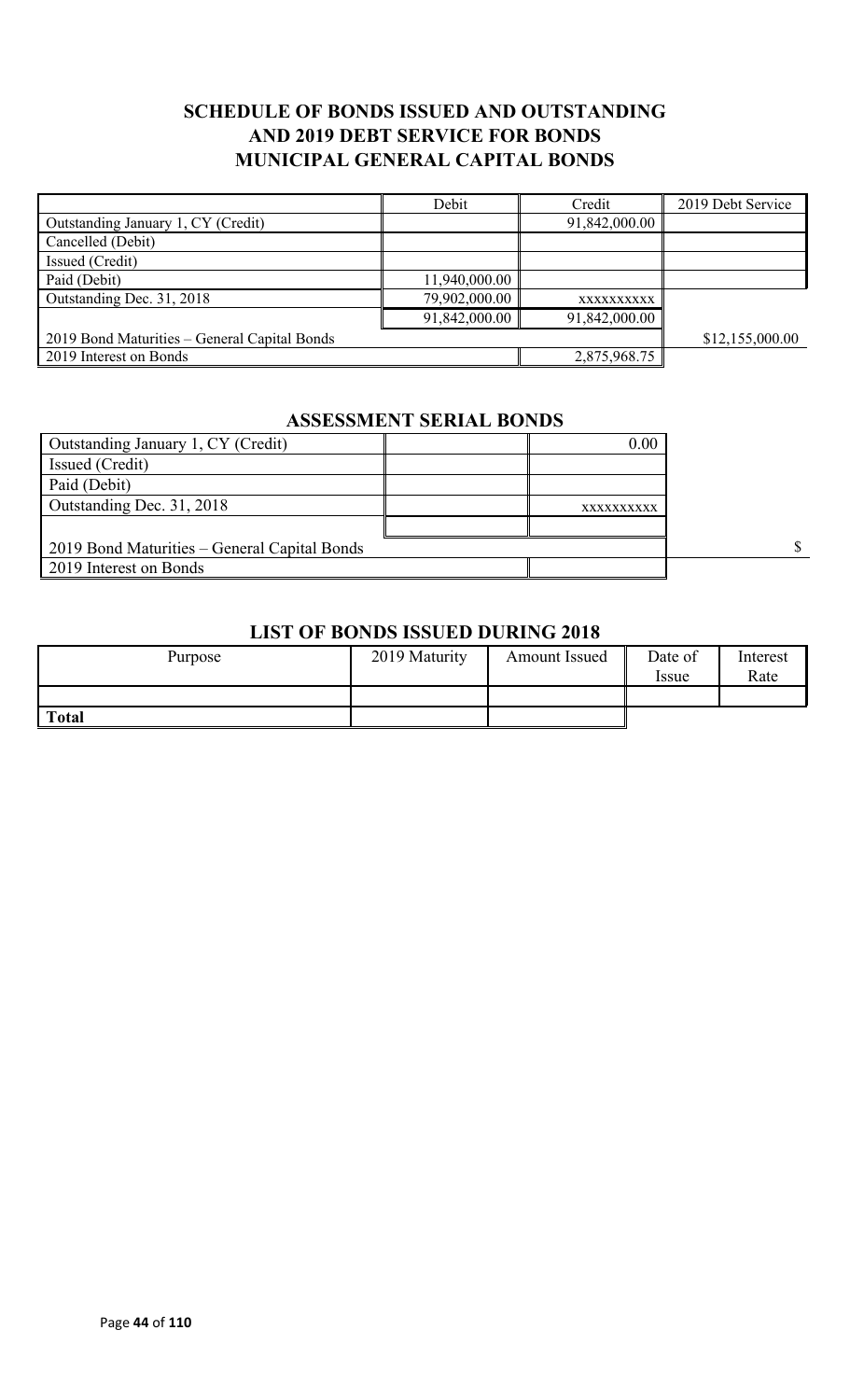## SCHEDULE OF BONDS ISSUED AND OUTSTANDING AND 2019 DEBT SERVICE FOR BONDS MUNICIPAL GENERAL CAPITAL BONDS

| | Debit | Credit | 2019 Debt Service |
|---|---|---|---|
| Outstanding January 1, CY (Credit) | | 91,842,000.00 | |
| Cancelled (Debit) | | | |
| Issued (Credit) | | | |
| Paid (Debit) | 11,940,000.00 | | |
| Outstanding Dec. 31, 2018 | 79,902,000.00 | xxxxxxxxxx | |
| | 91,842,000.00 | 91,842,000.00 | |
| 2019 Bond Maturities – General Capital Bonds | | | $12,155,000.00 |
| 2019 Interest on Bonds | | 2,875,968.75 | |

## ASSESSMENT SERIAL BONDS

| | | | |
|---|---|---|---|
| Outstanding January 1, CY (Credit) | | 0.00 | |
| Issued (Credit) | | | |
| Paid (Debit) | | | |
| Outstanding Dec. 31, 2018 | | xxxxxxxxxx | |
| | | | |
| 2019 Bond Maturities – General Capital Bonds | | | $ |
| 2019 Interest on Bonds | | | |

## LIST OF BONDS ISSUED DURING 2018

| Purpose | 2019 Maturity | Amount Issued | Date of Issue | Interest Rate |
|---|---|---|---|---|
| | | | | |
| **Total** | | | | |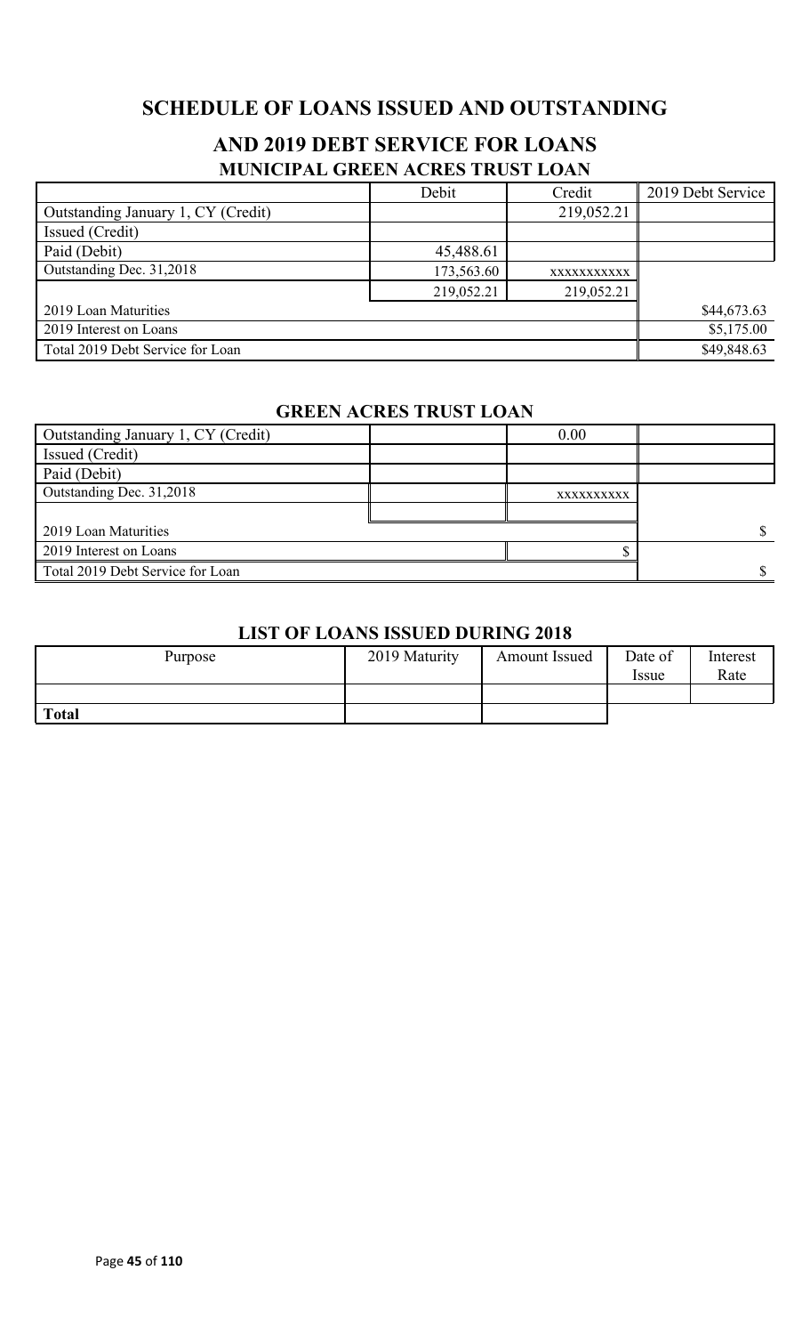# SCHEDULE OF LOANS ISSUED AND OUTSTANDING

## AND 2019 DEBT SERVICE FOR LOANS

### MUNICIPAL GREEN ACRES TRUST LOAN

| | Debit | Credit | 2019 Debt Service |
|---|---|---|---|
| Outstanding January 1, CY (Credit) | | 219,052.21 | |
| Issued (Credit) | | | |
| Paid (Debit) | 45,488.61 | | |
| Outstanding Dec. 31,2018 | 173,563.60 | xxxxxxxxxxx | |
| | 219,052.21 | 219,052.21 | |
| 2019 Loan Maturities | | | $44,673.63 |
| 2019 Interest on Loans | | | $5,175.00 |
| Total 2019 Debt Service for Loan | | | $49,848.63 |

### GREEN ACRES TRUST LOAN

| | | | |
|---|---|---|---|
| Outstanding January 1, CY (Credit) | | 0.00 | |
| Issued (Credit) | | | |
| Paid (Debit) | | | |
| Outstanding Dec. 31,2018 | | xxxxxxxxxx | |
| | | | |
| 2019 Loan Maturities | | | $ |
| 2019 Interest on Loans | | $ | |
| Total 2019 Debt Service for Loan | | | $ |

### LIST OF LOANS ISSUED DURING 2018

| Purpose | 2019 Maturity | Amount Issued | Date of Issue | Interest Rate |
|---|---|---|---|---|
| | | | | |
| **Total** | | | | |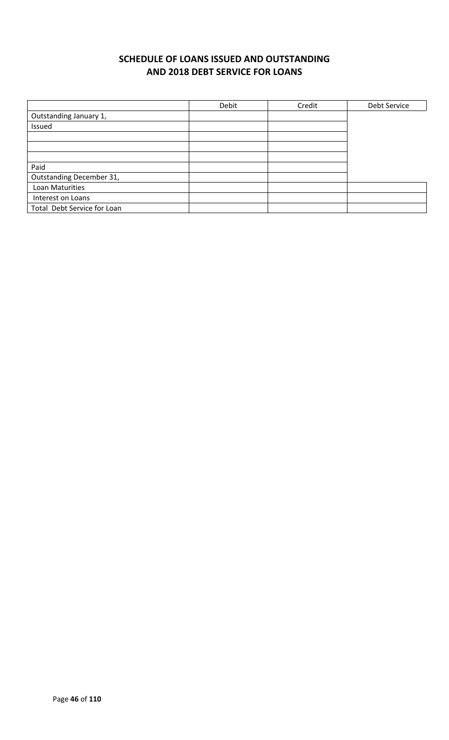## SCHEDULE OF LOANS ISSUED AND OUTSTANDING AND 2018 DEBT SERVICE FOR LOANS

| | Debit | Credit | Debt Service |
|---|---|---|---|
| Outstanding January 1, | | | |
| Issued | | | |
| | | | |
| | | | |
| | | | |
| Paid | | | |
| Outstanding December 31, | | | |
| Loan Maturities | | | |
| Interest on Loans | | | |
| Total Debt Service for Loan | | | |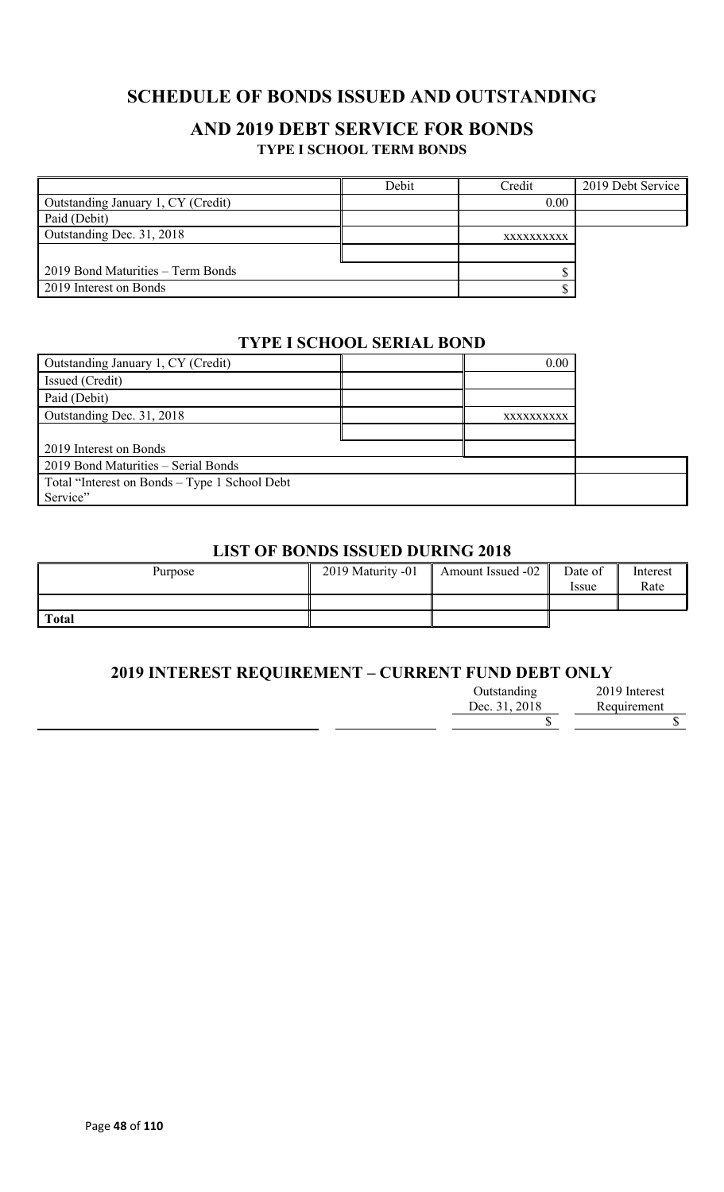# SCHEDULE OF BONDS ISSUED AND OUTSTANDING

## AND 2019 DEBT SERVICE FOR BONDS

### TYPE I SCHOOL TERM BONDS

| | Debit | Credit | 2019 Debt Service |
|---|---|---|---|
| Outstanding January 1, CY (Credit) | | 0.00 | |
| Paid (Debit) | | | |
| Outstanding Dec. 31, 2018 | | xxxxxxxxxx | |
| | | | |
| 2019 Bond Maturities – Term Bonds | | $ | |
| 2019 Interest on Bonds | | $ | |

### TYPE I SCHOOL SERIAL BOND

| | | | |
|---|---|---|---|
| Outstanding January 1, CY (Credit) | | 0.00 | |
| Issued (Credit) | | | |
| Paid (Debit) | | | |
| Outstanding Dec. 31, 2018 | | xxxxxxxxxx | |
| | | | |
| 2019 Interest on Bonds | | | |
| 2019 Bond Maturities – Serial Bonds | | | |
| Total "Interest on Bonds – Type 1 School Debt Service" | | | |

### LIST OF BONDS ISSUED DURING 2018

| Purpose | 2019 Maturity -01 | Amount Issued -02 | Date of Issue | Interest Rate |
|---|---|---|---|---|
| | | | | |
| **Total** | | | | |

### 2019 INTEREST REQUIREMENT – CURRENT FUND DEBT ONLY

| | | Outstanding Dec. 31, 2018 | 2019 Interest Requirement |
|---|---|---|---|
| | | $ | $ |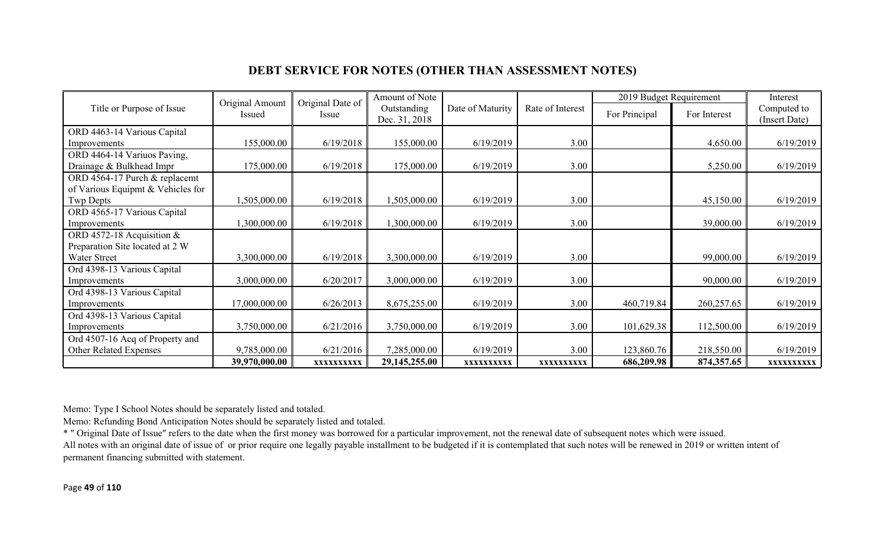## DEBT SERVICE FOR NOTES (OTHER THAN ASSESSMENT NOTES)

| Title or Purpose of Issue | Original Amount Issued | Original Date of Issue | Amount of Note Outstanding Dec. 31, 2018 | Date of Maturity | Rate of Interest | 2019 Budget Requirement | | Interest Computed to (Insert Date) |
|---|---|---|---|---|---|---|---|---|
| | | | | | | For Principal | For Interest | |
| ORD 4463-14 Various Capital Improvements | 155,000.00 | 6/19/2018 | 155,000.00 | 6/19/2019 | 3.00 | | 4,650.00 | 6/19/2019 |
| ORD 4464-14 Variuos Paving, Drainage & Bulkhead Impr | 175,000.00 | 6/19/2018 | 175,000.00 | 6/19/2019 | 3.00 | | 5,250.00 | 6/19/2019 |
| ORD 4564-17 Purch & replacemt of Various Equipmt & Vehicles for Twp Depts | 1,505,000.00 | 6/19/2018 | 1,505,000.00 | 6/19/2019 | 3.00 | | 45,150.00 | 6/19/2019 |
| ORD 4565-17 Various Capital Improvements | 1,300,000.00 | 6/19/2018 | 1,300,000.00 | 6/19/2019 | 3.00 | | 39,000.00 | 6/19/2019 |
| ORD 4572-18 Acquisition & Preparation Site located at 2 W Water Street | 3,300,000.00 | 6/19/2018 | 3,300,000.00 | 6/19/2019 | 3.00 | | 99,000.00 | 6/19/2019 |
| Ord 4398-13 Various Capital Improvements | 3,000,000.00 | 6/20/2017 | 3,000,000.00 | 6/19/2019 | 3.00 | | 90,000.00 | 6/19/2019 |
| Ord 4398-13 Various Capital Improvements | 17,000,000.00 | 6/26/2013 | 8,675,255.00 | 6/19/2019 | 3.00 | 460,719.84 | 260,257.65 | 6/19/2019 |
| Ord 4398-13 Various Capital Improvements | 3,750,000.00 | 6/21/2016 | 3,750,000.00 | 6/19/2019 | 3.00 | 101,629.38 | 112,500.00 | 6/19/2019 |
| Ord 4507-16 Acq of Property and Other Related Expenses | 9,785,000.00 | 6/21/2016 | 7,285,000.00 | 6/19/2019 | 3.00 | 123,860.76 | 218,550.00 | 6/19/2019 |
| | **39,970,000.00** | **xxxxxxxxxx** | **29,145,255.00** | **xxxxxxxxxx** | **xxxxxxxxxx** | **686,209.98** | **874,357.65** | **xxxxxxxxxx** |

Memo: Type I School Notes should be separately listed and totaled.

Memo: Refunding Bond Anticipation Notes should be separately listed and totaled.

* " Original Date of Issue" refers to the date when the first money was borrowed for a particular improvement, not the renewal date of subsequent notes which were issued.

All notes with an original date of issue of or prior require one legally payable installment to be budgeted if it is contemplated that such notes will be renewed in 2019 or written intent of permanent financing submitted with statement.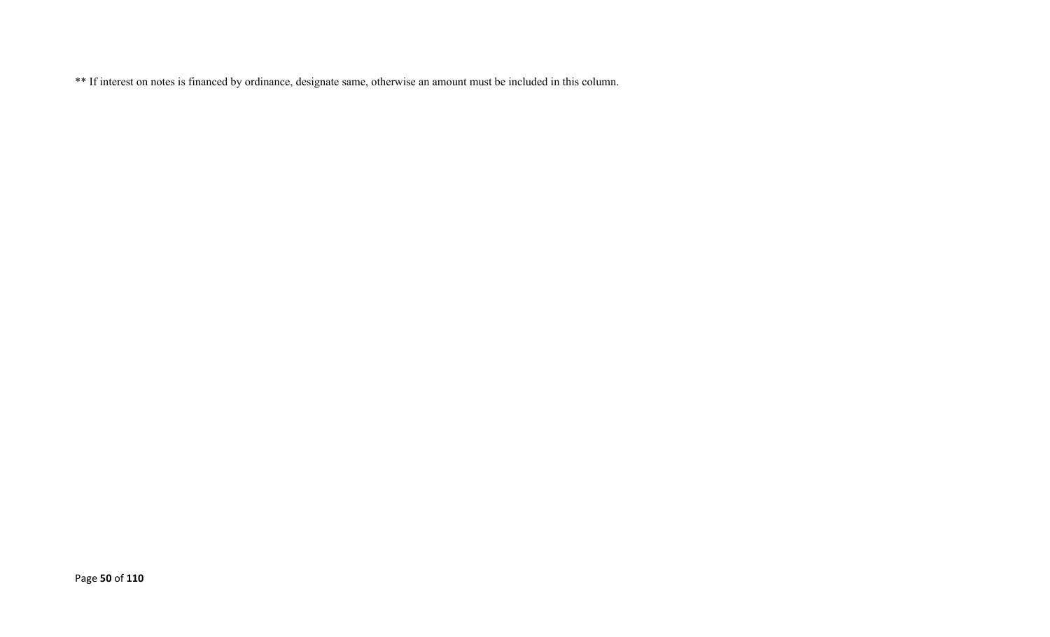** If interest on notes is financed by ordinance, designate same, otherwise an amount must be included in this column.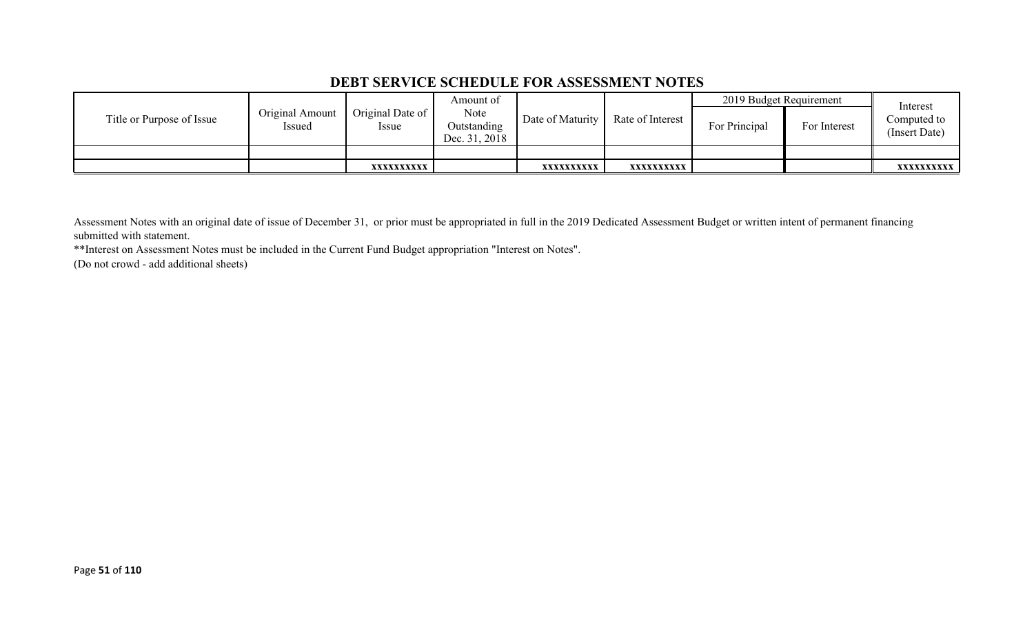## DEBT SERVICE SCHEDULE FOR ASSESSMENT NOTES

| Title or Purpose of Issue | Original Amount Issued | Original Date of Issue | Amount of Note Outstanding Dec. 31, 2018 | Date of Maturity | Rate of Interest | 2019 Budget Requirement | | Interest Computed to (Insert Date) |
|---|---|---|---|---|---|---|---|---|
| | | | | | | For Principal | For Interest | |
| | | | | | | | | |
| | | xxxxxxxxxx | | xxxxxxxxxx | xxxxxxxxxx | | | xxxxxxxxxx |

Assessment Notes with an original date of issue of December 31, or prior must be appropriated in full in the 2019 Dedicated Assessment Budget or written intent of permanent financing submitted with statement.

**Interest on Assessment Notes must be included in the Current Fund Budget appropriation "Interest on Notes".

(Do not crowd - add additional sheets)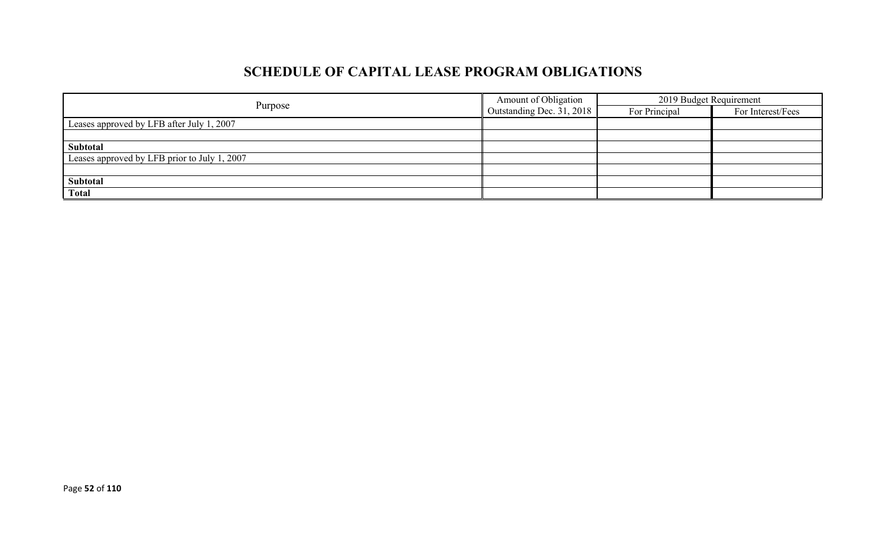# SCHEDULE OF CAPITAL LEASE PROGRAM OBLIGATIONS

| Purpose | Amount of Obligation Outstanding Dec. 31, 2018 | 2019 Budget Requirement | |
|---|---|---|---|
| | | For Principal | For Interest/Fees |
| Leases approved by LFB after July 1, 2007 | | | |
| | | | |
| **Subtotal** | | | |
| Leases approved by LFB prior to July 1, 2007 | | | |
| | | | |
| **Subtotal** | | | |
| **Total** | | | |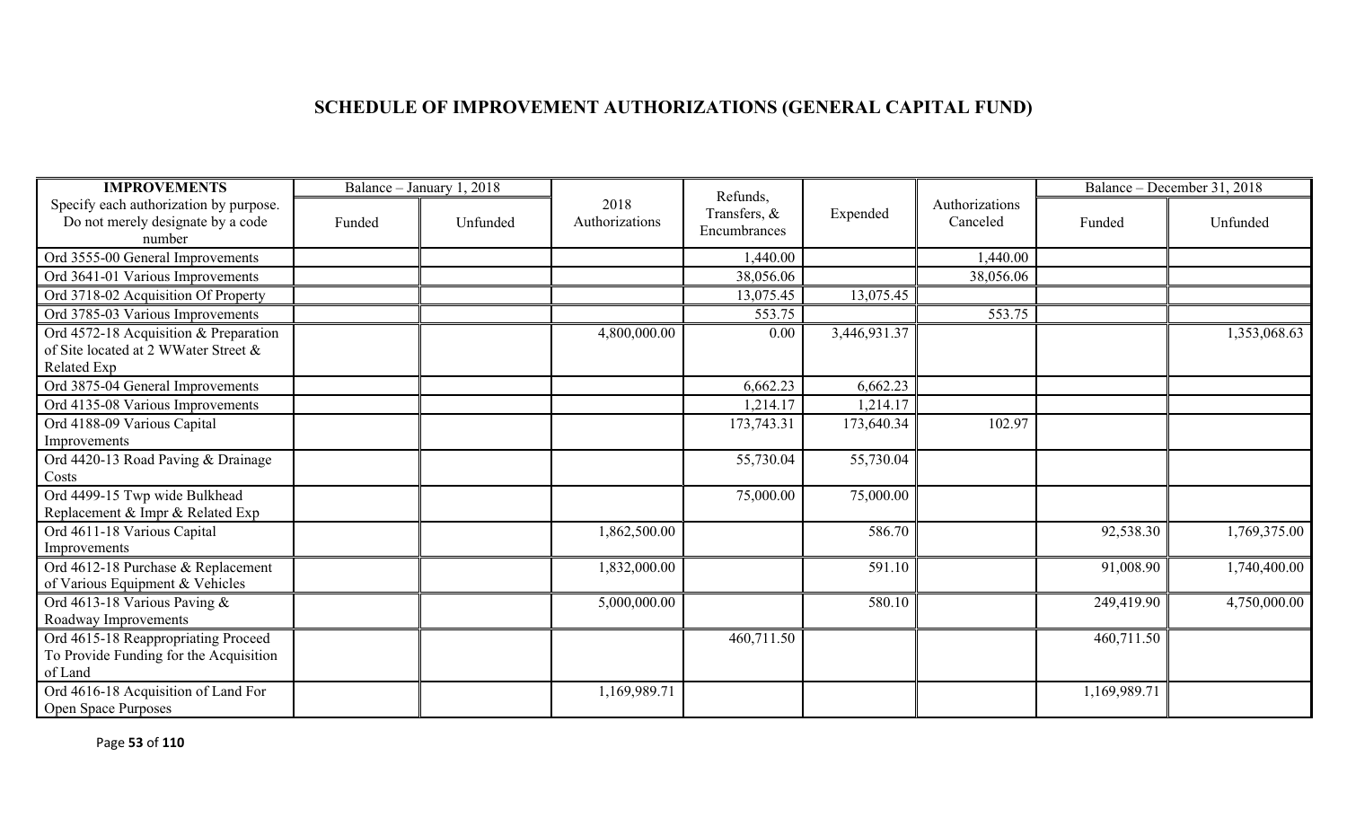# SCHEDULE OF IMPROVEMENT AUTHORIZATIONS (GENERAL CAPITAL FUND)

| IMPROVEMENTS | Balance – January 1, 2018 | | 2018 Authorizations | Refunds, Transfers, & Encumbrances | Expended | Authorizations Canceled | Balance – December 31, 2018 | |
|---|---|---|---|---|---|---|---|---|
| Specify each authorization by purpose. Do not merely designate by a code number | Funded | Unfunded | | | | | Funded | Unfunded |
| Ord 3555-00 General Improvements | | | | 1,440.00 | | 1,440.00 | | |
| Ord 3641-01 Various Improvements | | | | 38,056.06 | | 38,056.06 | | |
| Ord 3718-02 Acquisition Of Property | | | | 13,075.45 | 13,075.45 | | | |
| Ord 3785-03 Various Improvements | | | | 553.75 | | 553.75 | | |
| Ord 4572-18 Acquisition & Preparation of Site located at 2 WWater Street & Related Exp | | | 4,800,000.00 | 0.00 | 3,446,931.37 | | | 1,353,068.63 |
| Ord 3875-04 General Improvements | | | | 6,662.23 | 6,662.23 | | | |
| Ord 4135-08 Various Improvements | | | | 1,214.17 | 1,214.17 | | | |
| Ord 4188-09 Various Capital Improvements | | | | 173,743.31 | 173,640.34 | 102.97 | | |
| Ord 4420-13 Road Paving & Drainage Costs | | | | 55,730.04 | 55,730.04 | | | |
| Ord 4499-15 Twp wide Bulkhead Replacement & Impr & Related Exp | | | | 75,000.00 | 75,000.00 | | | |
| Ord 4611-18 Various Capital Improvements | | | 1,862,500.00 | | 586.70 | | 92,538.30 | 1,769,375.00 |
| Ord 4612-18 Purchase & Replacement of Various Equipment & Vehicles | | | 1,832,000.00 | | 591.10 | | 91,008.90 | 1,740,400.00 |
| Ord 4613-18 Various Paving & Roadway Improvements | | | 5,000,000.00 | | 580.10 | | 249,419.90 | 4,750,000.00 |
| Ord 4615-18 Reappropriating Proceed To Provide Funding for the Acquisition of Land | | | | 460,711.50 | | | 460,711.50 | |
| Ord 4616-18 Acquisition of Land For Open Space Purposes | | | 1,169,989.71 | | | | 1,169,989.71 | |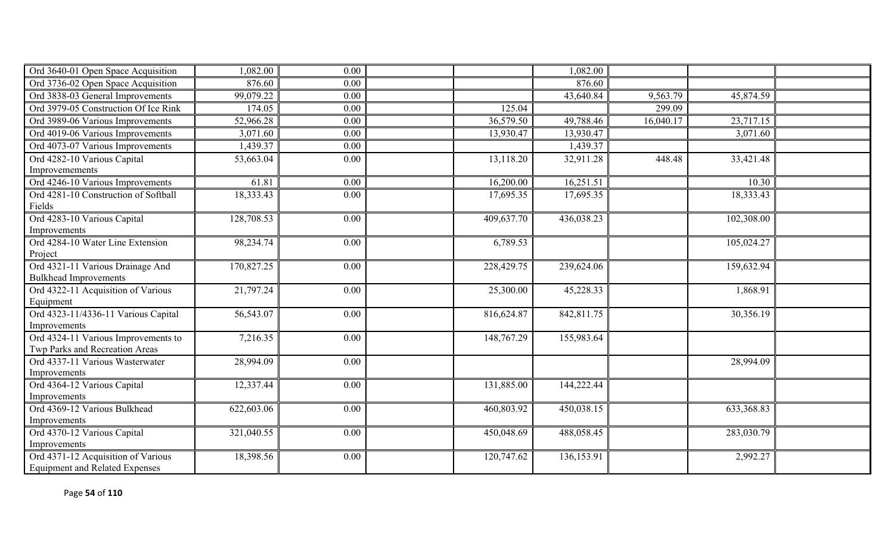| | | | | | | | | |
|---|---|---|---|---|---|---|---|---|
| Ord 3640-01 Open Space Acquisition | 1,082.00 | 0.00 | | | 1,082.00 | | | |
| Ord 3736-02 Open Space Acquisition | 876.60 | 0.00 | | | 876.60 | | | |
| Ord 3838-03 General Improvements | 99,079.22 | 0.00 | | | 43,640.84 | 9,563.79 | 45,874.59 | |
| Ord 3979-05 Construction Of Ice Rink | 174.05 | 0.00 | | 125.04 | | 299.09 | | |
| Ord 3989-06 Various Improvements | 52,966.28 | 0.00 | | 36,579.50 | 49,788.46 | 16,040.17 | 23,717.15 | |
| Ord 4019-06 Various Improvements | 3,071.60 | 0.00 | | 13,930.47 | 13,930.47 | | 3,071.60 | |
| Ord 4073-07 Various Improvements | 1,439.37 | 0.00 | | | 1,439.37 | | | |
| Ord 4282-10 Various Capital Improvemements | 53,663.04 | 0.00 | | 13,118.20 | 32,911.28 | 448.48 | 33,421.48 | |
| Ord 4246-10 Various Improvements | 61.81 | 0.00 | | 16,200.00 | 16,251.51 | | 10.30 | |
| Ord 4281-10 Construction of Softball Fields | 18,333.43 | 0.00 | | 17,695.35 | 17,695.35 | | 18,333.43 | |
| Ord 4283-10 Various Capital Improvements | 128,708.53 | 0.00 | | 409,637.70 | 436,038.23 | | 102,308.00 | |
| Ord 4284-10 Water Line Extension Project | 98,234.74 | 0.00 | | 6,789.53 | | | 105,024.27 | |
| Ord 4321-11 Various Drainage And Bulkhead Improvements | 170,827.25 | 0.00 | | 228,429.75 | 239,624.06 | | 159,632.94 | |
| Ord 4322-11 Acquisition of Various Equipment | 21,797.24 | 0.00 | | 25,300.00 | 45,228.33 | | 1,868.91 | |
| Ord 4323-11/4336-11 Various Capital Improvements | 56,543.07 | 0.00 | | 816,624.87 | 842,811.75 | | 30,356.19 | |
| Ord 4324-11 Various Improvements to Twp Parks and Recreation Areas | 7,216.35 | 0.00 | | 148,767.29 | 155,983.64 | | | |
| Ord 4337-11 Various Wastewater Improvements | 28,994.09 | 0.00 | | | | | 28,994.09 | |
| Ord 4364-12 Various Capital Improvements | 12,337.44 | 0.00 | | 131,885.00 | 144,222.44 | | | |
| Ord 4369-12 Various Bulkhead Improvements | 622,603.06 | 0.00 | | 460,803.92 | 450,038.15 | | 633,368.83 | |
| Ord 4370-12 Various Capital Improvements | 321,040.55 | 0.00 | | 450,048.69 | 488,058.45 | | 283,030.79 | |
| Ord 4371-12 Acquisition of Various Equipment and Related Expenses | 18,398.56 | 0.00 | | 120,747.62 | 136,153.91 | | 2,992.27 | |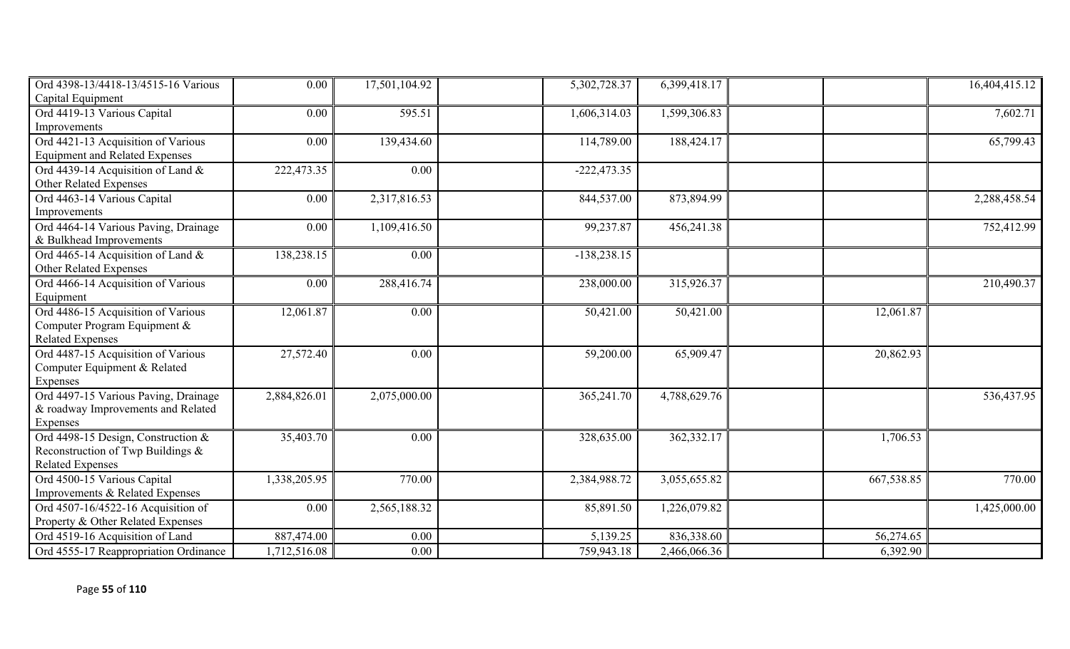| | | | | | | | | |
|---|---|---|---|---|---|---|---|---|
| Ord 4398-13/4418-13/4515-16 Various Capital Equipment | 0.00 | 17,501,104.92 | | 5,302,728.37 | 6,399,418.17 | | | 16,404,415.12 |
| Ord 4419-13 Various Capital Improvements | 0.00 | 595.51 | | 1,606,314.03 | 1,599,306.83 | | | 7,602.71 |
| Ord 4421-13 Acquisition of Various Equipment and Related Expenses | 0.00 | 139,434.60 | | 114,789.00 | 188,424.17 | | | 65,799.43 |
| Ord 4439-14 Acquisition of Land & Other Related Expenses | 222,473.35 | 0.00 | | -222,473.35 | | | | |
| Ord 4463-14 Various Capital Improvements | 0.00 | 2,317,816.53 | | 844,537.00 | 873,894.99 | | | 2,288,458.54 |
| Ord 4464-14 Various Paving, Drainage & Bulkhead Improvements | 0.00 | 1,109,416.50 | | 99,237.87 | 456,241.38 | | | 752,412.99 |
| Ord 4465-14 Acquisition of Land & Other Related Expenses | 138,238.15 | 0.00 | | -138,238.15 | | | | |
| Ord 4466-14 Acquisition of Various Equipment | 0.00 | 288,416.74 | | 238,000.00 | 315,926.37 | | | 210,490.37 |
| Ord 4486-15 Acquisition of Various Computer Program Equipment & Related Expenses | 12,061.87 | 0.00 | | 50,421.00 | 50,421.00 | | 12,061.87 | |
| Ord 4487-15 Acquisition of Various Computer Equipment & Related Expenses | 27,572.40 | 0.00 | | 59,200.00 | 65,909.47 | | 20,862.93 | |
| Ord 4497-15 Various Paving, Drainage & roadway Improvements and Related Expenses | 2,884,826.01 | 2,075,000.00 | | 365,241.70 | 4,788,629.76 | | | 536,437.95 |
| Ord 4498-15 Design, Construction & Reconstruction of Twp Buildings & Related Expenses | 35,403.70 | 0.00 | | 328,635.00 | 362,332.17 | | 1,706.53 | |
| Ord 4500-15 Various Capital Improvements & Related Expenses | 1,338,205.95 | 770.00 | | 2,384,988.72 | 3,055,655.82 | | 667,538.85 | 770.00 |
| Ord 4507-16/4522-16 Acquisition of Property & Other Related Expenses | 0.00 | 2,565,188.32 | | 85,891.50 | 1,226,079.82 | | | 1,425,000.00 |
| Ord 4519-16 Acquisition of Land | 887,474.00 | 0.00 | | 5,139.25 | 836,338.60 | | 56,274.65 | |
| Ord 4555-17 Reappropriation Ordinance | 1,712,516.08 | 0.00 | | 759,943.18 | 2,466,066.36 | | 6,392.90 | |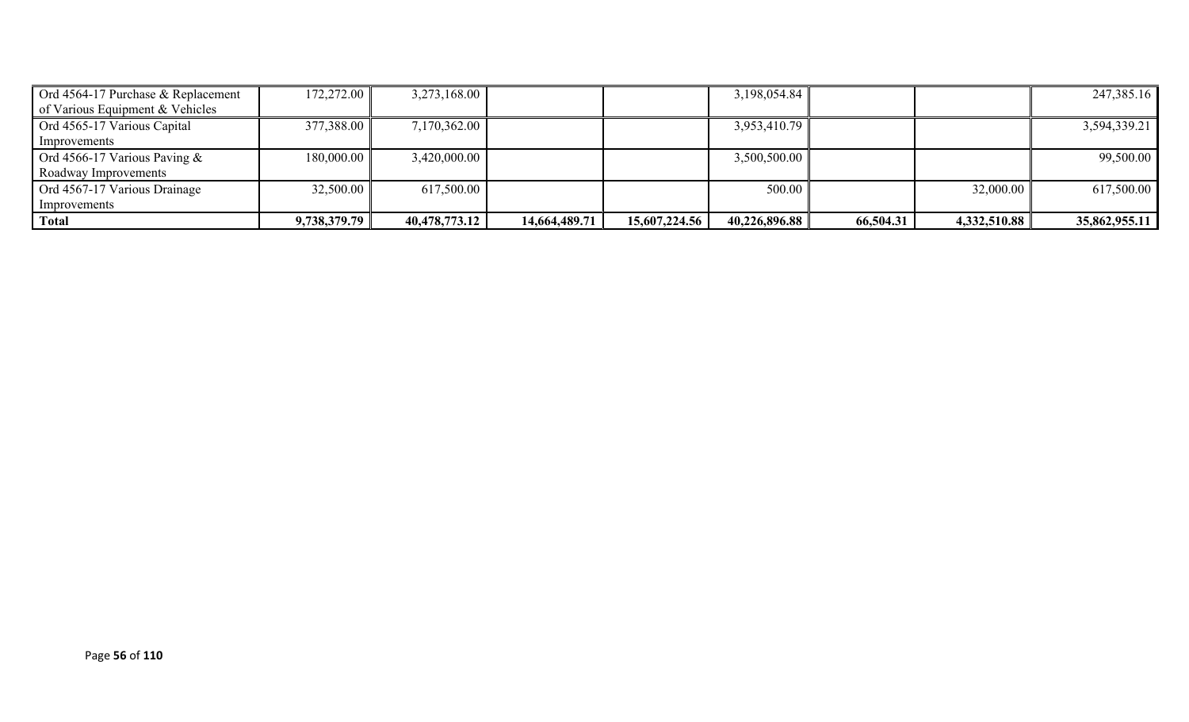| | | | | | | | | |
|---|---|---|---|---|---|---|---|---|
| Ord 4564-17 Purchase & Replacement of Various Equipment & Vehicles | 172,272.00 | 3,273,168.00 | | | 3,198,054.84 | | | 247,385.16 |
| Ord 4565-17 Various Capital Improvements | 377,388.00 | 7,170,362.00 | | | 3,953,410.79 | | | 3,594,339.21 |
| Ord 4566-17 Various Paving & Roadway Improvements | 180,000.00 | 3,420,000.00 | | | 3,500,500.00 | | | 99,500.00 |
| Ord 4567-17 Various Drainage Improvements | 32,500.00 | 617,500.00 | | | 500.00 | | 32,000.00 | 617,500.00 |
| **Total** | **9,738,379.79** | **40,478,773.12** | **14,664,489.71** | **15,607,224.56** | **40,226,896.88** | **66,504.31** | **4,332,510.88** | **35,862,955.11** |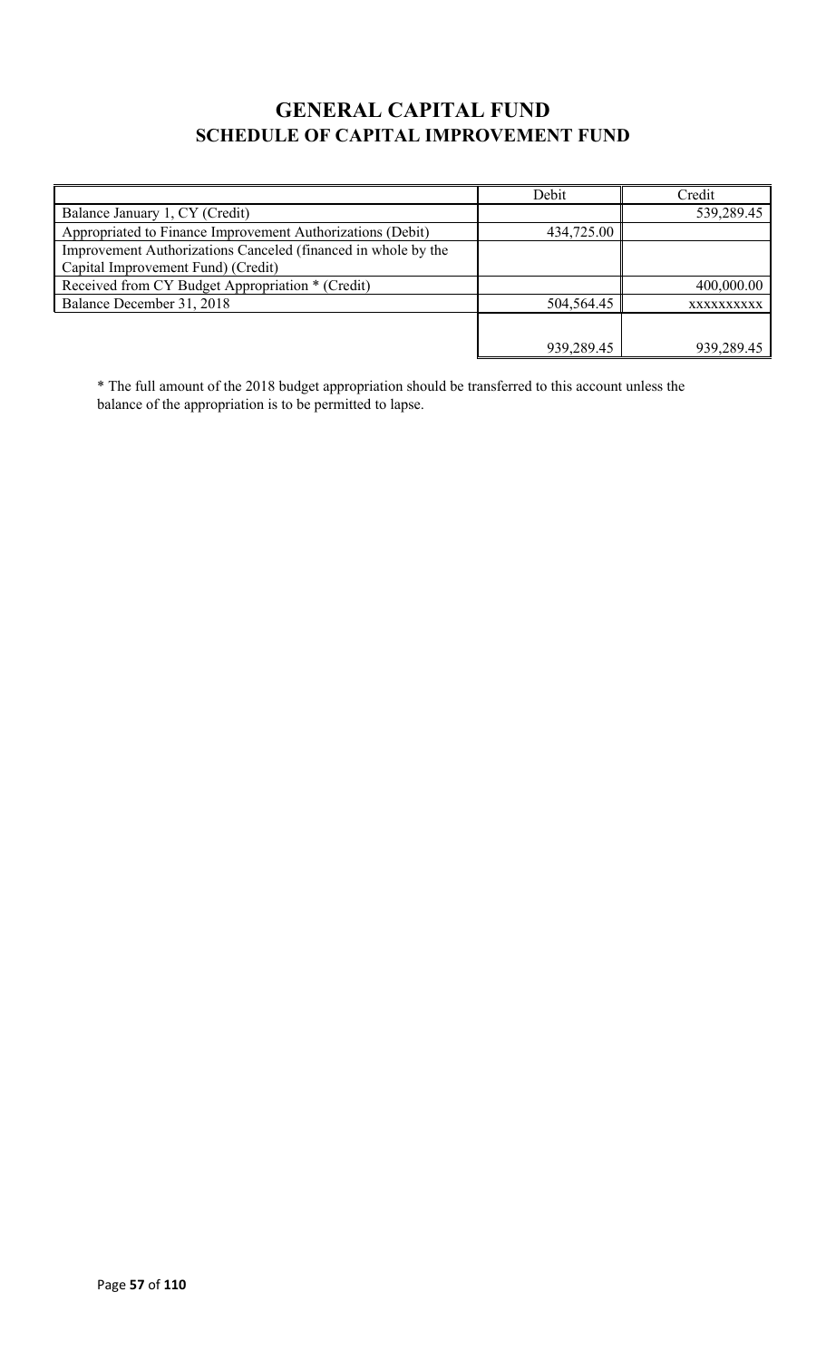# GENERAL CAPITAL FUND

## SCHEDULE OF CAPITAL IMPROVEMENT FUND

| | Debit | Credit |
|---|---|---|
| Balance January 1, CY (Credit) | | 539,289.45 |
| Appropriated to Finance Improvement Authorizations (Debit) | 434,725.00 | |
| Improvement Authorizations Canceled (financed in whole by the Capital Improvement Fund) (Credit) | | |
| Received from CY Budget Appropriation * (Credit) | | 400,000.00 |
| Balance December 31, 2018 | 504,564.45 | xxxxxxxxxx |
| | 939,289.45 | 939,289.45 |

* The full amount of the 2018 budget appropriation should be transferred to this account unless the balance of the appropriation is to be permitted to lapse.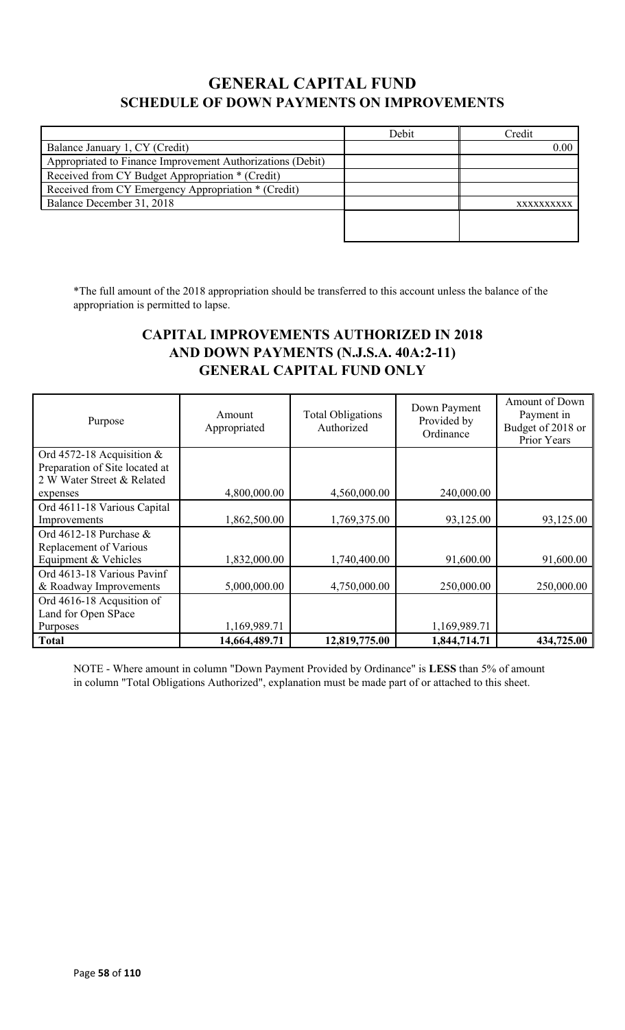# GENERAL CAPITAL FUND
## SCHEDULE OF DOWN PAYMENTS ON IMPROVEMENTS

| | Debit | Credit |
|---|---|---|
| Balance January 1, CY (Credit) | | 0.00 |
| Appropriated to Finance Improvement Authorizations (Debit) | | |
| Received from CY Budget Appropriation * (Credit) | | |
| Received from CY Emergency Appropriation * (Credit) | | |
| Balance December 31, 2018 | | xxxxxxxxxx |
| | | |

*The full amount of the 2018 appropriation should be transferred to this account unless the balance of the appropriation is permitted to lapse.

## CAPITAL IMPROVEMENTS AUTHORIZED IN 2018 AND DOWN PAYMENTS (N.J.S.A. 40A:2-11) GENERAL CAPITAL FUND ONLY

| Purpose | Amount Appropriated | Total Obligations Authorized | Down Payment Provided by Ordinance | Amount of Down Payment in Budget of 2018 or Prior Years |
|---|---|---|---|---|
| Ord 4572-18 Acquisition & Preparation of Site located at 2 W Water Street & Related expenses | 4,800,000.00 | 4,560,000.00 | 240,000.00 | |
| Ord 4611-18 Various Capital Improvements | 1,862,500.00 | 1,769,375.00 | 93,125.00 | 93,125.00 |
| Ord 4612-18 Purchase & Replacement of Various Equipment & Vehicles | 1,832,000.00 | 1,740,400.00 | 91,600.00 | 91,600.00 |
| Ord 4613-18 Various Pavinf & Roadway Improvements | 5,000,000.00 | 4,750,000.00 | 250,000.00 | 250,000.00 |
| Ord 4616-18 Acqusition of Land for Open SPace Purposes | 1,169,989.71 | | 1,169,989.71 | |
| **Total** | **14,664,489.71** | **12,819,775.00** | **1,844,714.71** | **434,725.00** |

NOTE - Where amount in column "Down Payment Provided by Ordinance" is **LESS** than 5% of amount in column "Total Obligations Authorized", explanation must be made part of or attached to this sheet.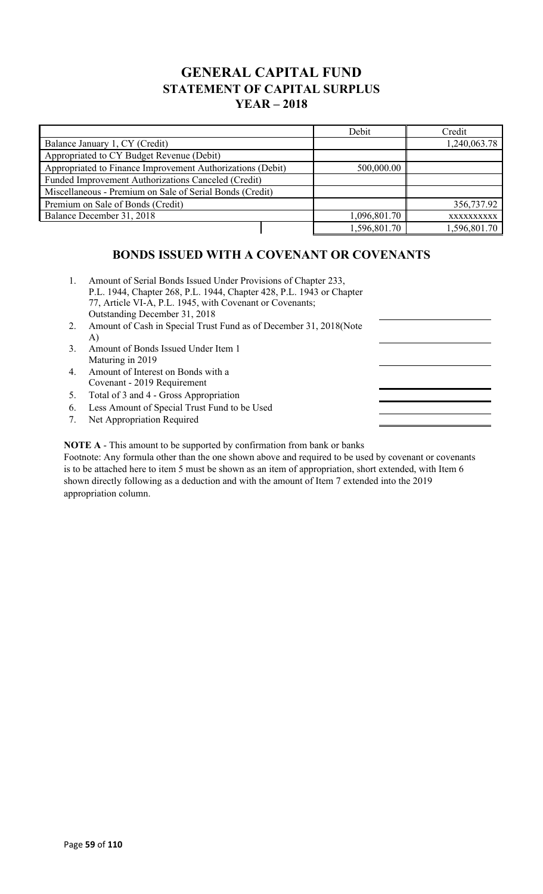# GENERAL CAPITAL FUND
## STATEMENT OF CAPITAL SURPLUS
### YEAR – 2018

| | Debit | Credit |
|---|---|---|
| Balance January 1, CY (Credit) | | 1,240,063.78 |
| Appropriated to CY Budget Revenue (Debit) | | |
| Appropriated to Finance Improvement Authorizations (Debit) | 500,000.00 | |
| Funded Improvement Authorizations Canceled (Credit) | | |
| Miscellaneous - Premium on Sale of Serial Bonds (Credit) | | |
| Premium on Sale of Bonds (Credit) | | 356,737.92 |
| Balance December 31, 2018 | 1,096,801.70 | xxxxxxxxxx |
| | 1,596,801.70 | 1,596,801.70 |

## BONDS ISSUED WITH A COVENANT OR COVENANTS

1. Amount of Serial Bonds Issued Under Provisions of Chapter 233, P.L. 1944, Chapter 268, P.L. 1944, Chapter 428, P.L. 1943 or Chapter 77, Article VI-A, P.L. 1945, with Covenant or Covenants; Outstanding December 31, 2018
2. Amount of Cash in Special Trust Fund as of December 31, 2018(Note A)
3. Amount of Bonds Issued Under Item 1 Maturing in 2019
4. Amount of Interest on Bonds with a Covenant - 2019 Requirement
5. Total of 3 and 4 - Gross Appropriation
6. Less Amount of Special Trust Fund to be Used
7. Net Appropriation Required

**NOTE A** - This amount to be supported by confirmation from bank or banks

Footnote: Any formula other than the one shown above and required to be used by covenant or covenants is to be attached here to item 5 must be shown as an item of appropriation, short extended, with Item 6 shown directly following as a deduction and with the amount of Item 7 extended into the 2019 appropriation column.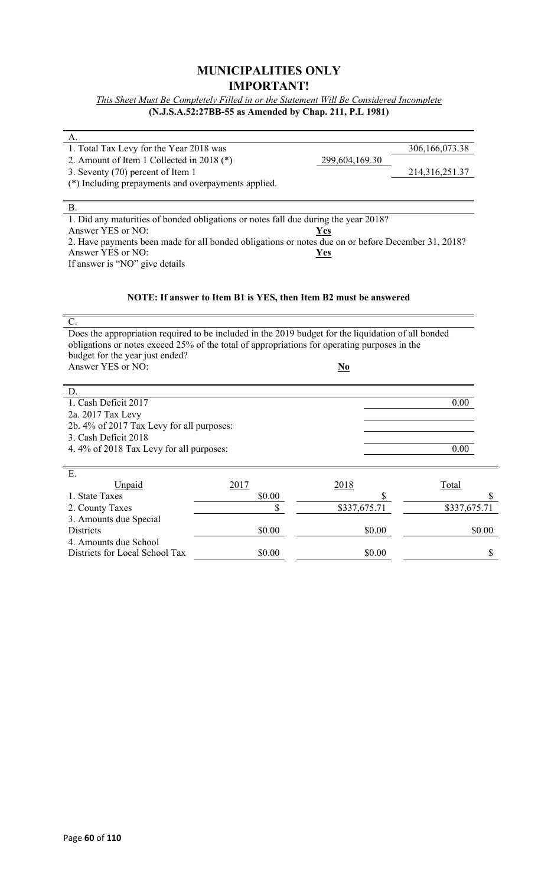# MUNICIPALITIES ONLY

# IMPORTANT!

*This Sheet Must Be Completely Filled in or the Statement Will Be Considered Incomplete*

**(N.J.S.A.52:27BB-55 as Amended by Chap. 211, P.L 1981)**

A.

| | | |
|---|---|---|
| 1. Total Tax Levy for the Year 2018 was | | 306,166,073.38 |
| 2. Amount of Item 1 Collected in 2018 (*) | 299,604,169.30 | |
| 3. Seventy (70) percent of Item 1 | | 214,316,251.37 |

(*) Including prepayments and overpayments applied.

B.

1. Did any maturities of bonded obligations or notes fall due during the year 2018?
Answer YES or NO: **Yes**

2. Have payments been made for all bonded obligations or notes due on or before December 31, 2018?
Answer YES or NO: **Yes**

If answer is "NO" give details

**NOTE: If answer to Item B1 is YES, then Item B2 must be answered**

C.

Does the appropriation required to be included in the 2019 budget for the liquidation of all bonded obligations or notes exceed 25% of the total of appropriations for operating purposes in the budget for the year just ended?
Answer YES or NO: **No**

D.

| | |
|---|---|
| 1. Cash Deficit 2017 | 0.00 |
| 2a. 2017 Tax Levy | |
| 2b. 4% of 2017 Tax Levy for all purposes: | |
| 3. Cash Deficit 2018 | |
| 4. 4% of 2018 Tax Levy for all purposes: | 0.00 |

E.

| Unpaid | 2017 | 2018 | Total |
|---|---|---|---|
| 1. State Taxes | $0.00 | $ | $ |
| 2. County Taxes | $ | $337,675.71 | $337,675.71 |
| 3. Amounts due Special Districts | $0.00 | $0.00 | $0.00 |
| 4. Amounts due School Districts for Local School Tax | $0.00 | $0.00 | $ |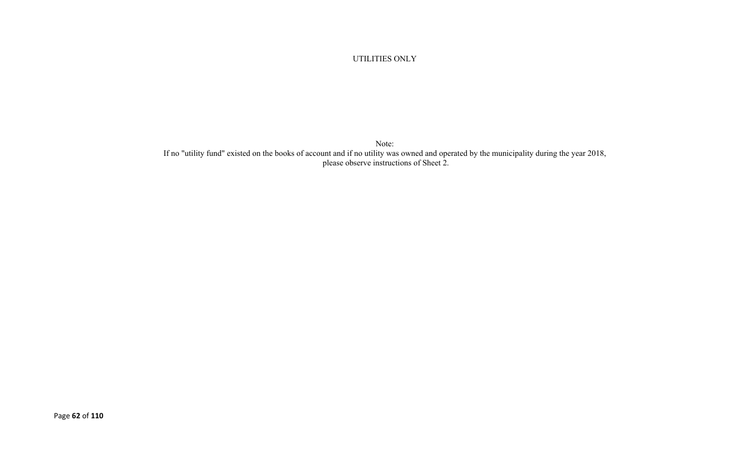UTILITIES ONLY

Note:
If no "utility fund" existed on the books of account and if no utility was owned and operated by the municipality during the year 2018, please observe instructions of Sheet 2.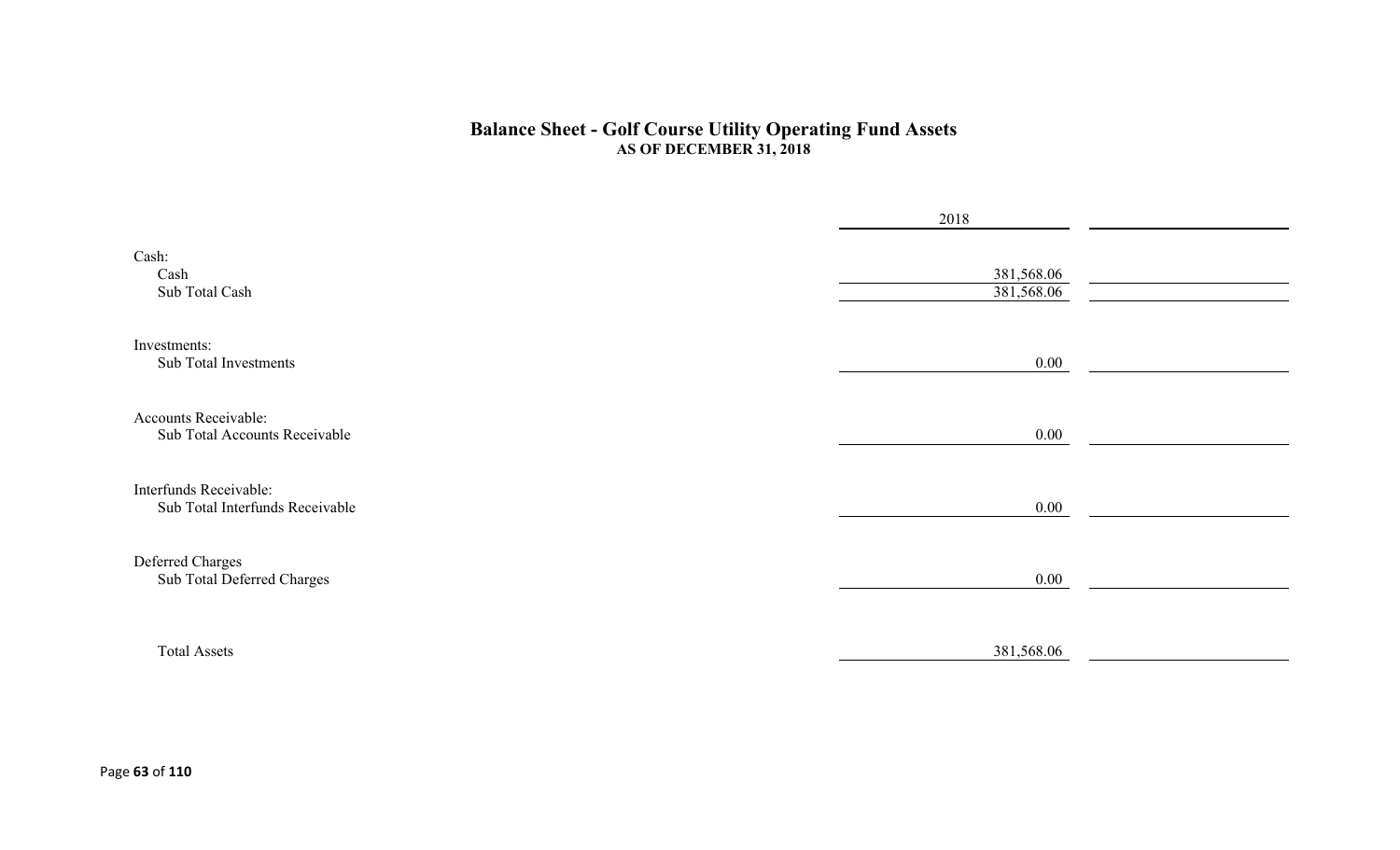## Balance Sheet - Golf Course Utility Operating Fund Assets

**AS OF DECEMBER 31, 2018**

| | 2018 | |
|---|---|---|
| Cash: | | |
| Cash | 381,568.06 | |
| Sub Total Cash | 381,568.06 | |
| Investments: | | |
| Sub Total Investments | 0.00 | |
| Accounts Receivable: | | |
| Sub Total Accounts Receivable | 0.00 | |
| Interfunds Receivable: | | |
| Sub Total Interfunds Receivable | 0.00 | |
| Deferred Charges | | |
| Sub Total Deferred Charges | 0.00 | |
| Total Assets | 381,568.06 | |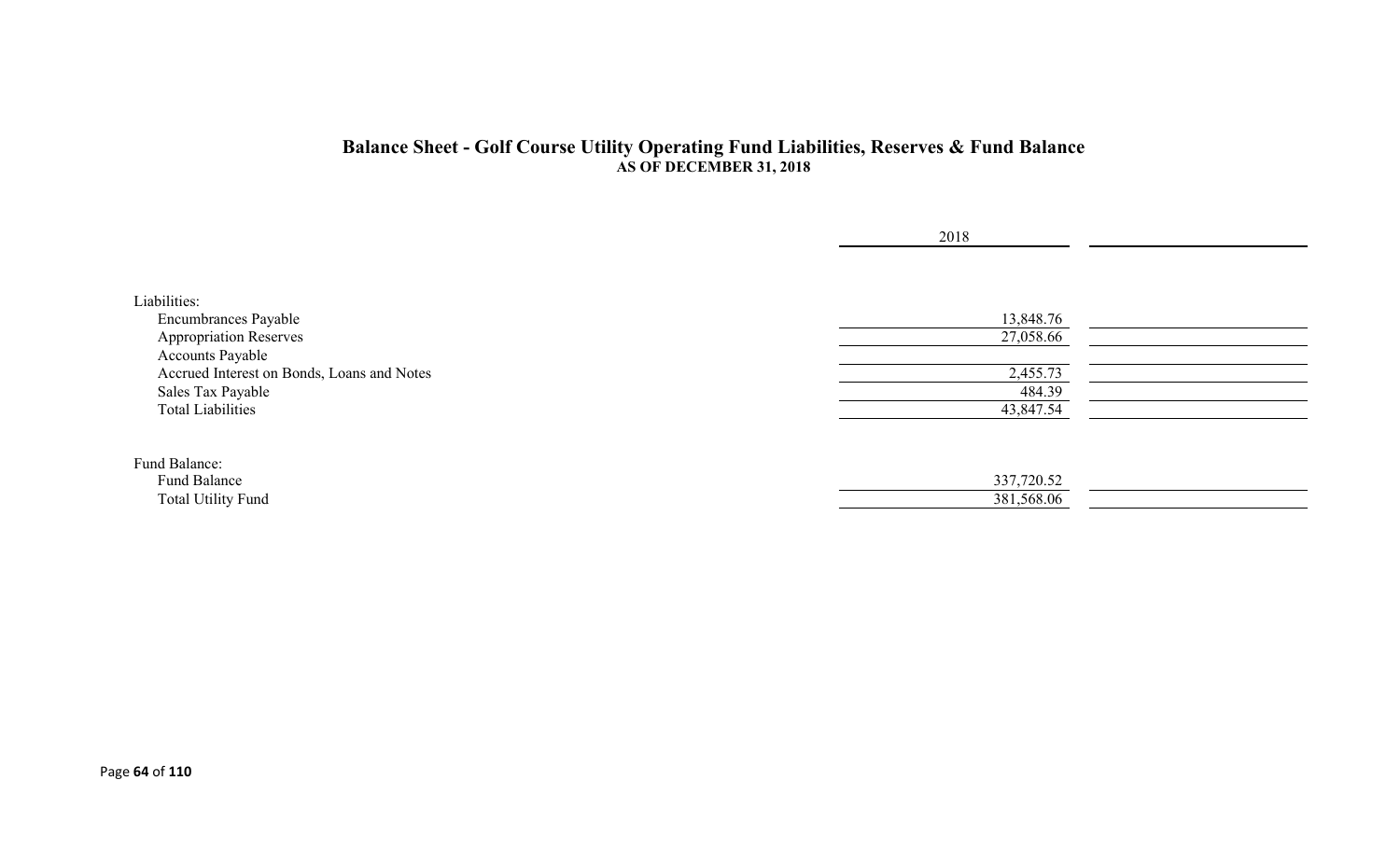## Balance Sheet - Golf Course Utility Operating Fund Liabilities, Reserves & Fund Balance

**AS OF DECEMBER 31, 2018**

| | 2018 | |
|---|---|---|
| Liabilities: | | |
| Encumbrances Payable | 13,848.76 | |
| Appropriation Reserves | 27,058.66 | |
| Accounts Payable | | |
| Accrued Interest on Bonds, Loans and Notes | 2,455.73 | |
| Sales Tax Payable | 484.39 | |
| Total Liabilities | 43,847.54 | |
| | | |
| Fund Balance: | | |
| Fund Balance | 337,720.52 | |
| Total Utility Fund | 381,568.06 | |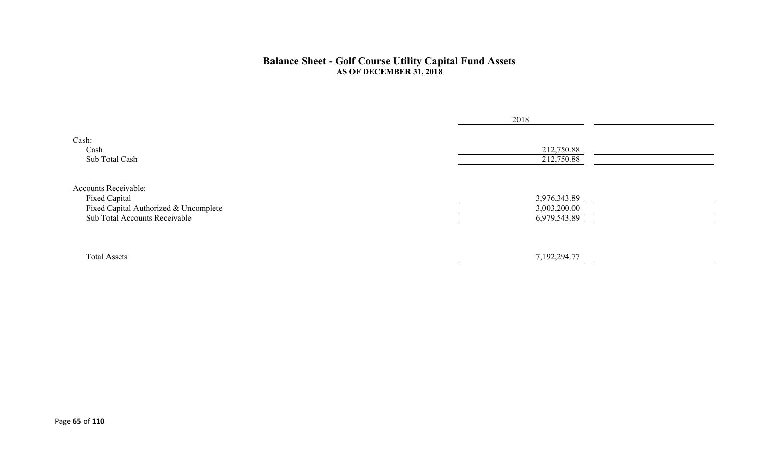# Balance Sheet - Golf Course Utility Capital Fund Assets

## AS OF DECEMBER 31, 2018

| | 2018 | |
|---|---|---|
| Cash: | | |
| Cash | 212,750.88 | |
| Sub Total Cash | 212,750.88 | |
| | | |
| Accounts Receivable: | | |
| Fixed Capital | 3,976,343.89 | |
| Fixed Capital Authorized & Uncomplete | 3,003,200.00 | |
| Sub Total Accounts Receivable | 6,979,543.89 | |
| | | |
| Total Assets | 7,192,294.77 | |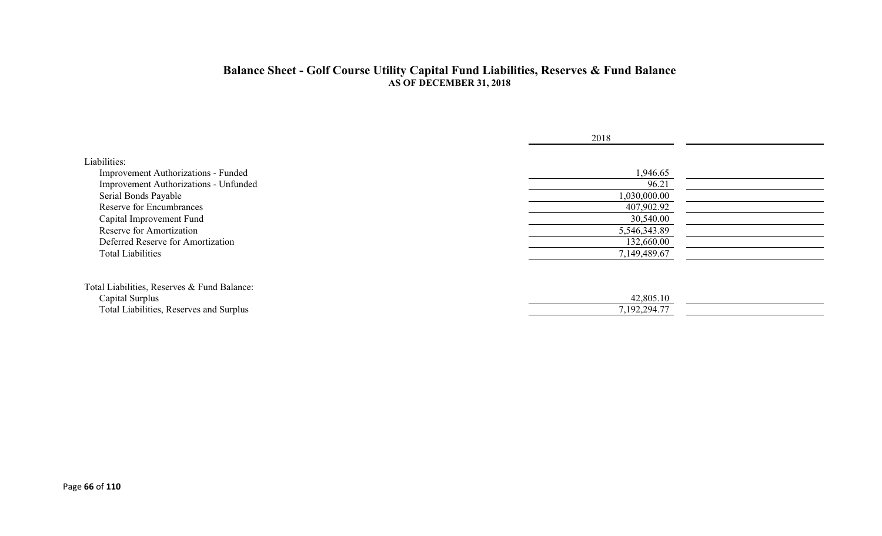## Balance Sheet - Golf Course Utility Capital Fund Liabilities, Reserves & Fund Balance

**AS OF DECEMBER 31, 2018**

| | 2018 | |
|---|---|---|
| Liabilities: | | |
| Improvement Authorizations - Funded | 1,946.65 | |
| Improvement Authorizations - Unfunded | 96.21 | |
| Serial Bonds Payable | 1,030,000.00 | |
| Reserve for Encumbrances | 407,902.92 | |
| Capital Improvement Fund | 30,540.00 | |
| Reserve for Amortization | 5,546,343.89 | |
| Deferred Reserve for Amortization | 132,660.00 | |
| Total Liabilities | 7,149,489.67 | |
| | | |
| Total Liabilities, Reserves & Fund Balance: | | |
| Capital Surplus | 42,805.10 | |
| Total Liabilities, Reserves and Surplus | 7,192,294.77 | |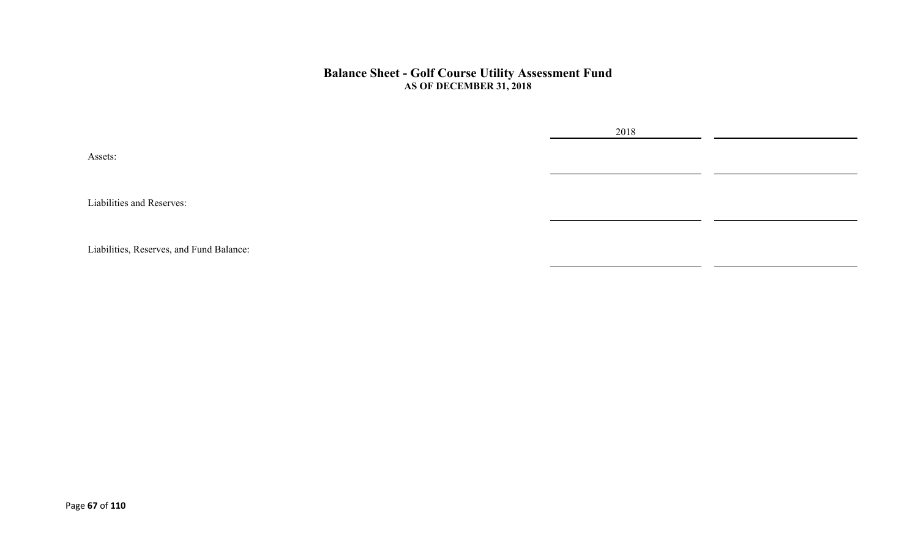## Balance Sheet - Golf Course Utility Assessment Fund
**AS OF DECEMBER 31, 2018**

| | 2018 | |
|---|---|---|
| Assets: | | |
| Liabilities and Reserves: | | |
| Liabilities, Reserves, and Fund Balance: | | |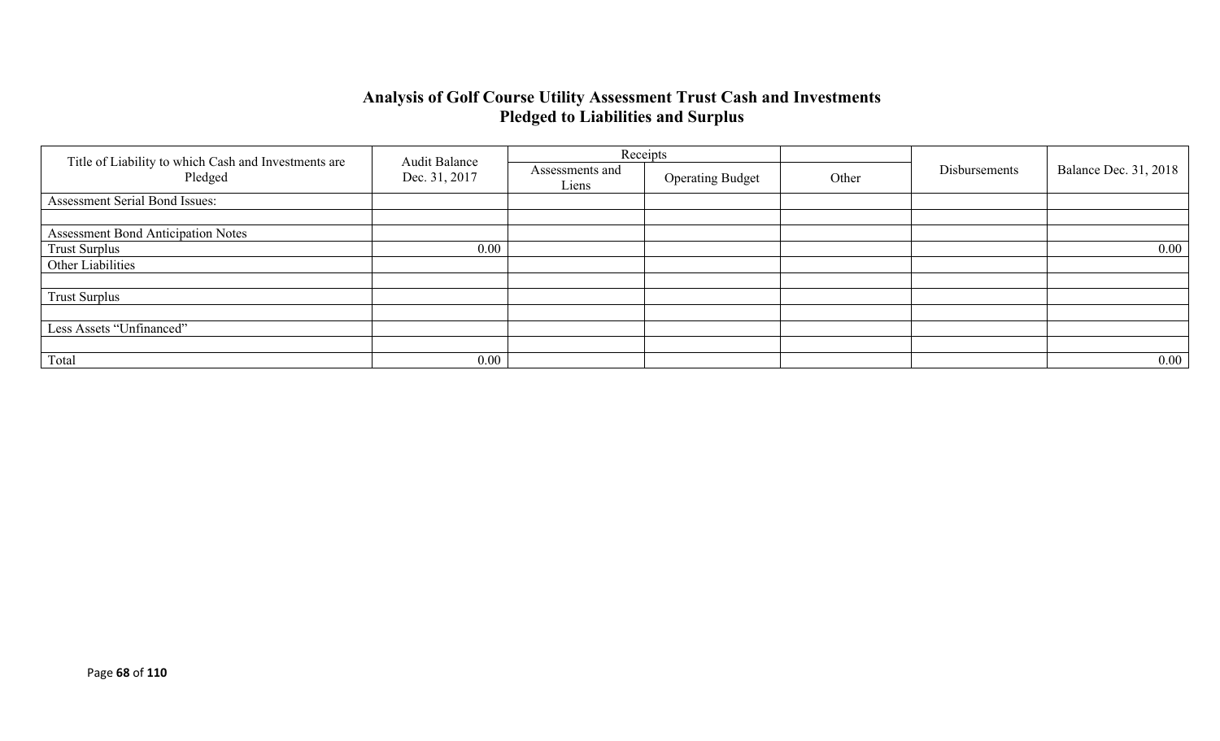# Analysis of Golf Course Utility Assessment Trust Cash and Investments Pledged to Liabilities and Surplus

| Title of Liability to which Cash and Investments are Pledged | Audit Balance Dec. 31, 2017 | Receipts | | | Disbursements | Balance Dec. 31, 2018 |
|---|---|---|---|---|---|---|
| | | Assessments and Liens | Operating Budget | Other | | |
| Assessment Serial Bond Issues: | | | | | | |
| | | | | | | |
| Assessment Bond Anticipation Notes | | | | | | |
| Trust Surplus | 0.00 | | | | | 0.00 |
| Other Liabilities | | | | | | |
| | | | | | | |
| Trust Surplus | | | | | | |
| | | | | | | |
| Less Assets "Unfinanced" | | | | | | |
| | | | | | | |
| Total | 0.00 | | | | | 0.00 |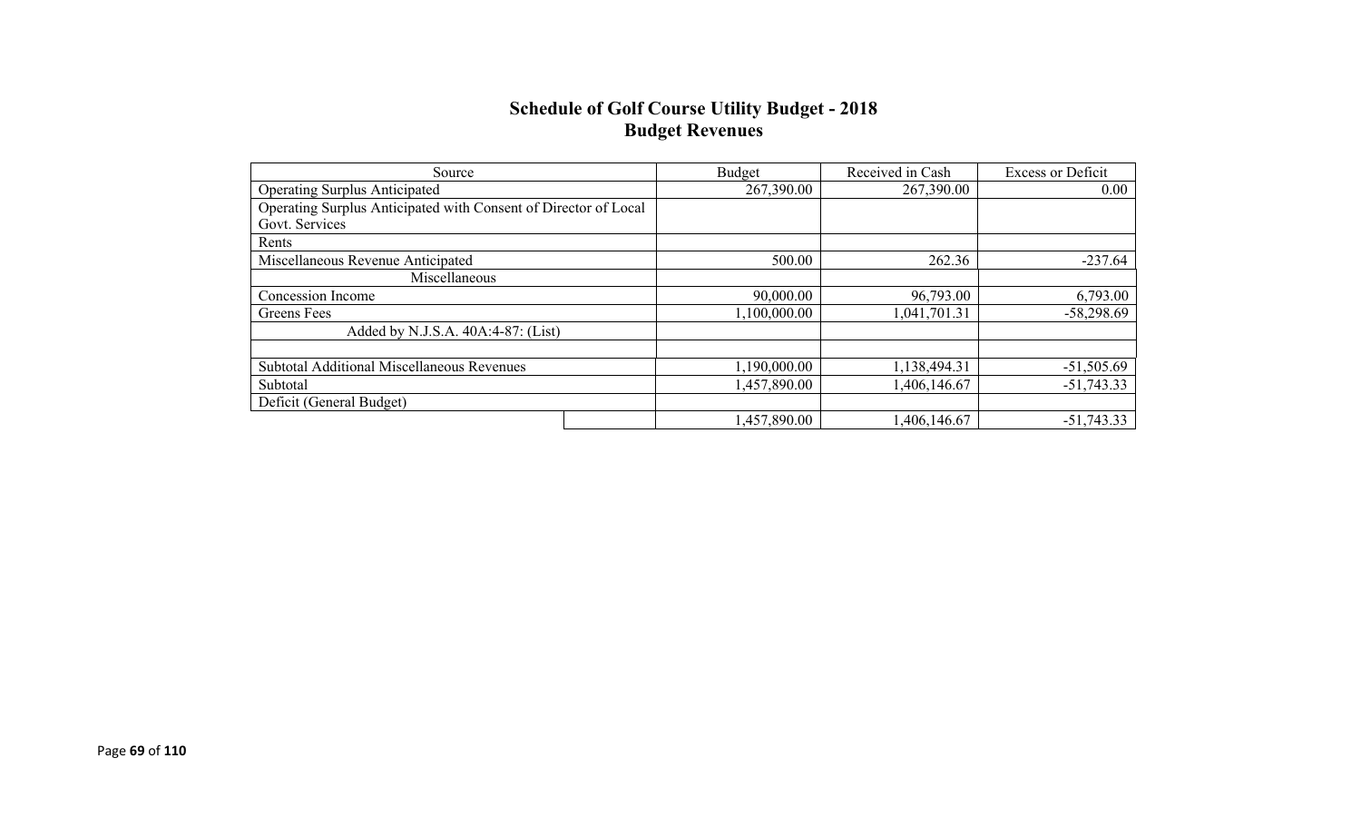## Schedule of Golf Course Utility Budget - 2018
## Budget Revenues

| Source | Budget | Received in Cash | Excess or Deficit |
|---|---|---|---|
| Operating Surplus Anticipated | 267,390.00 | 267,390.00 | 0.00 |
| Operating Surplus Anticipated with Consent of Director of Local Govt. Services | | | |
| Rents | | | |
| Miscellaneous Revenue Anticipated | 500.00 | 262.36 | -237.64 |
| Miscellaneous | | | |
| Concession Income | 90,000.00 | 96,793.00 | 6,793.00 |
| Greens Fees | 1,100,000.00 | 1,041,701.31 | -58,298.69 |
| Added by N.J.S.A. 40A:4-87: (List) | | | |
| | | | |
| Subtotal Additional Miscellaneous Revenues | 1,190,000.00 | 1,138,494.31 | -51,505.69 |
| Subtotal | 1,457,890.00 | 1,406,146.67 | -51,743.33 |
| Deficit (General Budget) | | | |
| | 1,457,890.00 | 1,406,146.67 | -51,743.33 |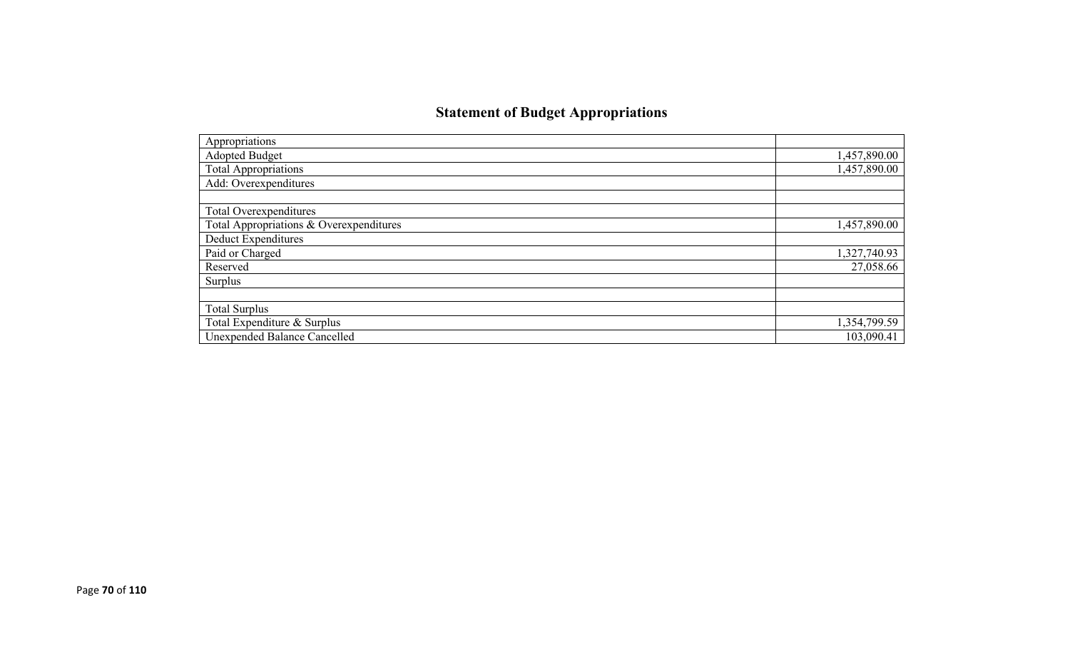## Statement of Budget Appropriations

| Appropriations | |
|---|---|
| Adopted Budget | 1,457,890.00 |
| Total Appropriations | 1,457,890.00 |
| Add: Overexpenditures | |
| | |
| Total Overexpenditures | |
| Total Appropriations & Overexpenditures | 1,457,890.00 |
| Deduct Expenditures | |
| Paid or Charged | 1,327,740.93 |
| Reserved | 27,058.66 |
| Surplus | |
| | |
| Total Surplus | |
| Total Expenditure & Surplus | 1,354,799.59 |
| Unexpended Balance Cancelled | 103,090.41 |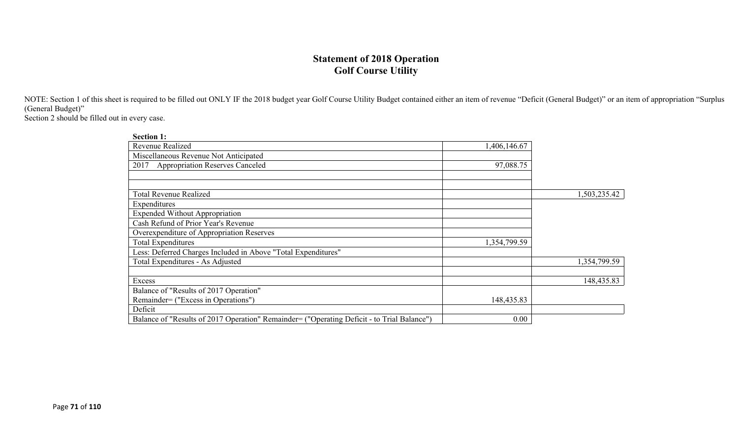# Statement of 2018 Operation
## Golf Course Utility

NOTE: Section 1 of this sheet is required to be filled out ONLY IF the 2018 budget year Golf Course Utility Budget contained either an item of revenue "Deficit (General Budget)" or an item of appropriation "Surplus (General Budget)"
Section 2 should be filled out in every case.

**Section 1:**

| | | |
|---|---|---|
| Revenue Realized | 1,406,146.67 | |
| Miscellaneous Revenue Not Anticipated | | |
| 2017 Appropriation Reserves Canceled | 97,088.75 | |
| | | |
| | | |
| Total Revenue Realized | | 1,503,235.42 |
| Expenditures | | |
| Expended Without Appropriation | | |
| Cash Refund of Prior Year's Revenue | | |
| Overexpenditure of Appropriation Reserves | | |
| Total Expenditures | 1,354,799.59 | |
| Less: Deferred Charges Included in Above "Total Expenditures" | | |
| Total Expenditures - As Adjusted | | 1,354,799.59 |
| | | |
| Excess | | 148,435.83 |
| Balance of "Results of 2017 Operation" Remainder= ("Excess in Operations") | 148,435.83 | |
| Deficit | | |
| Balance of "Results of 2017 Operation" Remainder= ("Operating Deficit - to Trial Balance") | 0.00 | |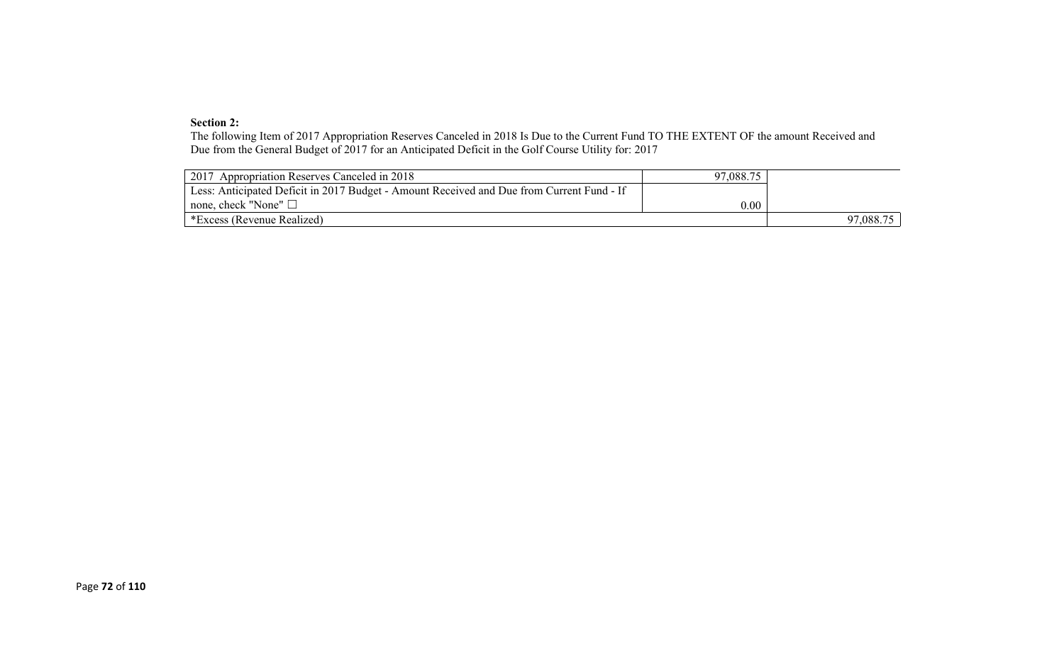**Section 2:**

The following Item of 2017 Appropriation Reserves Canceled in 2018 Is Due to the Current Fund TO THE EXTENT OF the amount Received and Due from the General Budget of 2017 for an Anticipated Deficit in the Golf Course Utility for: 2017

| | | |
|---|---|---|
| 2017 Appropriation Reserves Canceled in 2018 | 97,088.75 | |
| Less: Anticipated Deficit in 2017 Budget - Amount Received and Due from Current Fund - If none, check "None" ☐ | 0.00 | |
| *Excess (Revenue Realized) | | 97,088.75 |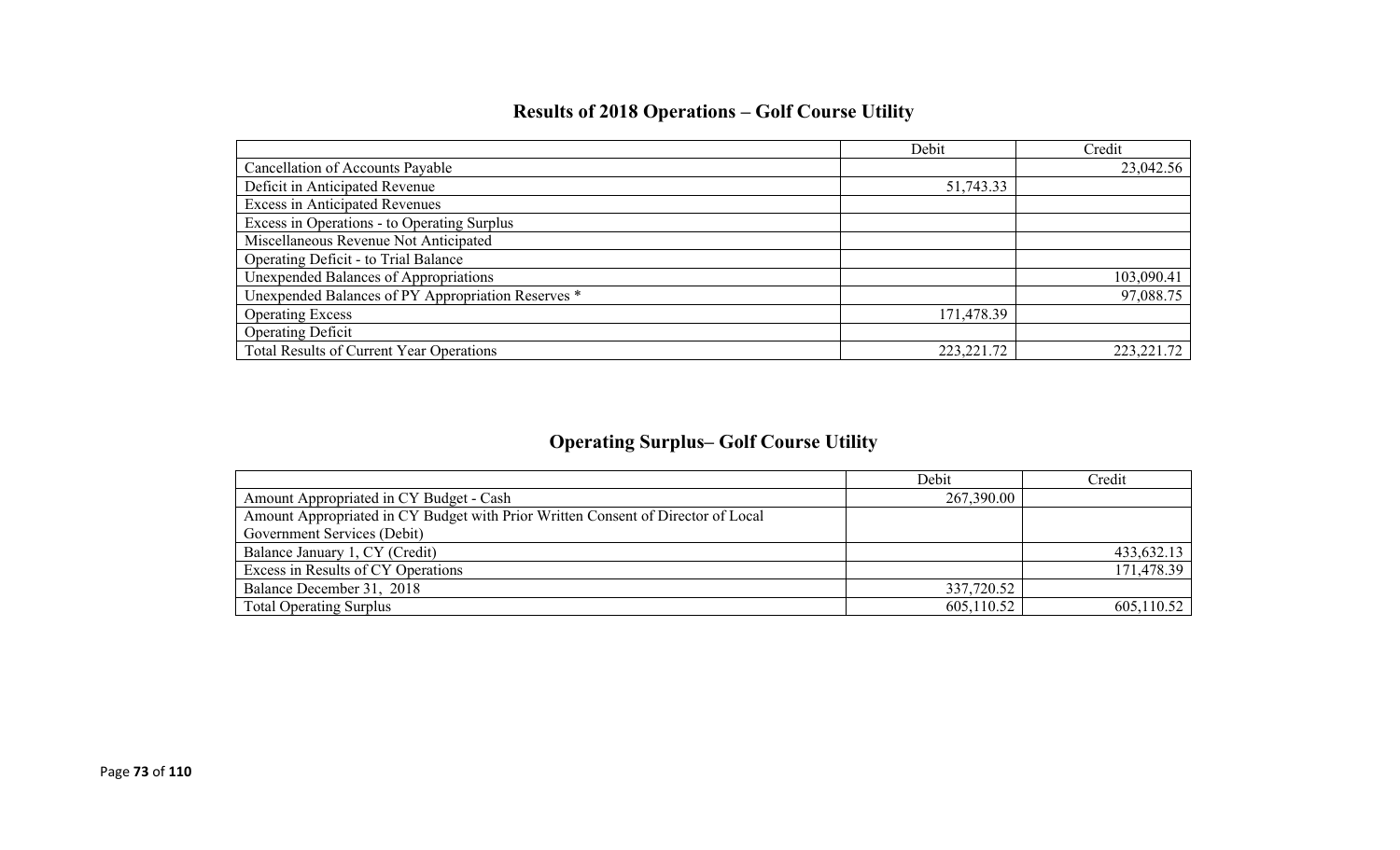## Results of 2018 Operations – Golf Course Utility

| | Debit | Credit |
|---|---|---|
| Cancellation of Accounts Payable | | 23,042.56 |
| Deficit in Anticipated Revenue | 51,743.33 | |
| Excess in Anticipated Revenues | | |
| Excess in Operations - to Operating Surplus | | |
| Miscellaneous Revenue Not Anticipated | | |
| Operating Deficit - to Trial Balance | | |
| Unexpended Balances of Appropriations | | 103,090.41 |
| Unexpended Balances of PY Appropriation Reserves * | | 97,088.75 |
| Operating Excess | 171,478.39 | |
| Operating Deficit | | |
| Total Results of Current Year Operations | 223,221.72 | 223,221.72 |

## Operating Surplus– Golf Course Utility

| | Debit | Credit |
|---|---|---|
| Amount Appropriated in CY Budget - Cash | 267,390.00 | |
| Amount Appropriated in CY Budget with Prior Written Consent of Director of Local Government Services (Debit) | | |
| Balance January 1, CY (Credit) | | 433,632.13 |
| Excess in Results of CY Operations | | 171,478.39 |
| Balance December 31, 2018 | 337,720.52 | |
| Total Operating Surplus | 605,110.52 | 605,110.52 |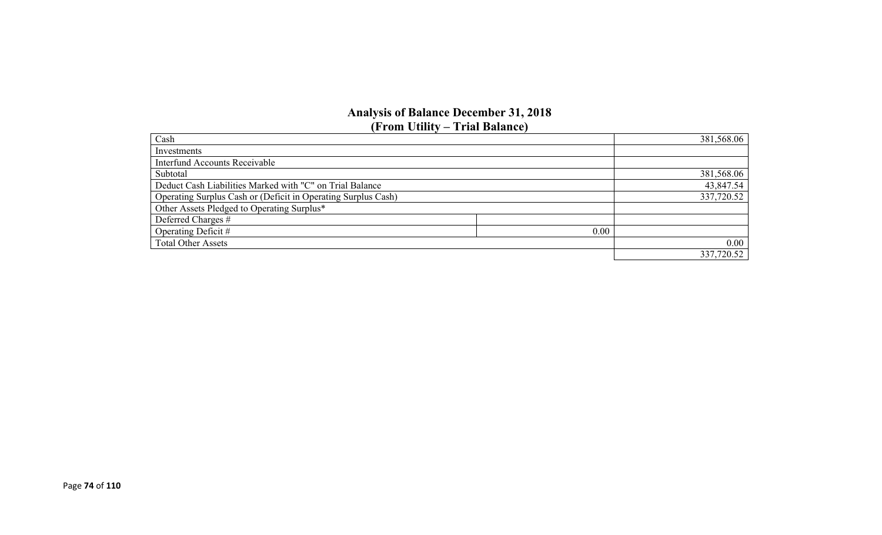## Analysis of Balance December 31, 2018
## (From Utility – Trial Balance)

| | | |
|---|---|---|
| Cash | | 381,568.06 |
| Investments | | |
| Interfund Accounts Receivable | | |
| Subtotal | | 381,568.06 |
| Deduct Cash Liabilities Marked with "C" on Trial Balance | | 43,847.54 |
| Operating Surplus Cash or (Deficit in Operating Surplus Cash) | | 337,720.52 |
| Other Assets Pledged to Operating Surplus* | | |
| Deferred Charges # | | |
| Operating Deficit # | 0.00 | |
| Total Other Assets | | 0.00 |
| | | 337,720.52 |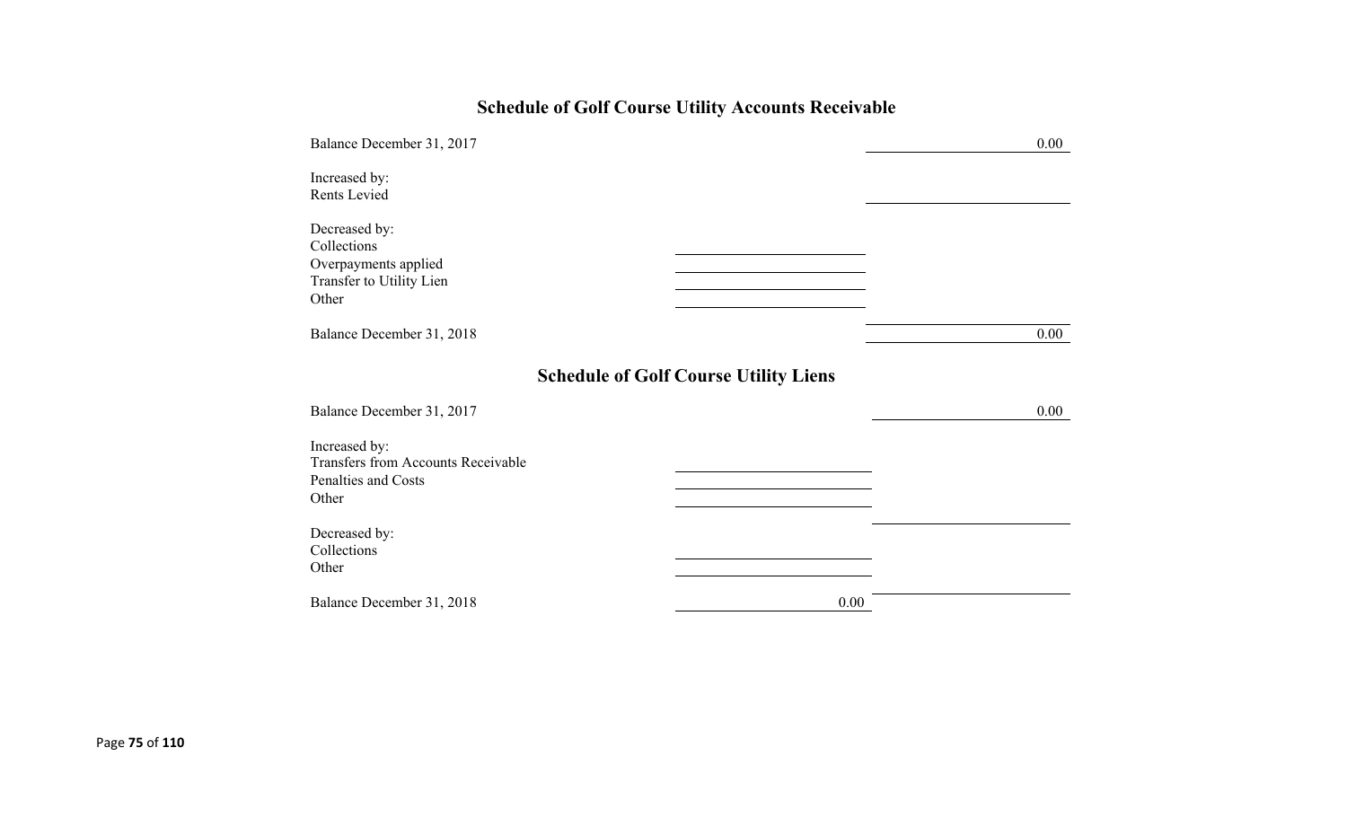## Schedule of Golf Course Utility Accounts Receivable

| | | |
|---|---|---|
| Balance December 31, 2017 | | 0.00 |
| Increased by: | | |
| Rents Levied | | |
| Decreased by: | | |
| Collections | | |
| Overpayments applied | | |
| Transfer to Utility Lien | | |
| Other | | |
| Balance December 31, 2018 | | 0.00 |

## Schedule of Golf Course Utility Liens

| | | |
|---|---|---|
| Balance December 31, 2017 | | 0.00 |
| Increased by: | | |
| Transfers from Accounts Receivable | | |
| Penalties and Costs | | |
| Other | | |
| Decreased by: | | |
| Collections | | |
| Other | | |
| Balance December 31, 2018 | 0.00 | |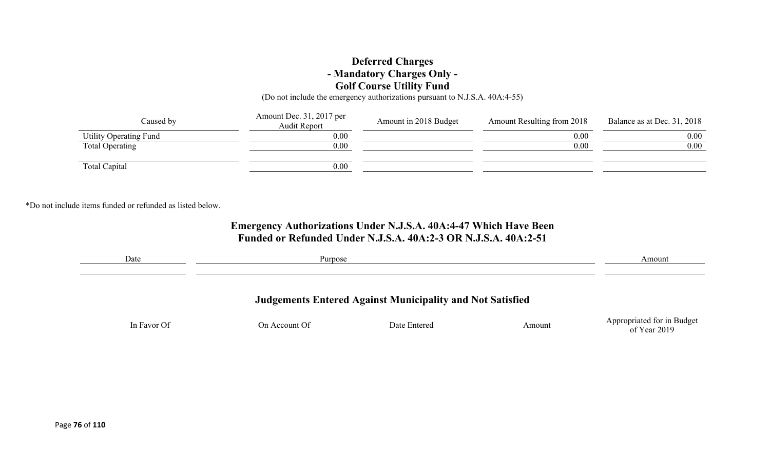# Deferred Charges
## - Mandatory Charges Only -
## Golf Course Utility Fund

(Do not include the emergency authorizations pursuant to N.J.S.A. 40A:4-55)

| Caused by | Amount Dec. 31, 2017 per Audit Report | Amount in 2018 Budget | Amount Resulting from 2018 | Balance as at Dec. 31, 2018 |
|---|---|---|---|---|
| Utility Operating Fund | 0.00 | | 0.00 | 0.00 |
| Total Operating | 0.00 | | 0.00 | 0.00 |
| | | | | |
| Total Capital | 0.00 | | | |

*Do not include items funded or refunded as listed below.

## Emergency Authorizations Under N.J.S.A. 40A:4-47 Which Have Been Funded or Refunded Under N.J.S.A. 40A:2-3 OR N.J.S.A. 40A:2-51

| Date | Purpose | Amount |
|---|---|---|
| | | |

## Judgements Entered Against Municipality and Not Satisfied

| In Favor Of | On Account Of | Date Entered | Amount | Appropriated for in Budget of Year 2019 |
|---|---|---|---|---|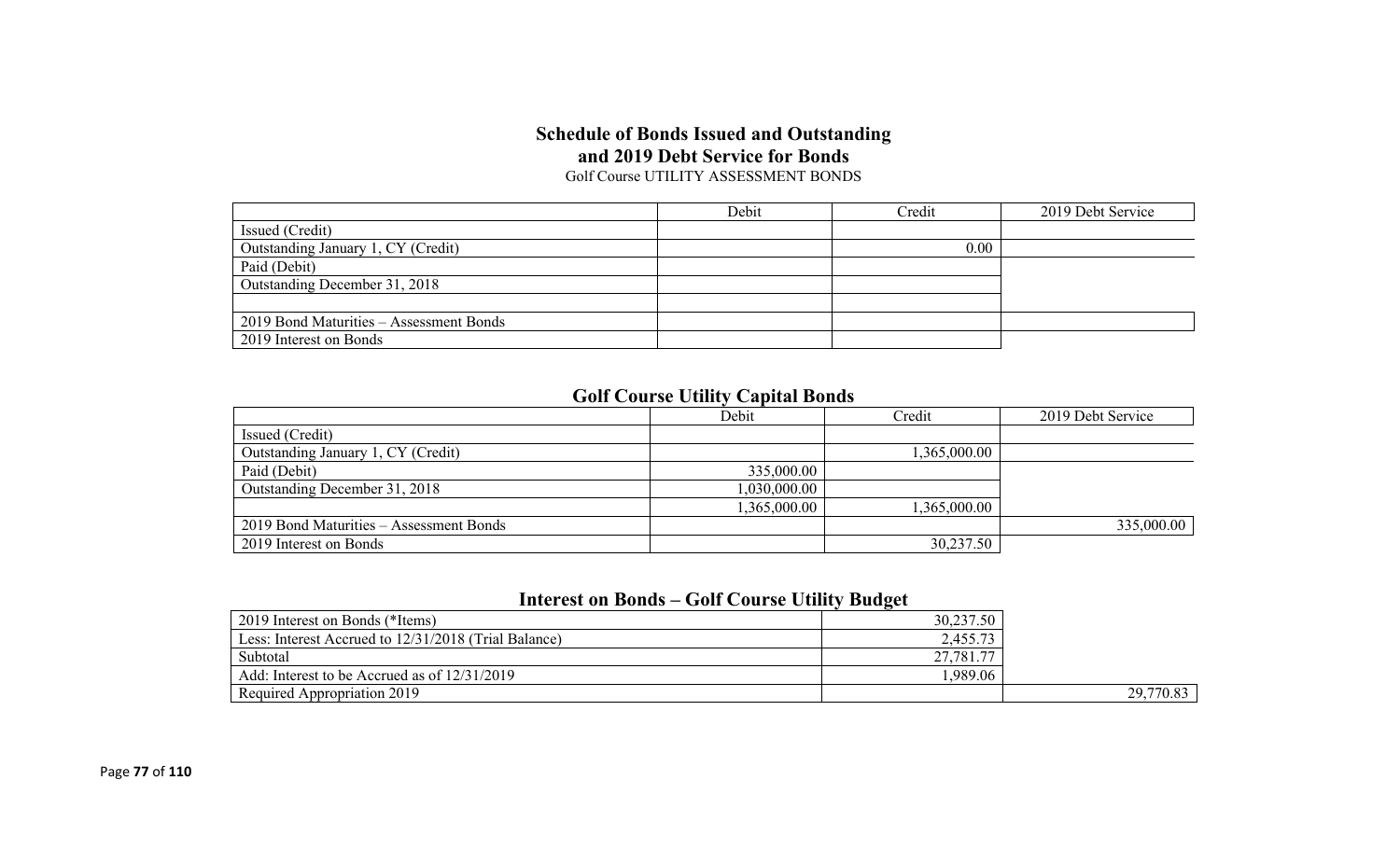## Schedule of Bonds Issued and Outstanding and 2019 Debt Service for Bonds

Golf Course UTILITY ASSESSMENT BONDS

| | Debit | Credit | 2019 Debt Service |
|---|---|---|---|
| Issued (Credit) | | | |
| Outstanding January 1, CY (Credit) | | 0.00 | |
| Paid (Debit) | | | |
| Outstanding December 31, 2018 | | | |
| | | | |
| 2019 Bond Maturities – Assessment Bonds | | | |
| 2019 Interest on Bonds | | | |

## Golf Course Utility Capital Bonds

| | Debit | Credit | 2019 Debt Service |
|---|---|---|---|
| Issued (Credit) | | | |
| Outstanding January 1, CY (Credit) | | 1,365,000.00 | |
| Paid (Debit) | 335,000.00 | | |
| Outstanding December 31, 2018 | 1,030,000.00 | | |
| | 1,365,000.00 | 1,365,000.00 | |
| 2019 Bond Maturities – Assessment Bonds | | | 335,000.00 |
| 2019 Interest on Bonds | | 30,237.50 | |

## Interest on Bonds – Golf Course Utility Budget

| | | |
|---|---|---|
| 2019 Interest on Bonds (*Items) | 30,237.50 | |
| Less: Interest Accrued to 12/31/2018 (Trial Balance) | 2,455.73 | |
| Subtotal | 27,781.77 | |
| Add: Interest to be Accrued as of 12/31/2019 | 1,989.06 | |
| Required Appropriation 2019 | | 29,770.83 |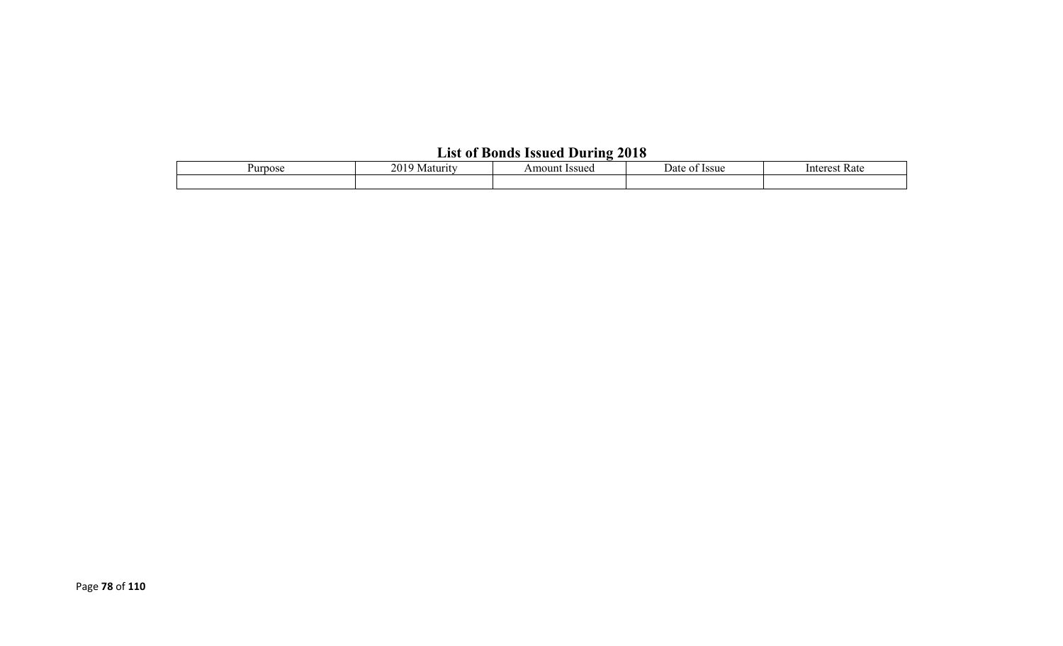## List of Bonds Issued During 2018

| Purpose | 2019 Maturity | Amount Issued | Date of Issue | Interest Rate |
|---|---|---|---|---|
| | | | | |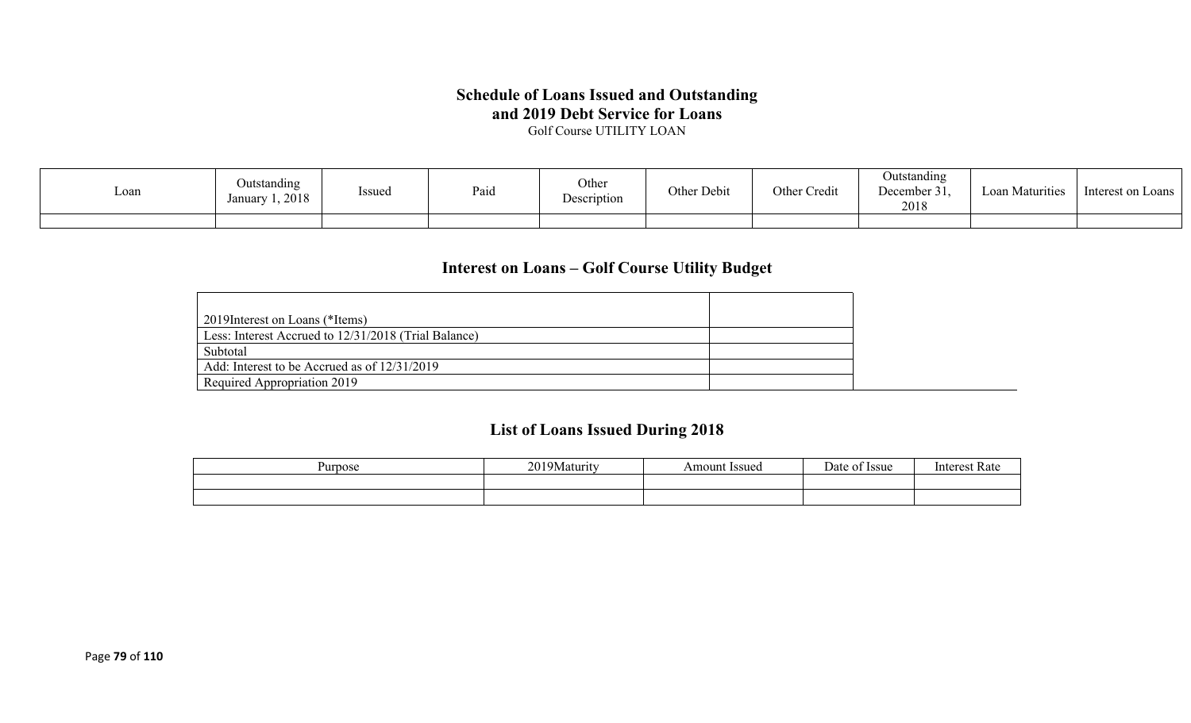## Schedule of Loans Issued and Outstanding and 2019 Debt Service for Loans

Golf Course UTILITY LOAN

| Loan | Outstanding January 1, 2018 | Issued | Paid | Other Description | Other Debit | Other Credit | Outstanding December 31, 2018 | Loan Maturities | Interest on Loans |
|---|---|---|---|---|---|---|---|---|---|
| | | | | | | | | | |

## Interest on Loans – Golf Course Utility Budget

| | |
|---|---|
| 2019Interest on Loans (*Items) | |
| Less: Interest Accrued to 12/31/2018 (Trial Balance) | |
| Subtotal | |
| Add: Interest to be Accrued as of 12/31/2019 | |
| Required Appropriation 2019 | |

## List of Loans Issued During 2018

| Purpose | 2019Maturity | Amount Issued | Date of Issue | Interest Rate |
|---|---|---|---|---|
| | | | | |
| | | | | |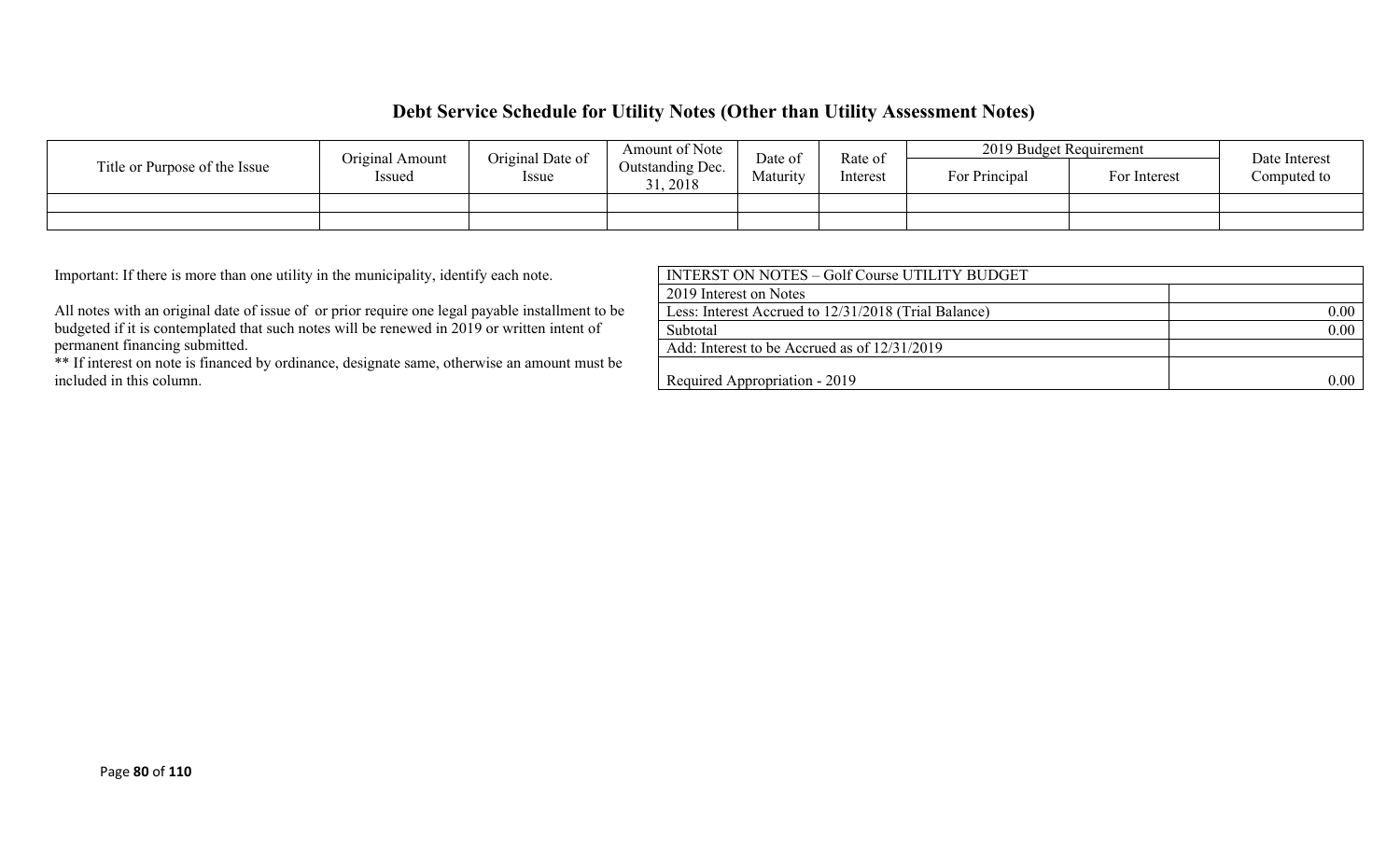## Debt Service Schedule for Utility Notes (Other than Utility Assessment Notes)

| Title or Purpose of the Issue | Original Amount Issued | Original Date of Issue | Amount of Note Outstanding Dec. 31, 2018 | Date of Maturity | Rate of Interest | 2019 Budget Requirement | | Date Interest Computed to |
|---|---|---|---|---|---|---|---|---|
| | | | | | | For Principal | For Interest | |
| | | | | | | | | |
| | | | | | | | | |

Important: If there is more than one utility in the municipality, identify each note.

All notes with an original date of issue of  or prior require one legal payable installment to be budgeted if it is contemplated that such notes will be renewed in 2019 or written intent of permanent financing submitted.

** If interest on note is financed by ordinance, designate same, otherwise an amount must be included in this column.

| INTERST ON NOTES – Golf Course UTILITY BUDGET | |
|---|---|
| 2019 Interest on Notes | |
| Less: Interest Accrued to 12/31/2018 (Trial Balance) | 0.00 |
| Subtotal | 0.00 |
| Add: Interest to be Accrued as of 12/31/2019 | |
| Required Appropriation - 2019 | 0.00 |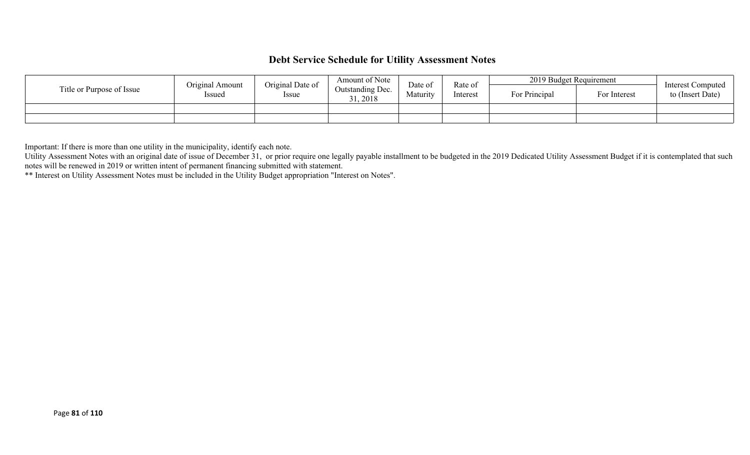## Debt Service Schedule for Utility Assessment Notes

| Title or Purpose of Issue | Original Amount Issued | Original Date of Issue | Amount of Note Outstanding Dec. 31, 2018 | Date of Maturity | Rate of Interest | 2019 Budget Requirement | | Interest Computed to (Insert Date) |
|---|---|---|---|---|---|---|---|---|
| | | | | | | For Principal | For Interest | |
| | | | | | | | | |
| | | | | | | | | |

Important: If there is more than one utility in the municipality, identify each note.

Utility Assessment Notes with an original date of issue of December 31, or prior require one legally payable installment to be budgeted in the 2019 Dedicated Utility Assessment Budget if it is contemplated that such notes will be renewed in 2019 or written intent of permanent financing submitted with statement.

** Interest on Utility Assessment Notes must be included in the Utility Budget appropriation "Interest on Notes".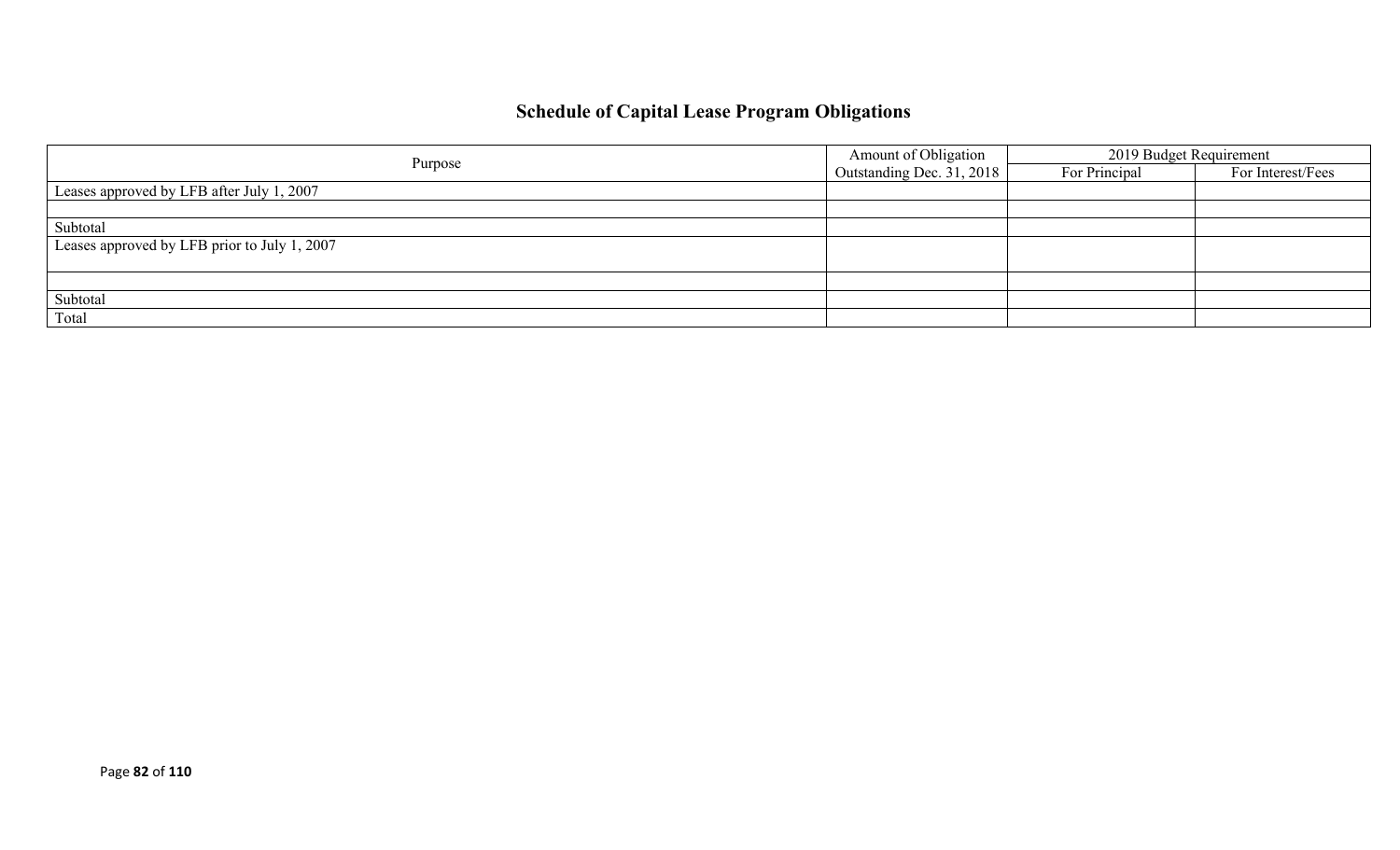# Schedule of Capital Lease Program Obligations

| Purpose | Amount of Obligation Outstanding Dec. 31, 2018 | 2019 Budget Requirement | |
|---|---|---|---|
| | | For Principal | For Interest/Fees |
| Leases approved by LFB after July 1, 2007 | | | |
| | | | |
| Subtotal | | | |
| Leases approved by LFB prior to July 1, 2007 | | | |
| | | | |
| Subtotal | | | |
| Total | | | |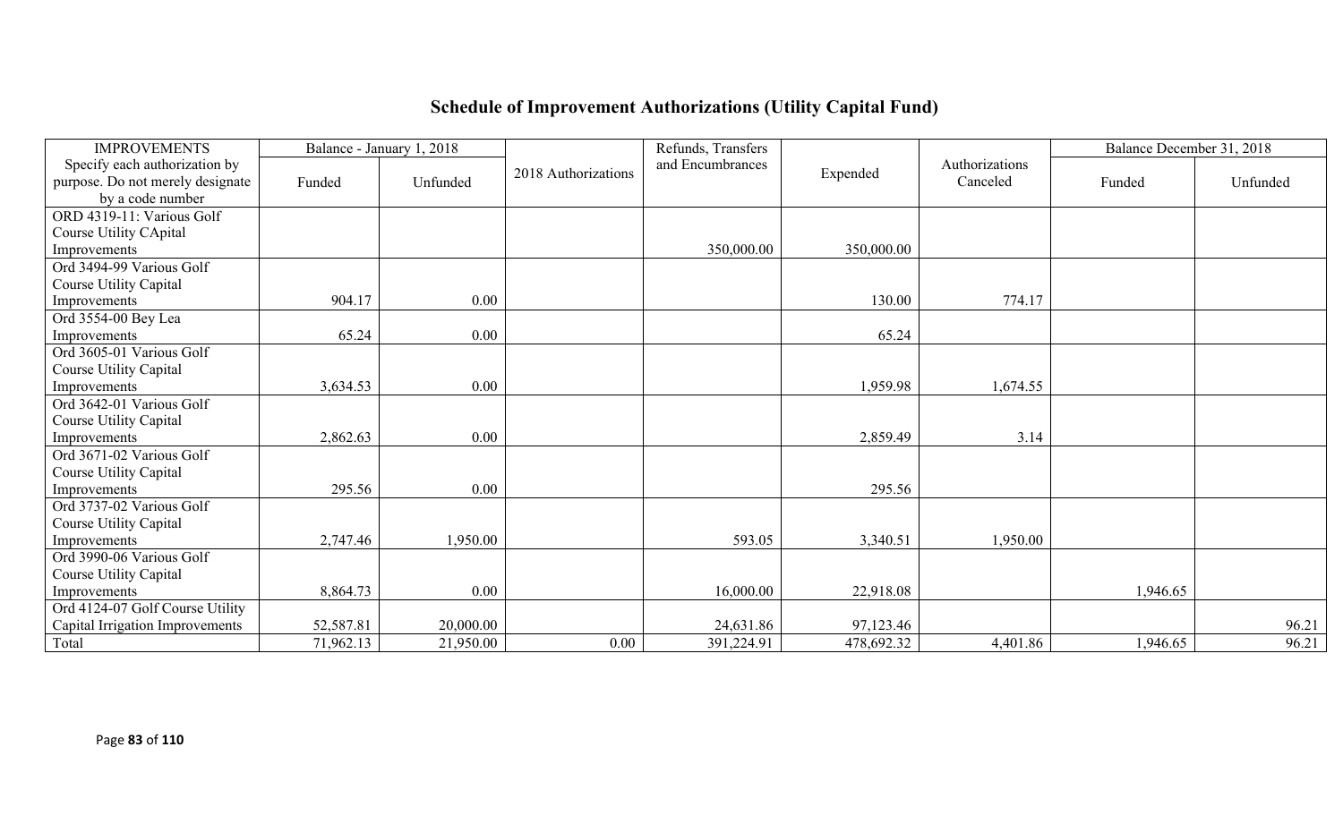# Schedule of Improvement Authorizations (Utility Capital Fund)

| IMPROVEMENTS | Balance - January 1, 2018 | | 2018 Authorizations | Refunds, Transfers and Encumbrances | Expended | Authorizations Canceled | Balance December 31, 2018 | |
|---|---|---|---|---|---|---|---|---|
| Specify each authorization by purpose. Do not merely designate by a code number | Funded | Unfunded | | | | | Funded | Unfunded |
| ORD 4319-11: Various Golf Course Utility CApital Improvements | | | | 350,000.00 | 350,000.00 | | | |
| Ord 3494-99 Various Golf Course Utility Capital Improvements | 904.17 | 0.00 | | | 130.00 | 774.17 | | |
| Ord 3554-00 Bey Lea Improvements | 65.24 | 0.00 | | | 65.24 | | | |
| Ord 3605-01 Various Golf Course Utility Capital Improvements | 3,634.53 | 0.00 | | | 1,959.98 | 1,674.55 | | |
| Ord 3642-01 Various Golf Course Utility Capital Improvements | 2,862.63 | 0.00 | | | 2,859.49 | 3.14 | | |
| Ord 3671-02 Various Golf Course Utility Capital Improvements | 295.56 | 0.00 | | | 295.56 | | | |
| Ord 3737-02 Various Golf Course Utility Capital Improvements | 2,747.46 | 1,950.00 | | 593.05 | 3,340.51 | 1,950.00 | | |
| Ord 3990-06 Various Golf Course Utility Capital Improvements | 8,864.73 | 0.00 | | 16,000.00 | 22,918.08 | | 1,946.65 | |
| Ord 4124-07 Golf Course Utility Capital Irrigation Improvements | 52,587.81 | 20,000.00 | | 24,631.86 | 97,123.46 | | | 96.21 |
| Total | 71,962.13 | 21,950.00 | 0.00 | 391,224.91 | 478,692.32 | 4,401.86 | 1,946.65 | 96.21 |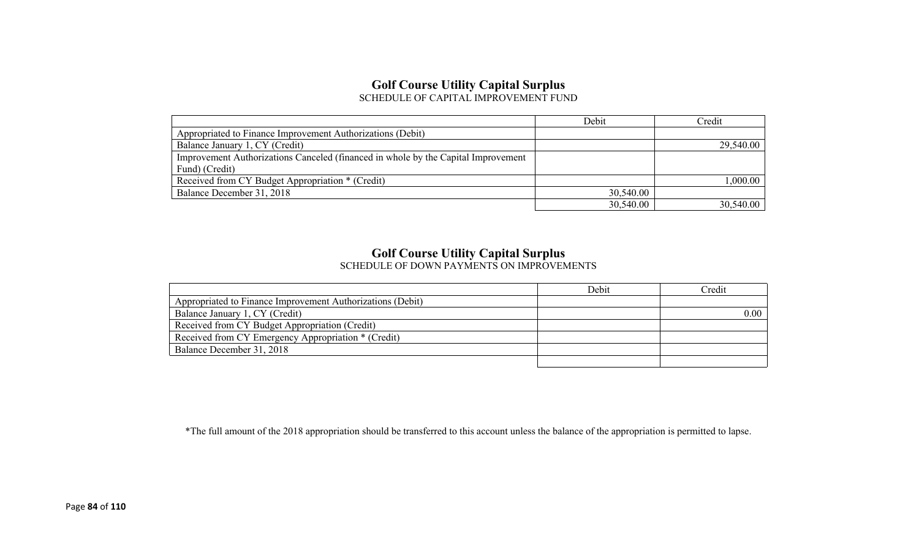## Golf Course Utility Capital Surplus

SCHEDULE OF CAPITAL IMPROVEMENT FUND

| | Debit | Credit |
|---|---|---|
| Appropriated to Finance Improvement Authorizations (Debit) | | |
| Balance January 1, CY (Credit) | | 29,540.00 |
| Improvement Authorizations Canceled (financed in whole by the Capital Improvement Fund) (Credit) | | |
| Received from CY Budget Appropriation * (Credit) | | 1,000.00 |
| Balance December 31, 2018 | 30,540.00 | |
| | 30,540.00 | 30,540.00 |

## Golf Course Utility Capital Surplus

SCHEDULE OF DOWN PAYMENTS ON IMPROVEMENTS

| | Debit | Credit |
|---|---|---|
| Appropriated to Finance Improvement Authorizations (Debit) | | |
| Balance January 1, CY (Credit) | | 0.00 |
| Received from CY Budget Appropriation (Credit) | | |
| Received from CY Emergency Appropriation * (Credit) | | |
| Balance December 31, 2018 | | |
| | | |

*The full amount of the 2018 appropriation should be transferred to this account unless the balance of the appropriation is permitted to lapse.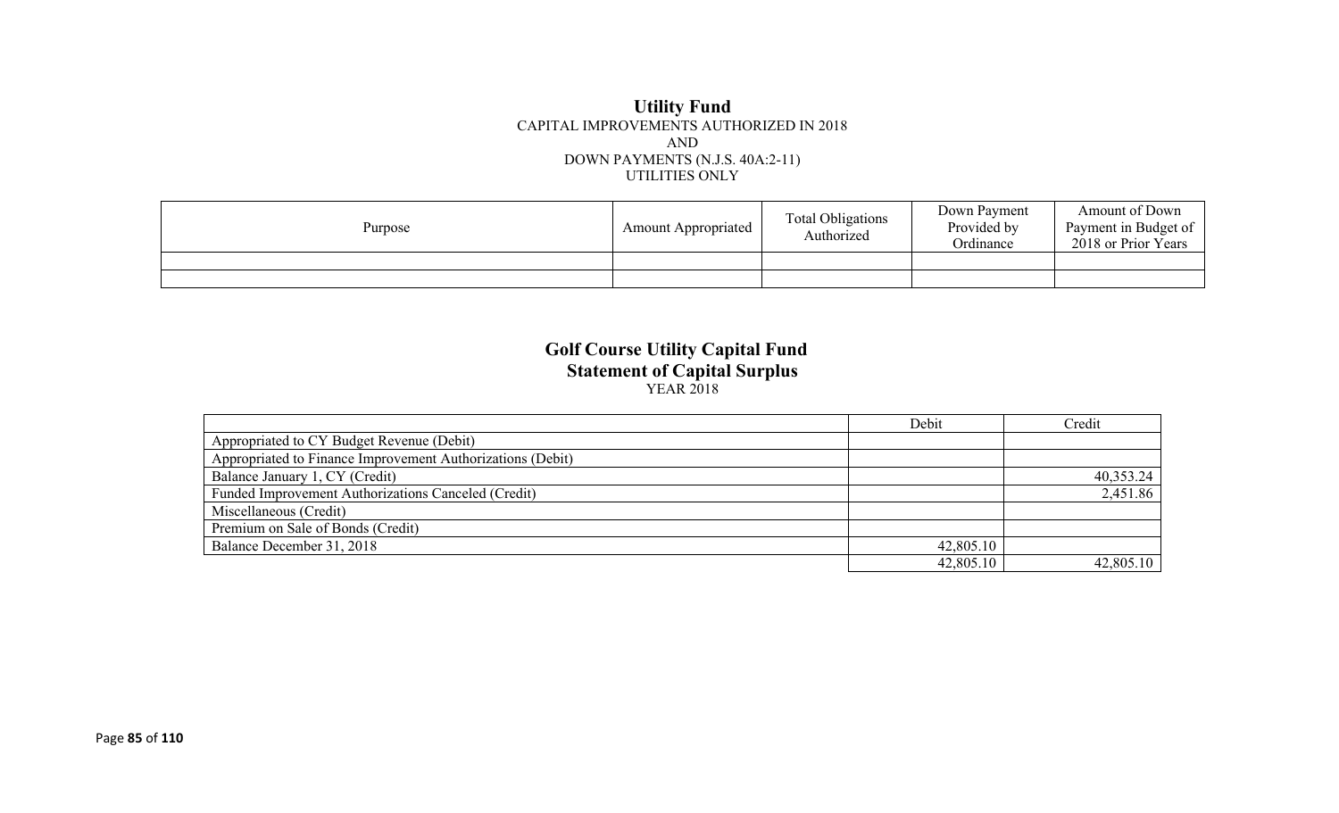## Utility Fund

CAPITAL IMPROVEMENTS AUTHORIZED IN 2018
AND
DOWN PAYMENTS (N.J.S. 40A:2-11)
UTILITIES ONLY

| Purpose | Amount Appropriated | Total Obligations Authorized | Down Payment Provided by Ordinance | Amount of Down Payment in Budget of 2018 or Prior Years |
|---|---|---|---|---|
| | | | | |
| | | | | |

## Golf Course Utility Capital Fund
### Statement of Capital Surplus

YEAR 2018

| | Debit | Credit |
|---|---|---|
| Appropriated to CY Budget Revenue (Debit) | | |
| Appropriated to Finance Improvement Authorizations (Debit) | | |
| Balance January 1, CY (Credit) | | 40,353.24 |
| Funded Improvement Authorizations Canceled (Credit) | | 2,451.86 |
| Miscellaneous (Credit) | | |
| Premium on Sale of Bonds (Credit) | | |
| Balance December 31, 2018 | 42,805.10 | |
| | 42,805.10 | 42,805.10 |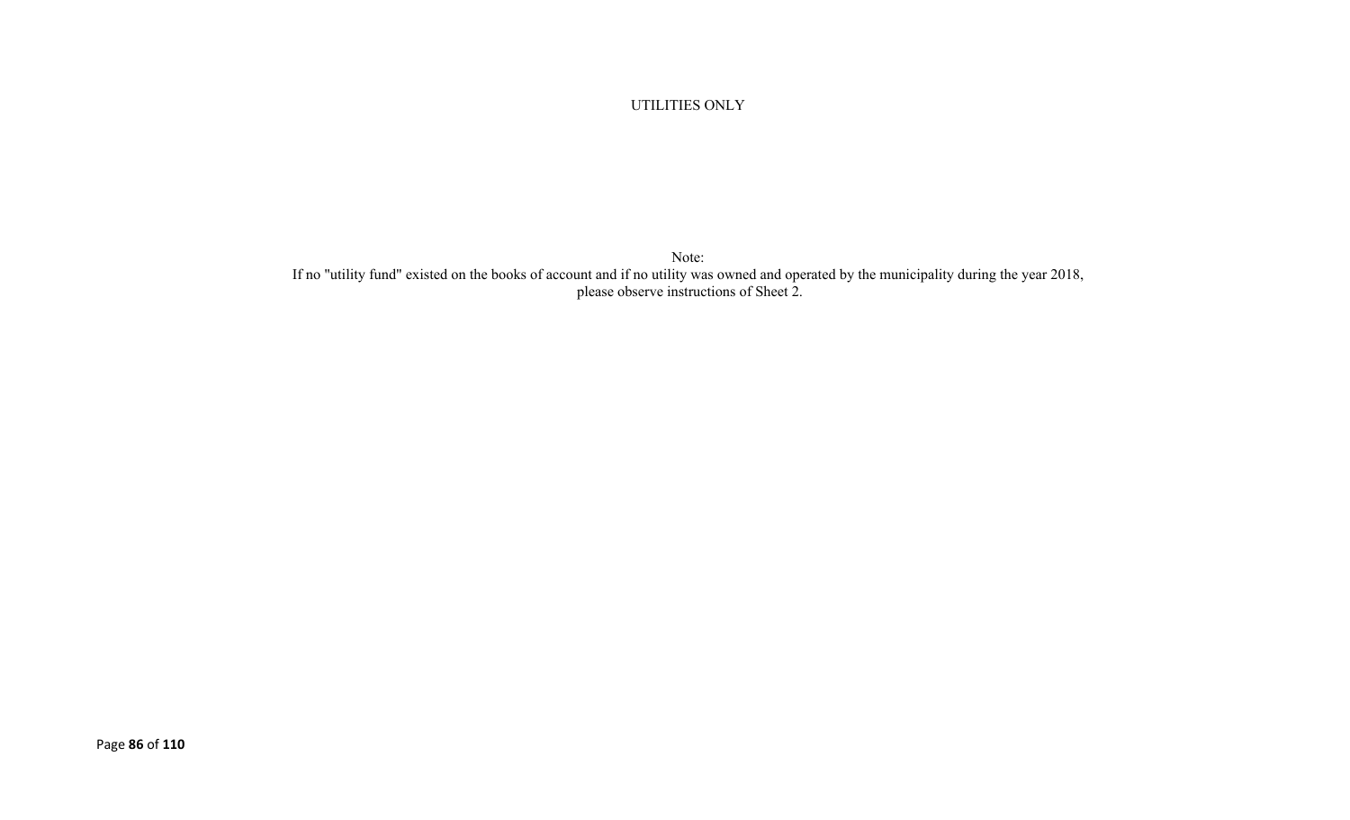UTILITIES ONLY

Note:
If no "utility fund" existed on the books of account and if no utility was owned and operated by the municipality during the year 2018, please observe instructions of Sheet 2.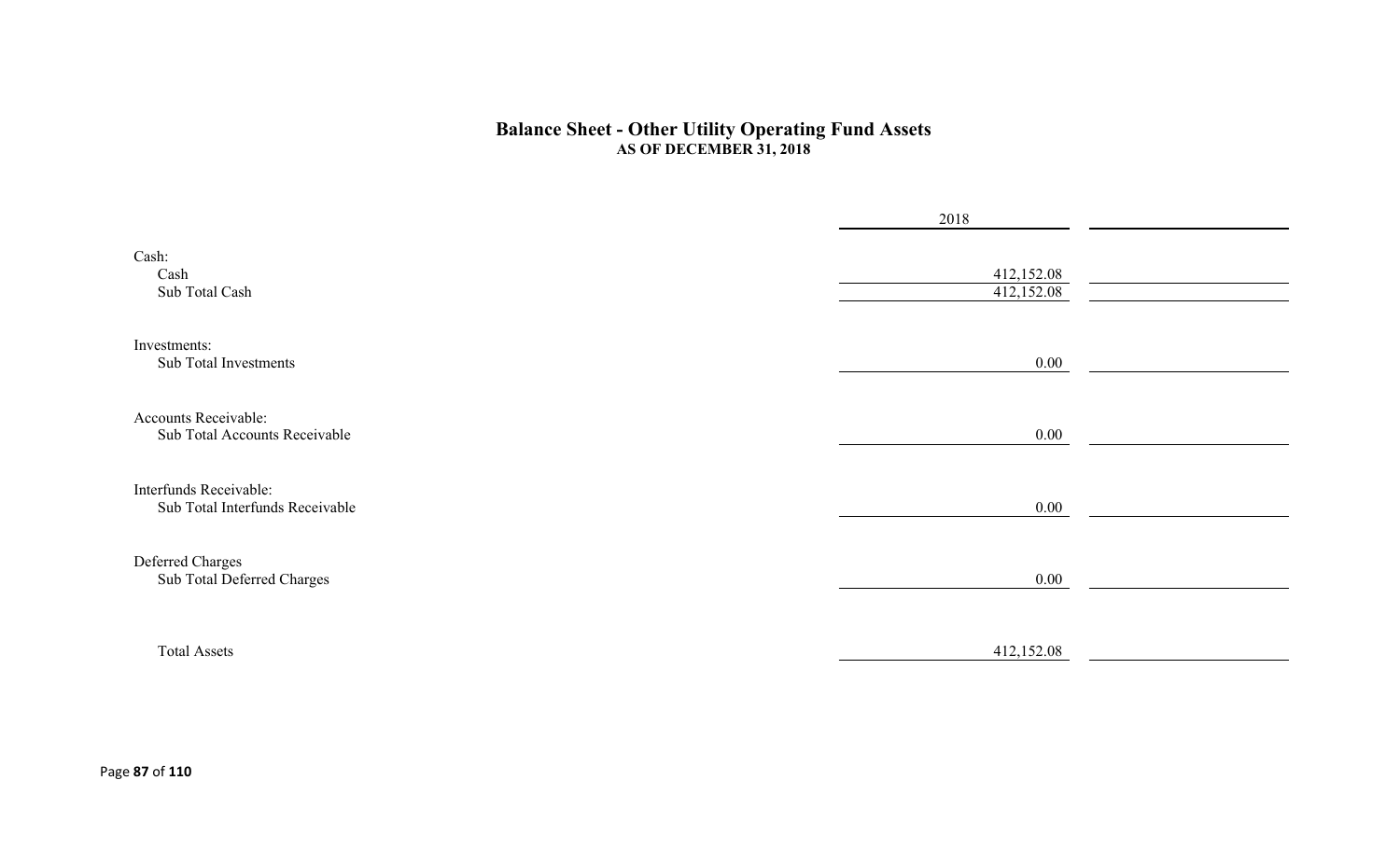# Balance Sheet - Other Utility Operating Fund Assets

**AS OF DECEMBER 31, 2018**

| | 2018 | |
|---|---|---|
| Cash: | | |
| Cash | 412,152.08 | |
| Sub Total Cash | 412,152.08 | |
| Investments: | | |
| Sub Total Investments | 0.00 | |
| Accounts Receivable: | | |
| Sub Total Accounts Receivable | 0.00 | |
| Interfunds Receivable: | | |
| Sub Total Interfunds Receivable | 0.00 | |
| Deferred Charges | | |
| Sub Total Deferred Charges | 0.00 | |
| Total Assets | 412,152.08 | |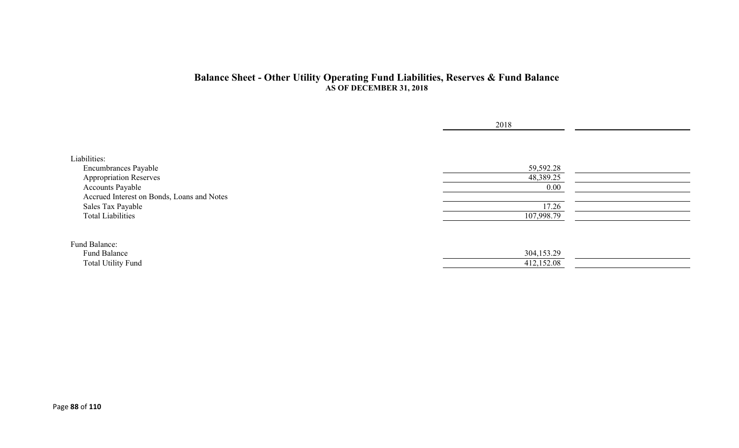## Balance Sheet - Other Utility Operating Fund Liabilities, Reserves & Fund Balance
### AS OF DECEMBER 31, 2018

| | 2018 | |
|---|---|---|
| Liabilities: | | |
| Encumbrances Payable | 59,592.28 | |
| Appropriation Reserves | 48,389.25 | |
| Accounts Payable | 0.00 | |
| Accrued Interest on Bonds, Loans and Notes | | |
| Sales Tax Payable | 17.26 | |
| Total Liabilities | 107,998.79 | |
| | | |
| Fund Balance: | | |
| Fund Balance | 304,153.29 | |
| Total Utility Fund | 412,152.08 | |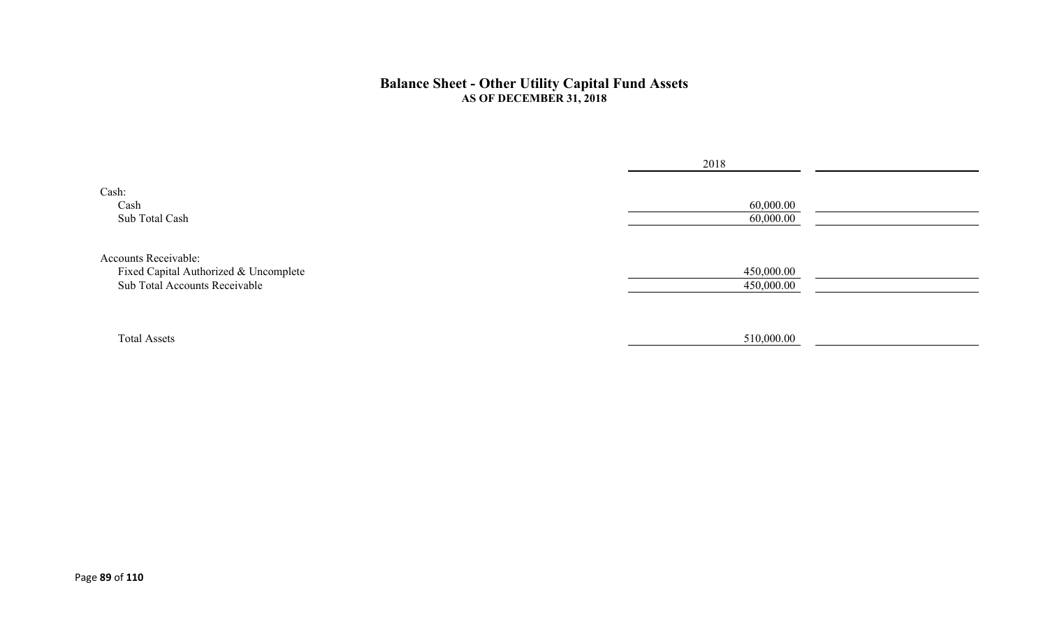## Balance Sheet - Other Utility Capital Fund Assets

**AS OF DECEMBER 31, 2018**

| | 2018 | |
|---|---|---|
| Cash: | | |
| Cash | 60,000.00 | |
| Sub Total Cash | 60,000.00 | |
| | | |
| Accounts Receivable: | | |
| Fixed Capital Authorized & Uncomplete | 450,000.00 | |
| Sub Total Accounts Receivable | 450,000.00 | |
| | | |
| Total Assets | 510,000.00 | |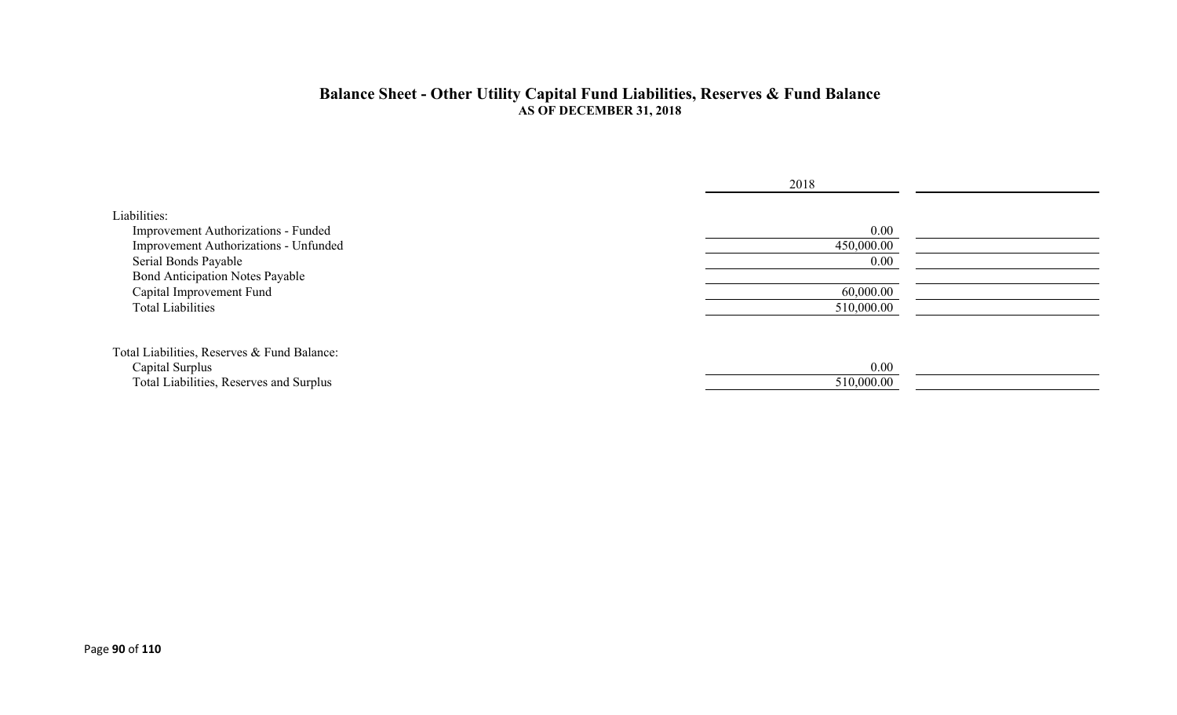## Balance Sheet - Other Utility Capital Fund Liabilities, Reserves & Fund Balance

**AS OF DECEMBER 31, 2018**

| | 2018 | |
|---|---|---|
| Liabilities: | | |
| Improvement Authorizations - Funded | 0.00 | |
| Improvement Authorizations - Unfunded | 450,000.00 | |
| Serial Bonds Payable | 0.00 | |
| Bond Anticipation Notes Payable | | |
| Capital Improvement Fund | 60,000.00 | |
| Total Liabilities | 510,000.00 | |
| | | |
| Total Liabilities, Reserves & Fund Balance: | | |
| Capital Surplus | 0.00 | |
| Total Liabilities, Reserves and Surplus | 510,000.00 | |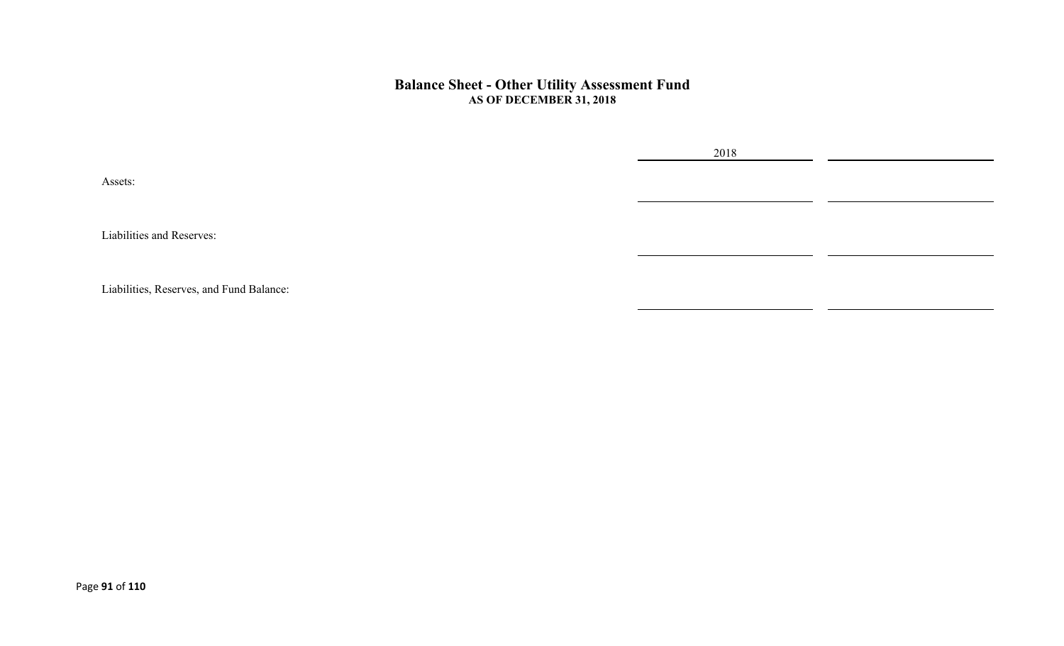## Balance Sheet - Other Utility Assessment Fund

**AS OF DECEMBER 31, 2018**

| | 2018 | |
|---|---|---|
| Assets: | | |
| Liabilities and Reserves: | | |
| Liabilities, Reserves, and Fund Balance: | | |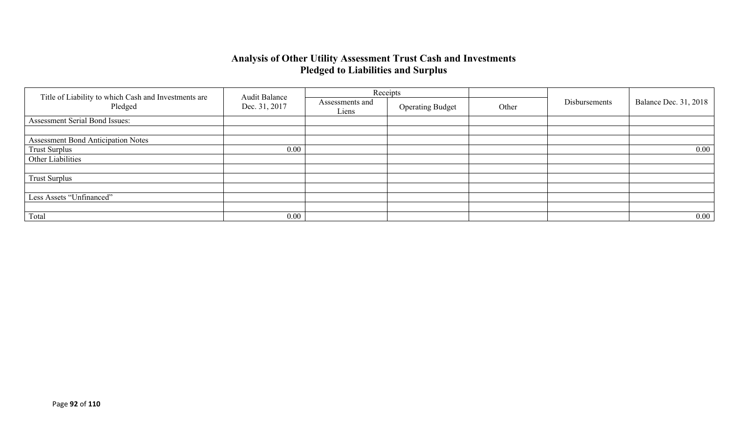# Analysis of Other Utility Assessment Trust Cash and Investments Pledged to Liabilities and Surplus

| Title of Liability to which Cash and Investments are Pledged | Audit Balance Dec. 31, 2017 | Receipts | | | Disbursements | Balance Dec. 31, 2018 |
|---|---|---|---|---|---|---|
| | | Assessments and Liens | Operating Budget | Other | | |
| Assessment Serial Bond Issues: | | | | | | |
| | | | | | | |
| Assessment Bond Anticipation Notes | | | | | | |
| Trust Surplus | 0.00 | | | | | 0.00 |
| Other Liabilities | | | | | | |
| | | | | | | |
| Trust Surplus | | | | | | |
| | | | | | | |
| Less Assets "Unfinanced" | | | | | | |
| | | | | | | |
| Total | 0.00 | | | | | 0.00 |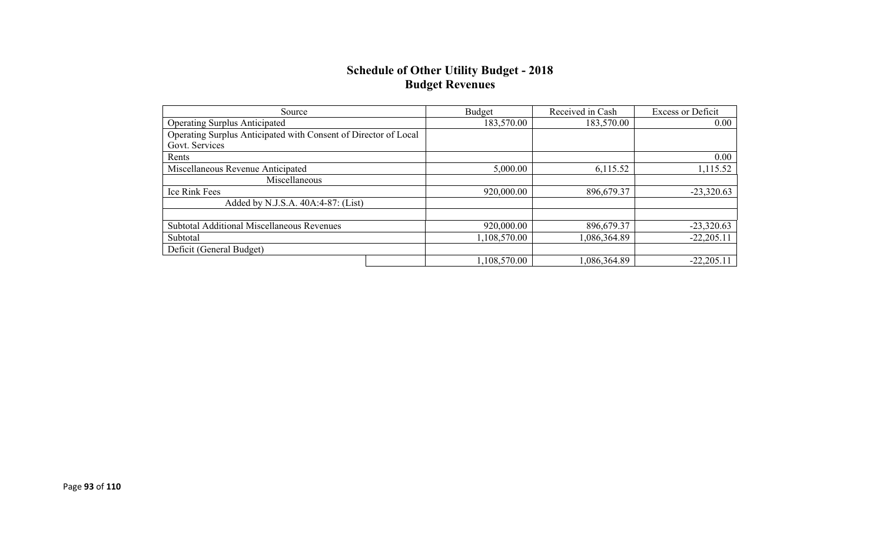# Schedule of Other Utility Budget - 2018
## Budget Revenues

| Source | Budget | Received in Cash | Excess or Deficit |
|---|---|---|---|
| Operating Surplus Anticipated | 183,570.00 | 183,570.00 | 0.00 |
| Operating Surplus Anticipated with Consent of Director of Local Govt. Services | | | |
| Rents | | | 0.00 |
| Miscellaneous Revenue Anticipated | 5,000.00 | 6,115.52 | 1,115.52 |
| Miscellaneous | | | |
| Ice Rink Fees | 920,000.00 | 896,679.37 | -23,320.63 |
| Added by N.J.S.A. 40A:4-87: (List) | | | |
| | | | |
| Subtotal Additional Miscellaneous Revenues | 920,000.00 | 896,679.37 | -23,320.63 |
| Subtotal | 1,108,570.00 | 1,086,364.89 | -22,205.11 |
| Deficit (General Budget) | | | |
| | 1,108,570.00 | 1,086,364.89 | -22,205.11 |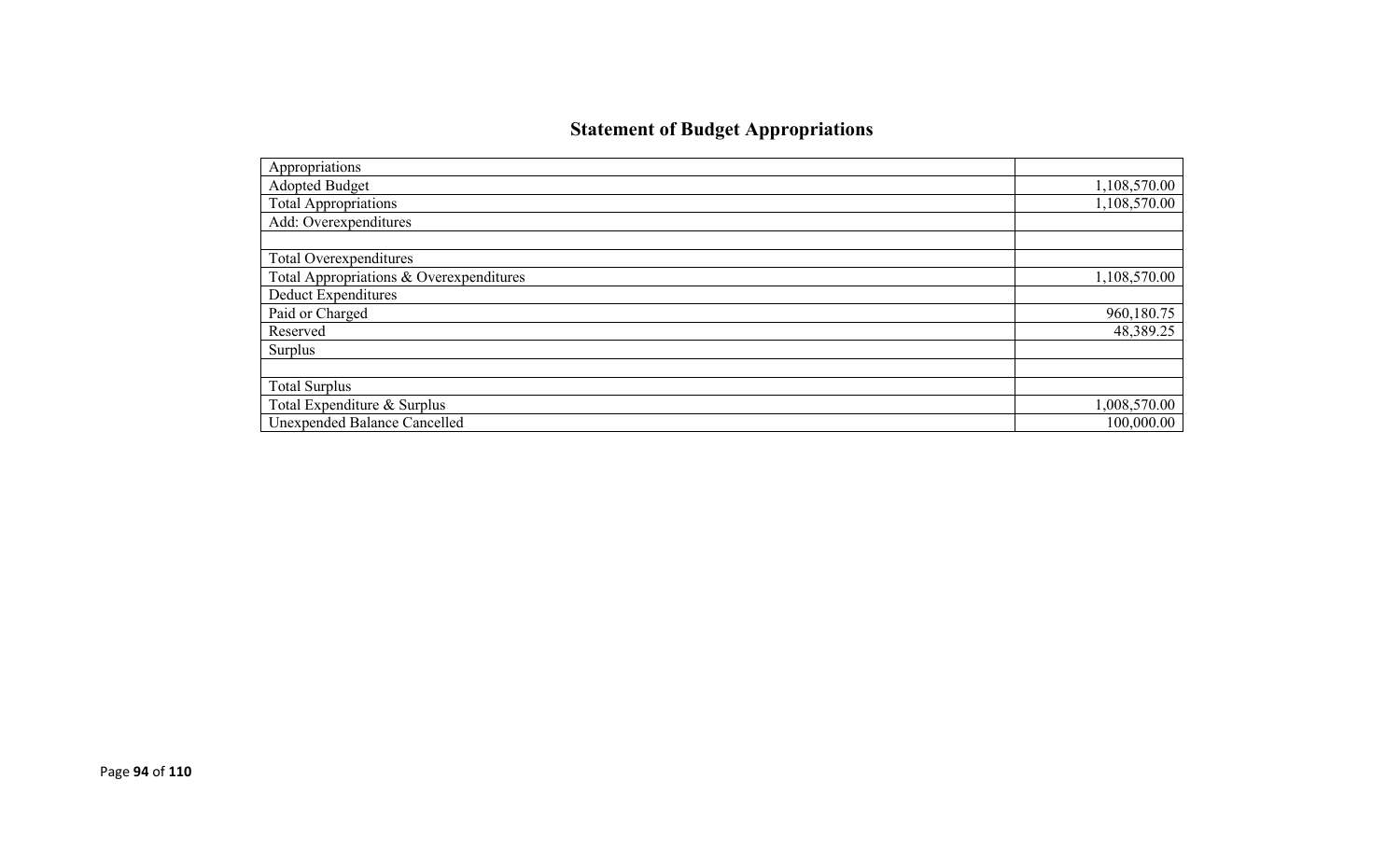## Statement of Budget Appropriations

| Appropriations | |
|---|---|
| Adopted Budget | 1,108,570.00 |
| Total Appropriations | 1,108,570.00 |
| Add: Overexpenditures | |
| | |
| Total Overexpenditures | |
| Total Appropriations & Overexpenditures | 1,108,570.00 |
| Deduct Expenditures | |
| Paid or Charged | 960,180.75 |
| Reserved | 48,389.25 |
| Surplus | |
| | |
| Total Surplus | |
| Total Expenditure & Surplus | 1,008,570.00 |
| Unexpended Balance Cancelled | 100,000.00 |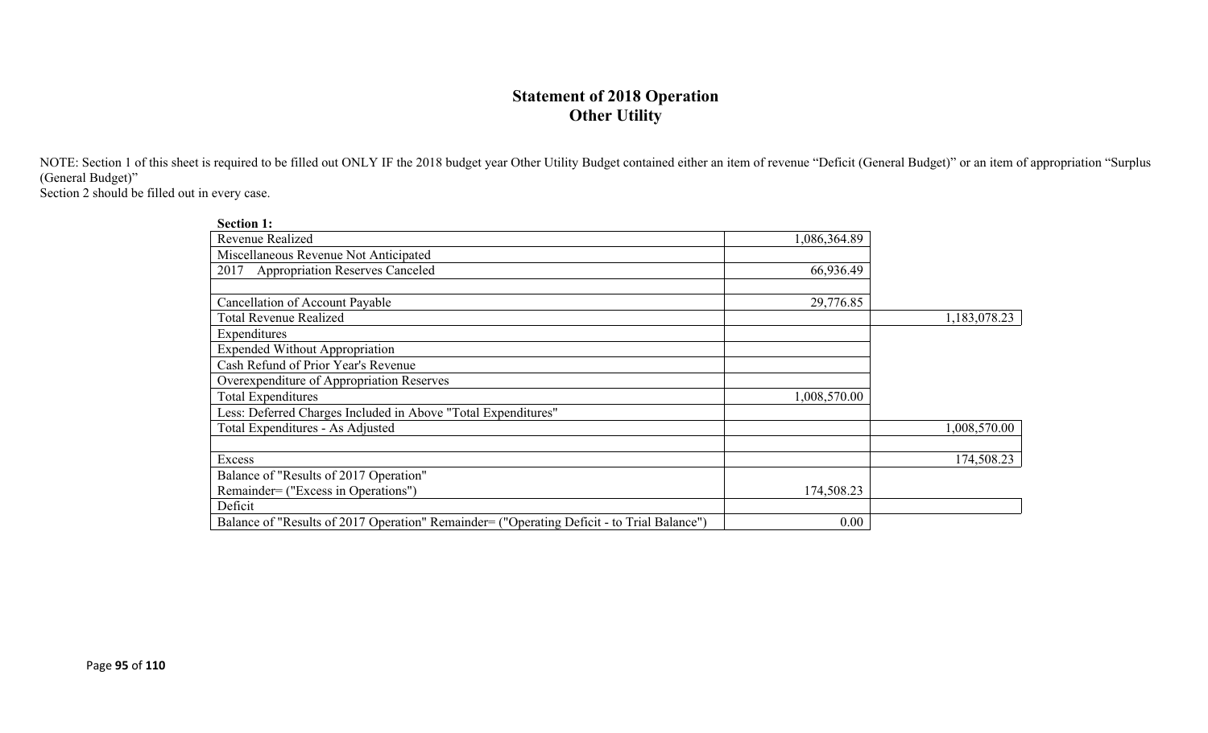# Statement of 2018 Operation
## Other Utility

NOTE: Section 1 of this sheet is required to be filled out ONLY IF the 2018 budget year Other Utility Budget contained either an item of revenue "Deficit (General Budget)" or an item of appropriation "Surplus (General Budget)"
Section 2 should be filled out in every case.

**Section 1:**

| | | |
|---|---|---|
| Revenue Realized | 1,086,364.89 | |
| Miscellaneous Revenue Not Anticipated | | |
| 2017 Appropriation Reserves Canceled | 66,936.49 | |
| | | |
| Cancellation of Account Payable | 29,776.85 | |
| Total Revenue Realized | | 1,183,078.23 |
| Expenditures | | |
| Expended Without Appropriation | | |
| Cash Refund of Prior Year's Revenue | | |
| Overexpenditure of Appropriation Reserves | | |
| Total Expenditures | 1,008,570.00 | |
| Less: Deferred Charges Included in Above "Total Expenditures" | | |
| Total Expenditures - As Adjusted | | 1,008,570.00 |
| | | |
| Excess | | 174,508.23 |
| Balance of "Results of 2017 Operation" Remainder= ("Excess in Operations") | 174,508.23 | |
| Deficit | | |
| Balance of "Results of 2017 Operation" Remainder= ("Operating Deficit - to Trial Balance") | 0.00 | |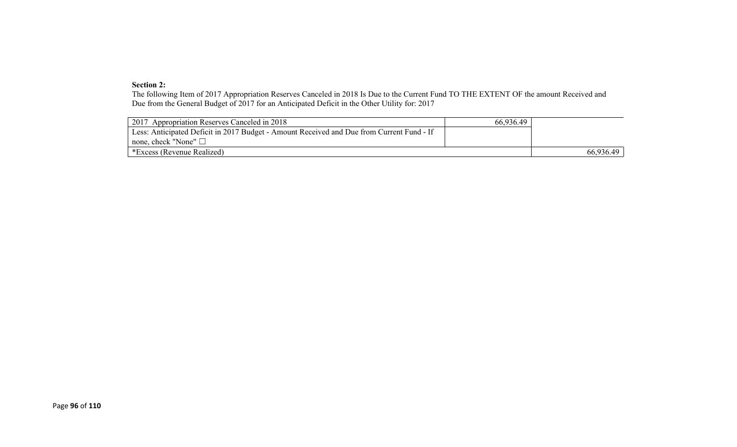**Section 2:**

The following Item of 2017 Appropriation Reserves Canceled in 2018 Is Due to the Current Fund TO THE EXTENT OF the amount Received and Due from the General Budget of 2017 for an Anticipated Deficit in the Other Utility for: 2017

| | | |
|---|---|---|
| 2017 Appropriation Reserves Canceled in 2018 | 66,936.49 | |
| Less: Anticipated Deficit in 2017 Budget - Amount Received and Due from Current Fund - If none, check "None" ☐ | | |
| *Excess (Revenue Realized) | | 66,936.49 |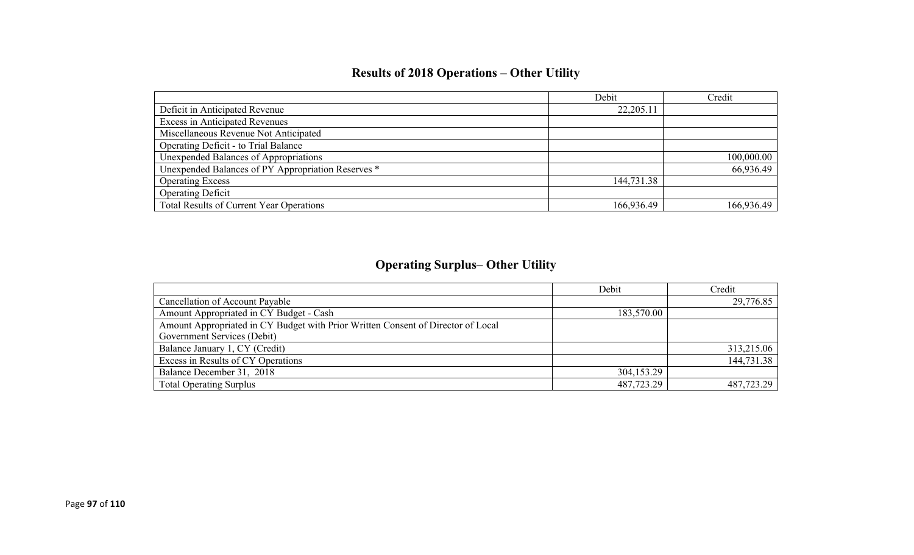## Results of 2018 Operations – Other Utility

| | Debit | Credit |
|---|---|---|
| Deficit in Anticipated Revenue | 22,205.11 | |
| Excess in Anticipated Revenues | | |
| Miscellaneous Revenue Not Anticipated | | |
| Operating Deficit - to Trial Balance | | |
| Unexpended Balances of Appropriations | | 100,000.00 |
| Unexpended Balances of PY Appropriation Reserves * | | 66,936.49 |
| Operating Excess | 144,731.38 | |
| Operating Deficit | | |
| Total Results of Current Year Operations | 166,936.49 | 166,936.49 |

## Operating Surplus– Other Utility

| | Debit | Credit |
|---|---|---|
| Cancellation of Account Payable | | 29,776.85 |
| Amount Appropriated in CY Budget - Cash | 183,570.00 | |
| Amount Appropriated in CY Budget with Prior Written Consent of Director of Local Government Services (Debit) | | |
| Balance January 1, CY (Credit) | | 313,215.06 |
| Excess in Results of CY Operations | | 144,731.38 |
| Balance December 31, 2018 | 304,153.29 | |
| Total Operating Surplus | 487,723.29 | 487,723.29 |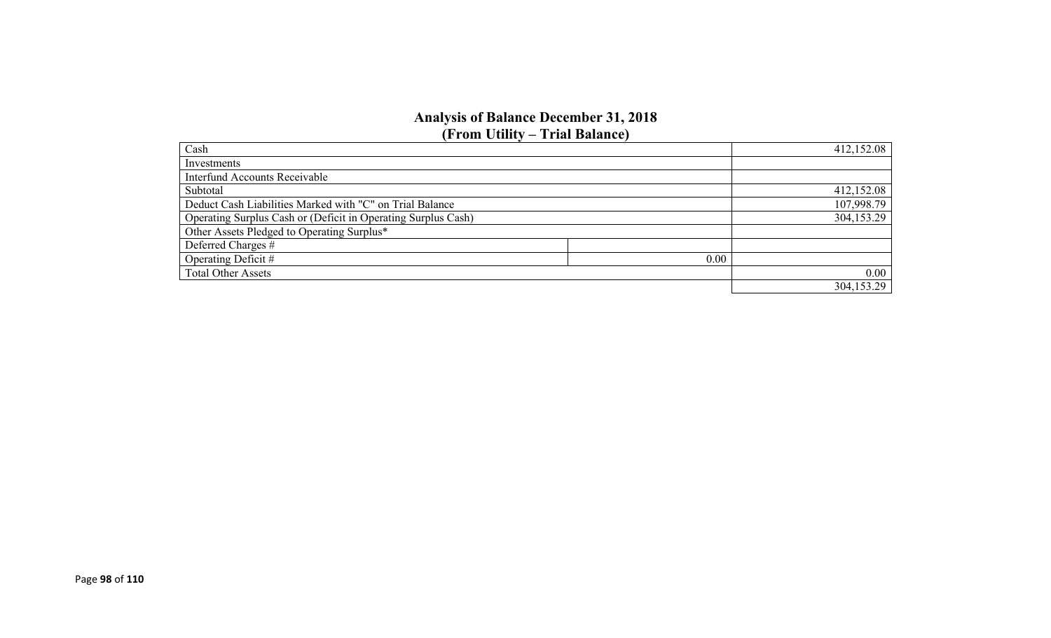## Analysis of Balance December 31, 2018
## (From Utility – Trial Balance)

| | | |
|---|---|---|
| Cash | | 412,152.08 |
| Investments | | |
| Interfund Accounts Receivable | | |
| Subtotal | | 412,152.08 |
| Deduct Cash Liabilities Marked with "C" on Trial Balance | | 107,998.79 |
| Operating Surplus Cash or (Deficit in Operating Surplus Cash) | | 304,153.29 |
| Other Assets Pledged to Operating Surplus* | | |
| Deferred Charges # | | |
| Operating Deficit # | 0.00 | |
| Total Other Assets | | 0.00 |
| | | 304,153.29 |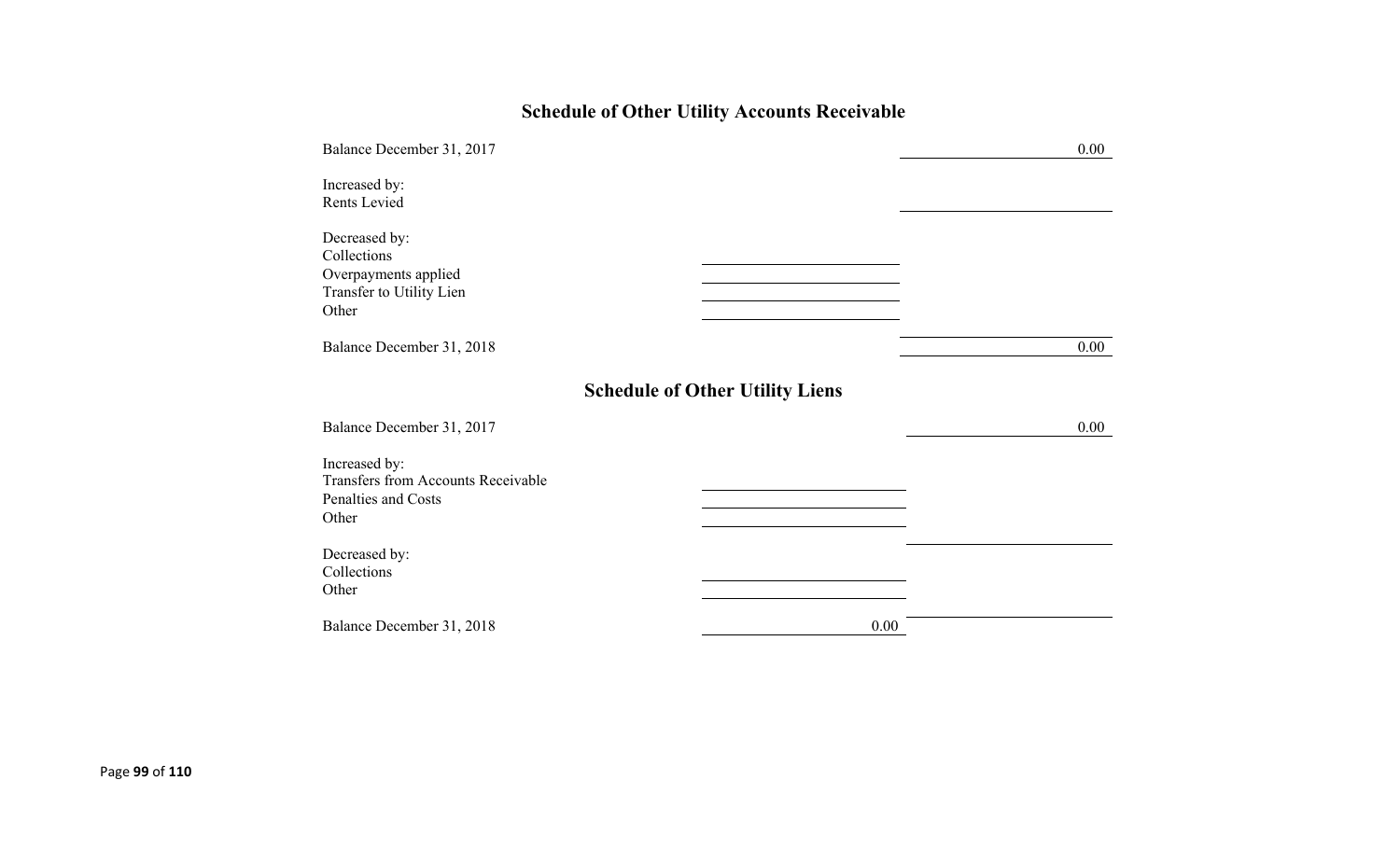## Schedule of Other Utility Accounts Receivable

| | | |
|---|---|---|
| Balance December 31, 2017 | | 0.00 |
| Increased by: | | |
| Rents Levied | | |
| Decreased by: | | |
| Collections | | |
| Overpayments applied | | |
| Transfer to Utility Lien | | |
| Other | | |
| | | |
| Balance December 31, 2018 | | 0.00 |

## Schedule of Other Utility Liens

| | | |
|---|---|---|
| Balance December 31, 2017 | | 0.00 |
| Increased by: | | |
| Transfers from Accounts Receivable | | |
| Penalties and Costs | | |
| Other | | |
| | | |
| Decreased by: | | |
| Collections | | |
| Other | | |
| | | |
| Balance December 31, 2018 | 0.00 | |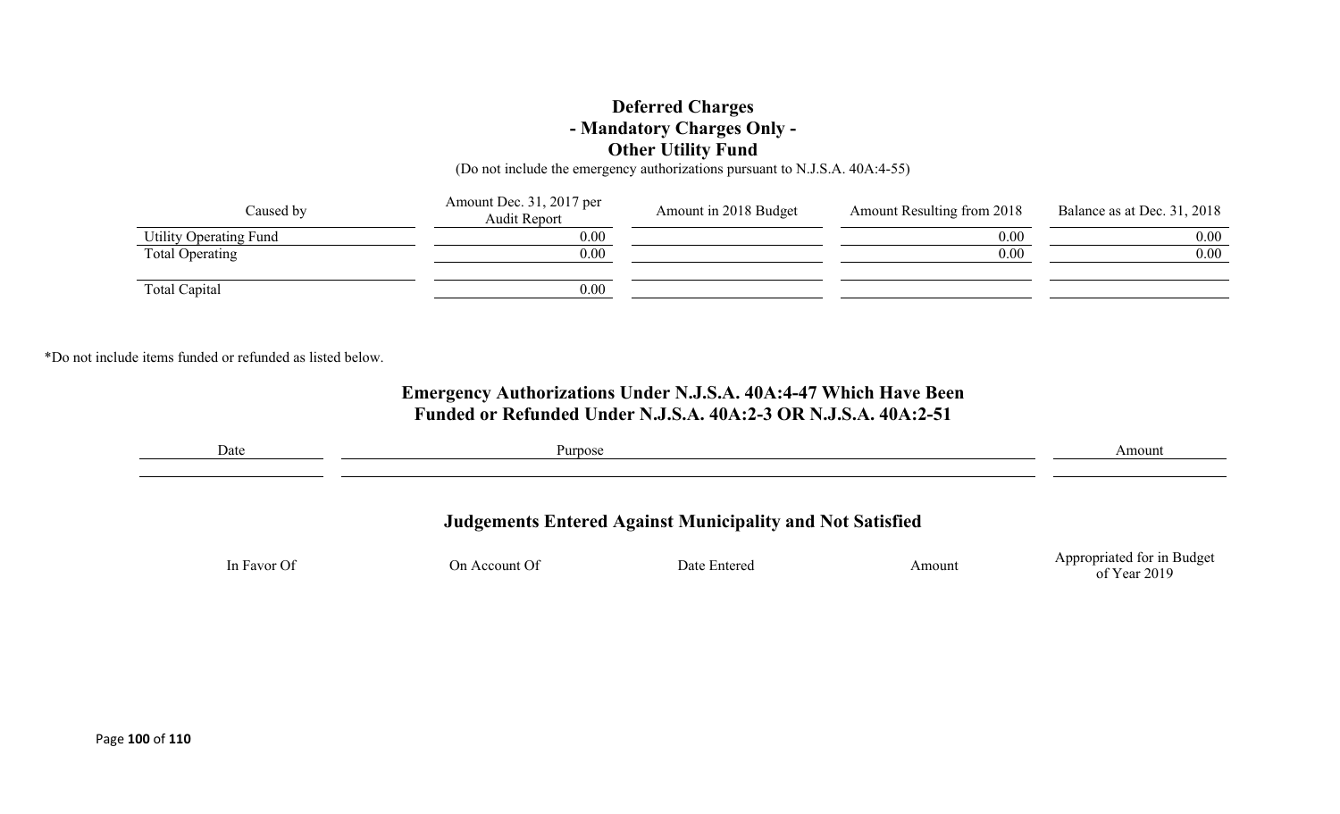## Deferred Charges
## - Mandatory Charges Only -
## Other Utility Fund

(Do not include the emergency authorizations pursuant to N.J.S.A. 40A:4-55)

| Caused by | Amount Dec. 31, 2017 per Audit Report | Amount in 2018 Budget | Amount Resulting from 2018 | Balance as at Dec. 31, 2018 |
|---|---|---|---|---|
| Utility Operating Fund | 0.00 | | 0.00 | 0.00 |
| Total Operating | 0.00 | | 0.00 | 0.00 |
| | | | | |
| Total Capital | 0.00 | | | |

*Do not include items funded or refunded as listed below.

## Emergency Authorizations Under N.J.S.A. 40A:4-47 Which Have Been Funded or Refunded Under N.J.S.A. 40A:2-3 OR N.J.S.A. 40A:2-51

| Date | Purpose | Amount |
|---|---|---|
| | | |

## Judgements Entered Against Municipality and Not Satisfied

| In Favor Of | On Account Of | Date Entered | Amount | Appropriated for in Budget of Year 2019 |
|---|---|---|---|---|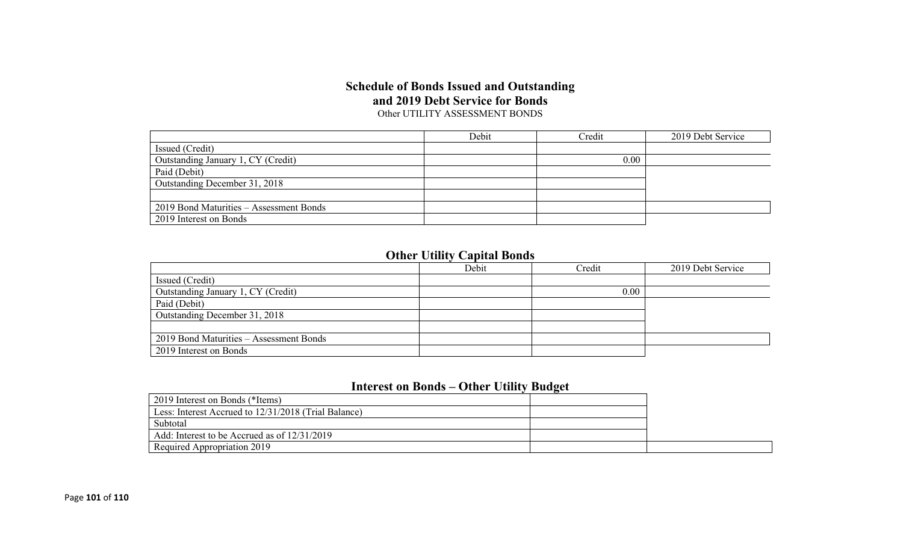## Schedule of Bonds Issued and Outstanding and 2019 Debt Service for Bonds

Other UTILITY ASSESSMENT BONDS

| | Debit | Credit | 2019 Debt Service |
|---|---|---|---|
| Issued (Credit) | | | |
| Outstanding January 1, CY (Credit) | | 0.00 | |
| Paid (Debit) | | | |
| Outstanding December 31, 2018 | | | |
| | | | |
| 2019 Bond Maturities – Assessment Bonds | | | |
| 2019 Interest on Bonds | | | |

## Other Utility Capital Bonds

| | Debit | Credit | 2019 Debt Service |
|---|---|---|---|
| Issued (Credit) | | | |
| Outstanding January 1, CY (Credit) | | 0.00 | |
| Paid (Debit) | | | |
| Outstanding December 31, 2018 | | | |
| | | | |
| 2019 Bond Maturities – Assessment Bonds | | | |
| 2019 Interest on Bonds | | | |

## Interest on Bonds – Other Utility Budget

| | | |
|---|---|---|
| 2019 Interest on Bonds (*Items) | | |
| Less: Interest Accrued to 12/31/2018 (Trial Balance) | | |
| Subtotal | | |
| Add: Interest to be Accrued as of 12/31/2019 | | |
| Required Appropriation 2019 | | |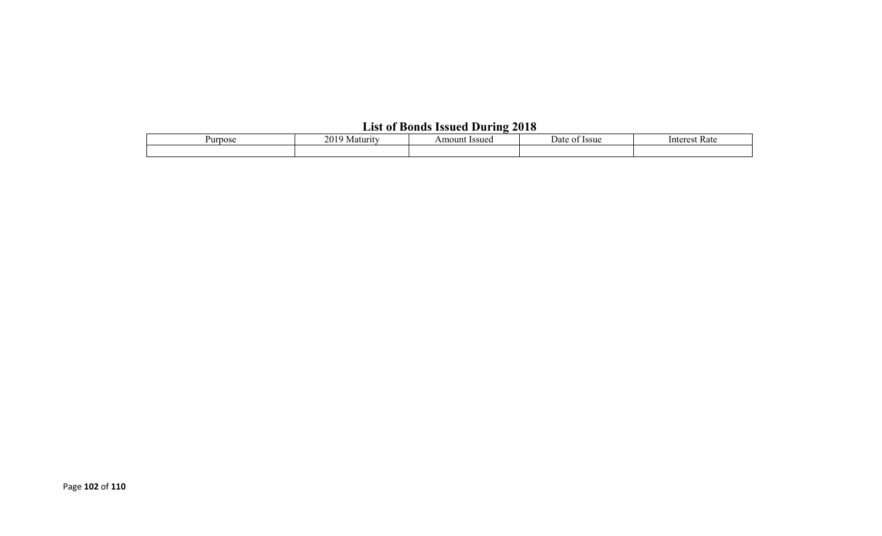## List of Bonds Issued During 2018

| Purpose | 2019 Maturity | Amount Issued | Date of Issue | Interest Rate |
| --- | --- | --- | --- | --- |
| | | | | |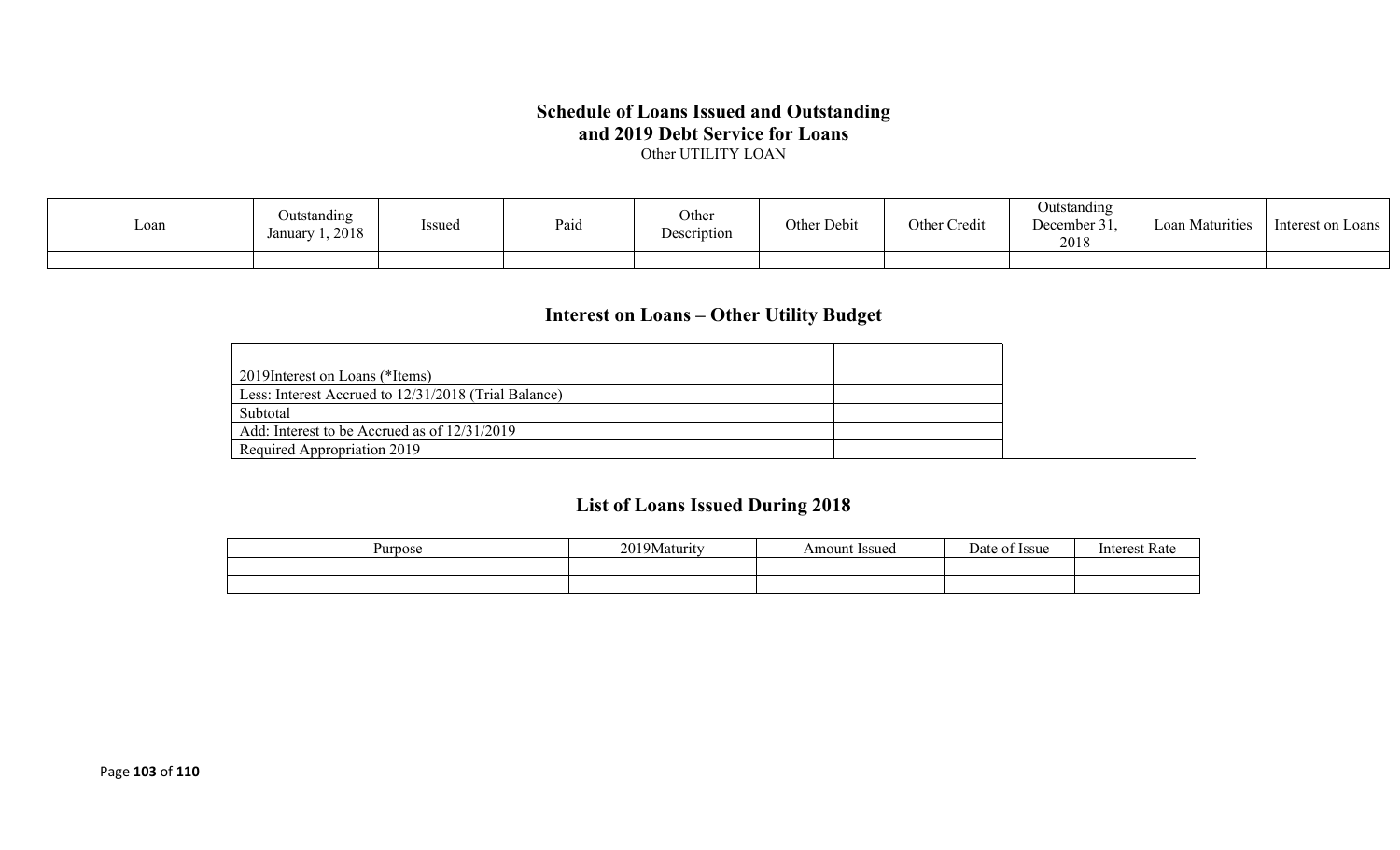# Schedule of Loans Issued and Outstanding and 2019 Debt Service for Loans

Other UTILITY LOAN

| Loan | Outstanding January 1, 2018 | Issued | Paid | Other Description | Other Debit | Other Credit | Outstanding December 31, 2018 | Loan Maturities | Interest on Loans |
|---|---|---|---|---|---|---|---|---|---|
| | | | | | | | | | |

## Interest on Loans – Other Utility Budget

| | |
|---|---|
| 2019Interest on Loans (*Items) | |
| Less: Interest Accrued to 12/31/2018 (Trial Balance) | |
| Subtotal | |
| Add: Interest to be Accrued as of 12/31/2019 | |
| Required Appropriation 2019 | |

## List of Loans Issued During 2018

| Purpose | 2019Maturity | Amount Issued | Date of Issue | Interest Rate |
|---|---|---|---|---|
| | | | | |
| | | | | |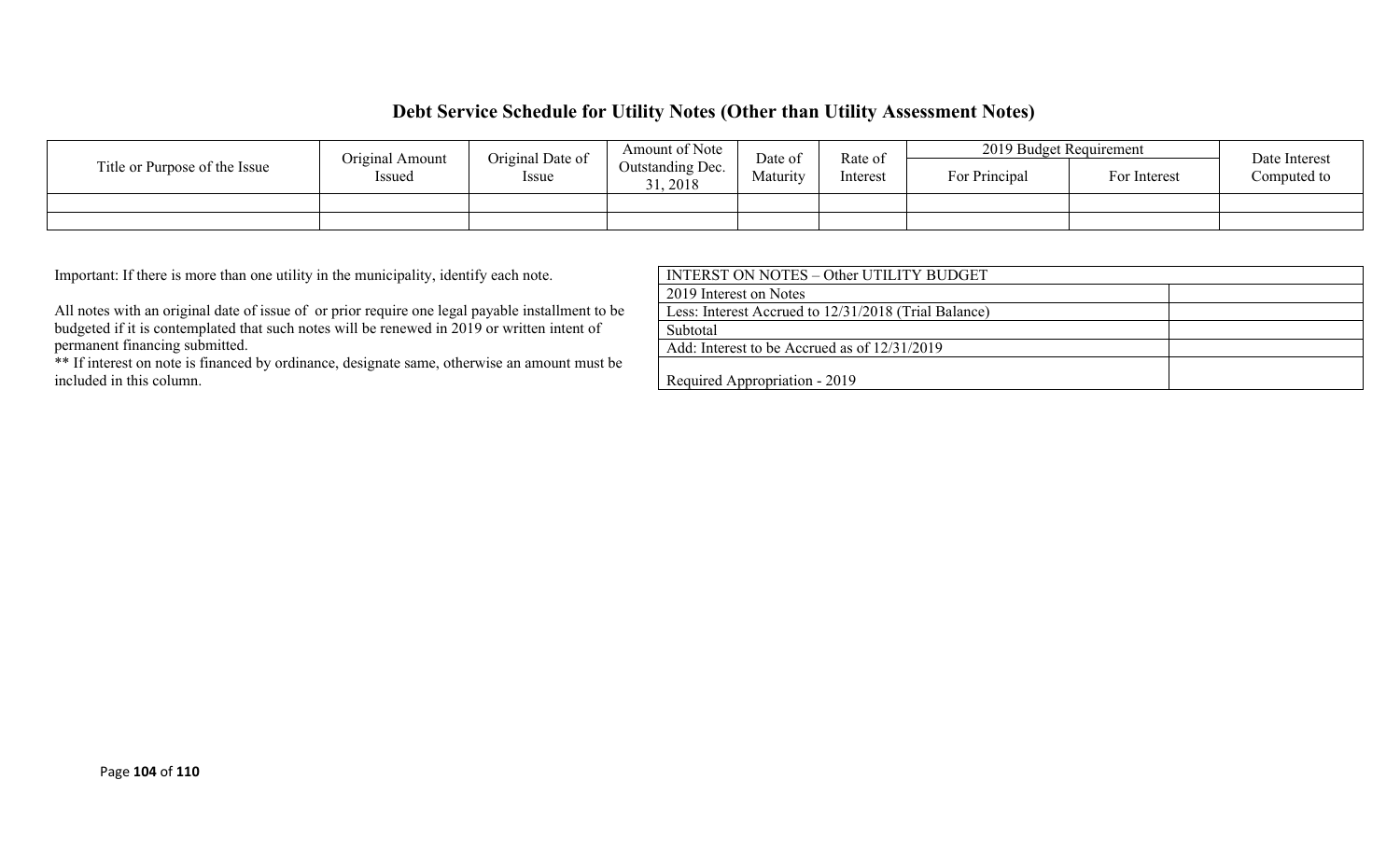## Debt Service Schedule for Utility Notes (Other than Utility Assessment Notes)

| Title or Purpose of the Issue | Original Amount Issued | Original Date of Issue | Amount of Note Outstanding Dec. 31, 2018 | Date of Maturity | Rate of Interest | 2019 Budget Requirement | | Date Interest Computed to |
|---|---|---|---|---|---|---|---|---|
| | | | | | | For Principal | For Interest | |
| | | | | | | | | |
| | | | | | | | | |

Important: If there is more than one utility in the municipality, identify each note.

All notes with an original date of issue of or prior require one legal payable installment to be budgeted if it is contemplated that such notes will be renewed in 2019 or written intent of permanent financing submitted.

** If interest on note is financed by ordinance, designate same, otherwise an amount must be included in this column.

| INTERST ON NOTES – Other UTILITY BUDGET | |
|---|---|
| 2019 Interest on Notes | |
| Less: Interest Accrued to 12/31/2018 (Trial Balance) | |
| Subtotal | |
| Add: Interest to be Accrued as of 12/31/2019 | |
| Required Appropriation - 2019 | |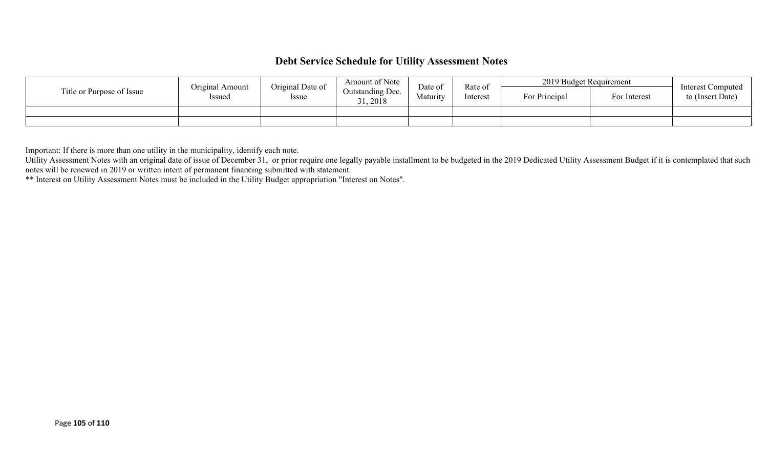## Debt Service Schedule for Utility Assessment Notes

| Title or Purpose of Issue | Original Amount Issued | Original Date of Issue | Amount of Note Outstanding Dec. 31, 2018 | Date of Maturity | Rate of Interest | 2019 Budget Requirement | | Interest Computed to (Insert Date) |
|---|---|---|---|---|---|---|---|---|
| | | | | | | For Principal | For Interest | |
| | | | | | | | | |
| | | | | | | | | |

Important: If there is more than one utility in the municipality, identify each note.
Utility Assessment Notes with an original date of issue of December 31, or prior require one legally payable installment to be budgeted in the 2019 Dedicated Utility Assessment Budget if it is contemplated that such notes will be renewed in 2019 or written intent of permanent financing submitted with statement.
** Interest on Utility Assessment Notes must be included in the Utility Budget appropriation "Interest on Notes".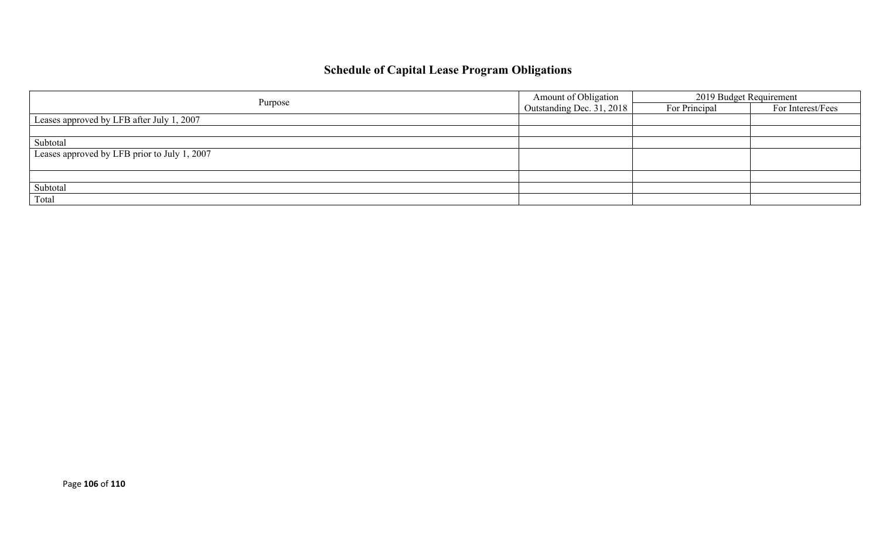# Schedule of Capital Lease Program Obligations

| Purpose | Amount of Obligation Outstanding Dec. 31, 2018 | 2019 Budget Requirement | |
|---|---|---|---|
| | | For Principal | For Interest/Fees |
| Leases approved by LFB after July 1, 2007 | | | |
| | | | |
| Subtotal | | | |
| Leases approved by LFB prior to July 1, 2007 | | | |
| | | | |
| Subtotal | | | |
| Total | | | |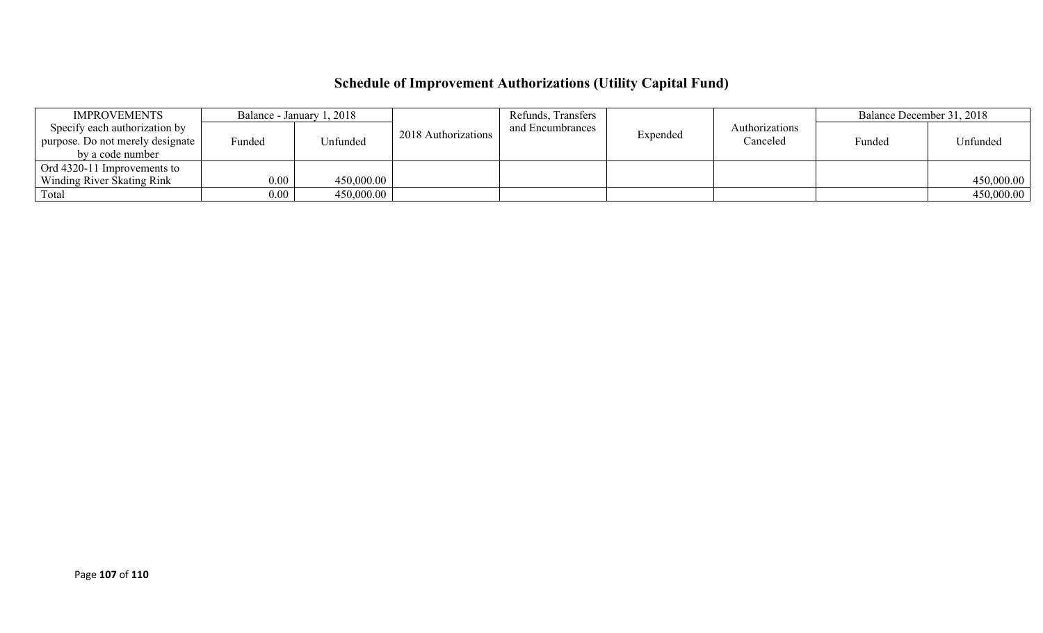# Schedule of Improvement Authorizations (Utility Capital Fund)

| IMPROVEMENTS | Balance - January 1, 2018 | | 2018 Authorizations | Refunds, Transfers and Encumbrances | Expended | Authorizations Canceled | Balance December 31, 2018 | |
|---|---|---|---|---|---|---|---|---|
| Specify each authorization by purpose. Do not merely designate by a code number | Funded | Unfunded | | | | | Funded | Unfunded |
| Ord 4320-11 Improvements to Winding River Skating Rink | 0.00 | 450,000.00 | | | | | | 450,000.00 |
| Total | 0.00 | 450,000.00 | | | | | | 450,000.00 |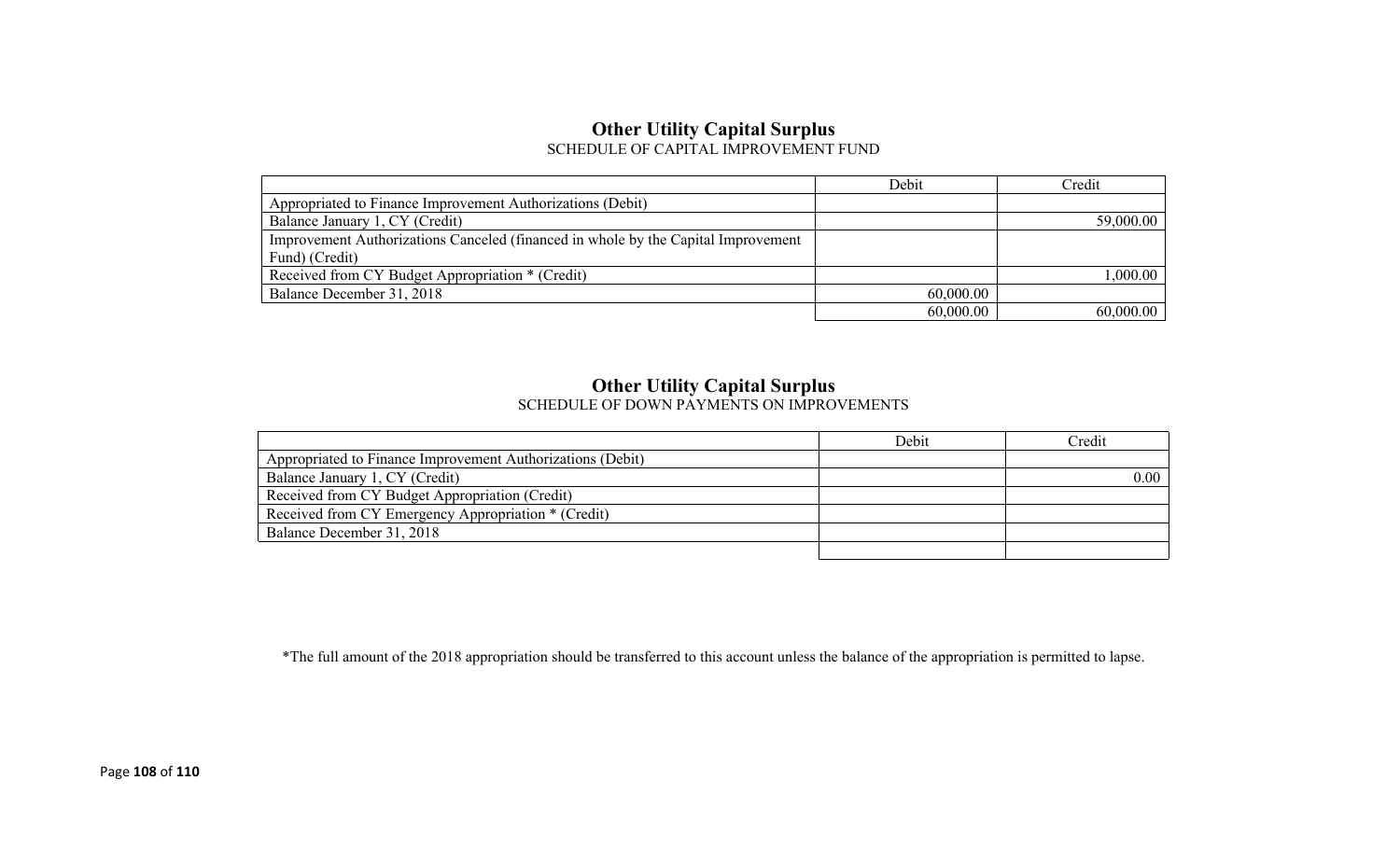## Other Utility Capital Surplus

SCHEDULE OF CAPITAL IMPROVEMENT FUND

| | Debit | Credit |
|---|---|---|
| Appropriated to Finance Improvement Authorizations (Debit) | | |
| Balance January 1, CY (Credit) | | 59,000.00 |
| Improvement Authorizations Canceled (financed in whole by the Capital Improvement Fund) (Credit) | | |
| Received from CY Budget Appropriation * (Credit) | | 1,000.00 |
| Balance December 31, 2018 | 60,000.00 | |
| | 60,000.00 | 60,000.00 |

## Other Utility Capital Surplus

SCHEDULE OF DOWN PAYMENTS ON IMPROVEMENTS

| | Debit | Credit |
|---|---|---|
| Appropriated to Finance Improvement Authorizations (Debit) | | |
| Balance January 1, CY (Credit) | | 0.00 |
| Received from CY Budget Appropriation (Credit) | | |
| Received from CY Emergency Appropriation * (Credit) | | |
| Balance December 31, 2018 | | |
| | | |

*The full amount of the 2018 appropriation should be transferred to this account unless the balance of the appropriation is permitted to lapse.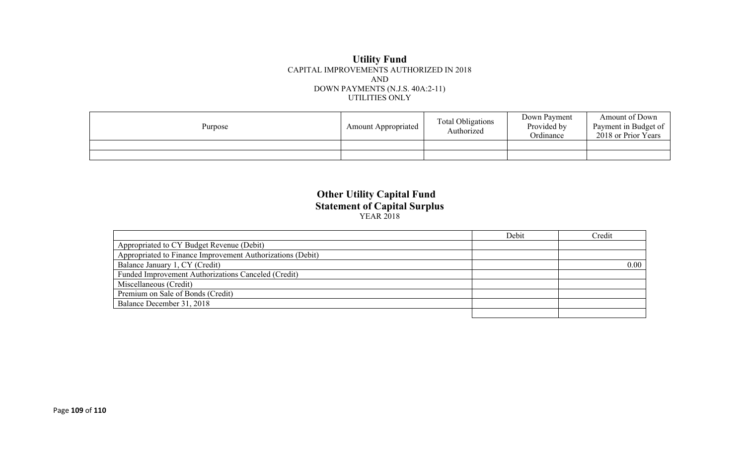## Utility Fund

CAPITAL IMPROVEMENTS AUTHORIZED IN 2018
AND
DOWN PAYMENTS (N.J.S. 40A:2-11)
UTILITIES ONLY

| Purpose | Amount Appropriated | Total Obligations Authorized | Down Payment Provided by Ordinance | Amount of Down Payment in Budget of 2018 or Prior Years |
| --- | --- | --- | --- | --- |
| | | | | |
| | | | | |

## Other Utility Capital Fund
### Statement of Capital Surplus

YEAR 2018

| | Debit | Credit |
| --- | --- | --- |
| Appropriated to CY Budget Revenue (Debit) | | |
| Appropriated to Finance Improvement Authorizations (Debit) | | |
| Balance January 1, CY (Credit) | | 0.00 |
| Funded Improvement Authorizations Canceled (Credit) | | |
| Miscellaneous (Credit) | | |
| Premium on Sale of Bonds (Credit) | | |
| Balance December 31, 2018 | | |
| | | |